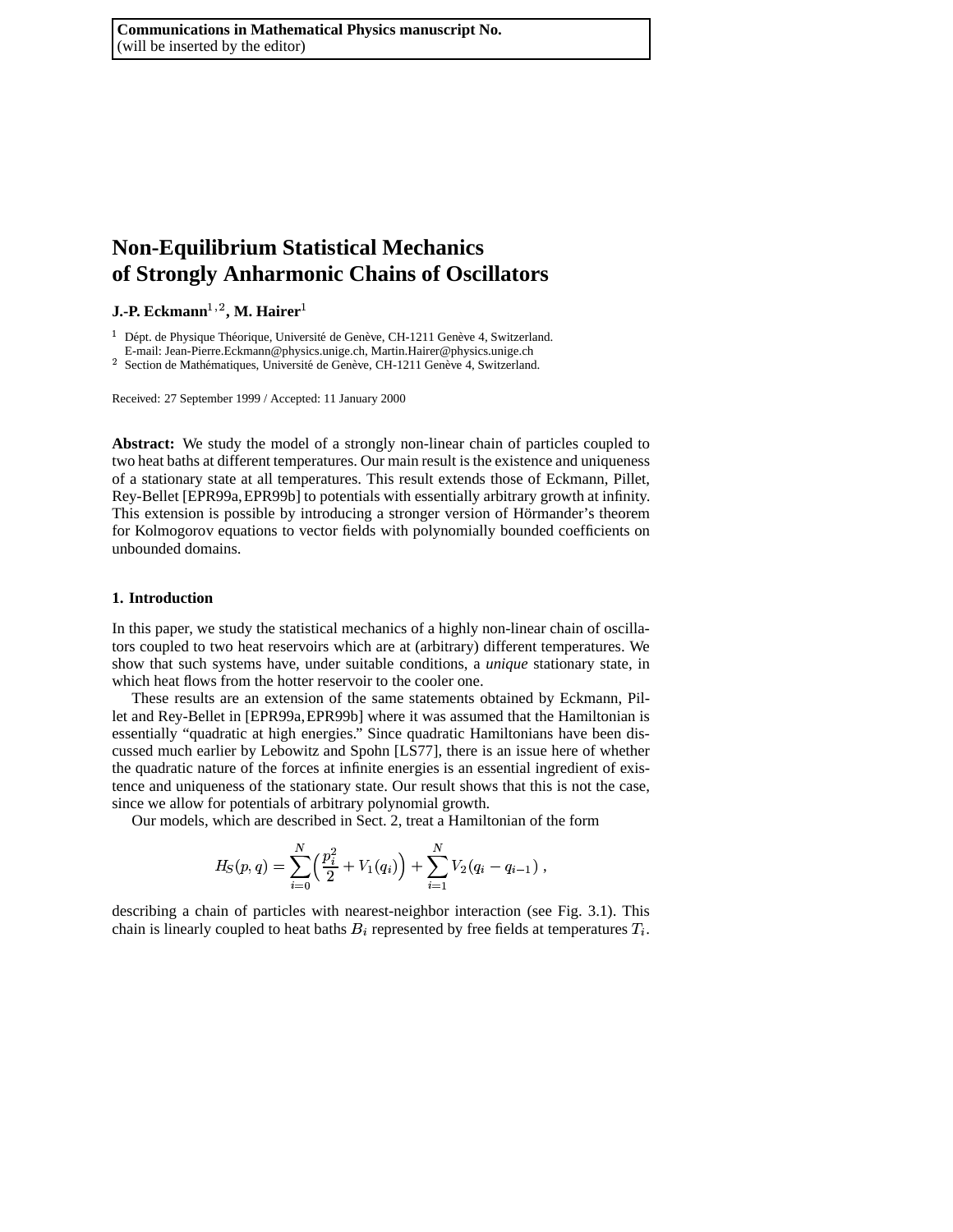Communications in Mathematical Physics manuscript No.
(will be inserted by the editor)

# Non-Equilibrium Statistical Mechanics of Strongly Anharmonic Chains of Oscillators

**J.-P. Eckmann**[1,2]**, M. Hairer**[1]

[1] Dépt. de Physique Théorique, Université de Genève, CH-1211 Genève 4, Switzerland.
E-mail: Jean-Pierre.Eckmann@physics.unige.ch, Martin.Hairer@physics.unige.ch
[2] Section de Mathématiques, Université de Genève, CH-1211 Genève 4, Switzerland.

Received: 27 September 1999 / Accepted: 11 January 2000

**Abstract:** We study the model of a strongly non-linear chain of particles coupled to two heat baths at different temperatures. Our main result is the existence and uniqueness of a stationary state at all temperatures. This result extends those of Eckmann, Pillet, Rey-Bellet [EPR99a, EPR99b] to potentials with essentially arbitrary growth at infinity. This extension is possible by introducing a stronger version of Hörmander's theorem for Kolmogorov equations to vector fields with polynomially bounded coefficients on unbounded domains.

## 1. Introduction

In this paper, we study the statistical mechanics of a highly non-linear chain of oscillators coupled to two heat reservoirs which are at (arbitrary) different temperatures. We show that such systems have, under suitable conditions, a *unique* stationary state, in which heat flows from the hotter reservoir to the cooler one.

These results are an extension of the same statements obtained by Eckmann, Pillet and Rey-Bellet in [EPR99a, EPR99b] where it was assumed that the Hamiltonian is essentially "quadratic at high energies." Since quadratic Hamiltonians have been discussed much earlier by Lebowitz and Spohn [LS77], there is an issue here of whether the quadratic nature of the forces at infinite energies is an essential ingredient of existence and uniqueness of the stationary state. Our result shows that this is not the case, since we allow for potentials of arbitrary polynomial growth.

Our models, which are described in Sect. 2, treat a Hamiltonian of the form

$$H_S(p,q) = \sum_{i=0}^{N} \Big( \frac{p_i^2}{2} + V_1(q_i) \Big) + \sum_{i=1}^{N} V_2(q_i - q_{i-1}) \;,$$

describing a chain of particles with nearest-neighbor interaction (see Fig. 3.1). This chain is linearly coupled to heat baths $B_i$ represented by free fields at temperatures $T_i$.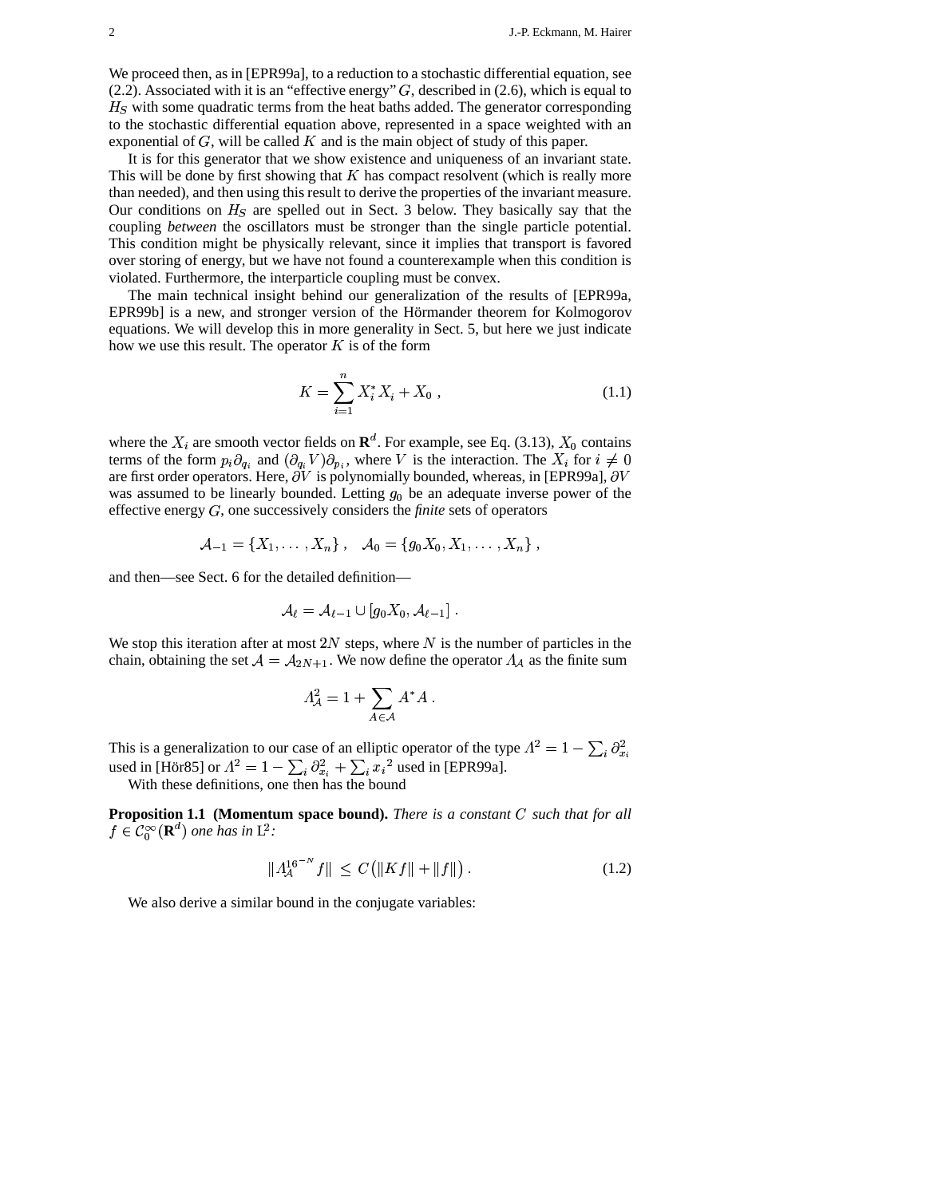We proceed then, as in [EPR99a], to a reduction to a stochastic differential equation, see (2.2). Associated with it is an "effective energy" $G$, described in (2.6), which is equal to $H_S$ with some quadratic terms from the heat baths added. The generator corresponding to the stochastic differential equation above, represented in a space weighted with an exponential of $G$, will be called $K$ and is the main object of study of this paper.

It is for this generator that we show existence and uniqueness of an invariant state. This will be done by first showing that $K$ has compact resolvent (which is really more than needed), and then using this result to derive the properties of the invariant measure. Our conditions on $H_S$ are spelled out in Sect. 3 below. They basically say that the coupling *between* the oscillators must be stronger than the single particle potential. This condition might be physically relevant, since it implies that transport is favored over storing of energy, but we have not found a counterexample when this condition is violated. Furthermore, the interparticle coupling must be convex.

The main technical insight behind our generalization of the results of [EPR99a, EPR99b] is a new, and stronger version of the Hörmander theorem for Kolmogorov equations. We will develop this in more generality in Sect. 5, but here we just indicate how we use this result. The operator $K$ is of the form

$$K = \sum_{i=1}^{n} X_i^* X_i + X_0 \;, \tag{1.1}$$

where the $X_i$ are smooth vector fields on $\mathbf{R}^d$. For example, see Eq. (3.13), $X_0$ contains terms of the form $p_i \partial_{q_i}$ and $(\partial_{q_i} V)\partial_{p_i}$, where $V$ is the interaction. The $X_i$ for $i \neq 0$ are first order operators. Here, $\partial V$ is polynomially bounded, whereas, in [EPR99a], $\partial V$ was assumed to be linearly bounded. Letting $g_0$ be an adequate inverse power of the effective energy $G$, one successively considers the *finite* sets of operators

$$\mathcal{A}_{-1} = \{X_1, \ldots, X_n\} \;, \quad \mathcal{A}_0 = \{g_0 X_0, X_1, \ldots, X_n\} \;,$$

and then—see Sect. 6 for the detailed definition—

$$\mathcal{A}_\ell = \mathcal{A}_{\ell-1} \cup [g_0 X_0, \mathcal{A}_{\ell-1}] \;.$$

We stop this iteration after at most $2N$ steps, where $N$ is the number of particles in the chain, obtaining the set $\mathcal{A} = \mathcal{A}_{2N+1}$. We now define the operator $\Lambda_{\mathcal{A}}$ as the finite sum

$$\Lambda_{\mathcal{A}}^2 = 1 + \sum_{A \in \mathcal{A}} A^* A \;.$$

This is a generalization to our case of an elliptic operator of the type $\Lambda^2 = 1 - \sum_i \partial_{x_i}^2$ used in [Hör85] or $\Lambda^2 = 1 - \sum_i \partial_{x_i}^2 + \sum_i {x_i}^2$ used in [EPR99a].

With these definitions, one then has the bound

**Proposition 1.1 (Momentum space bound).** *There is a constant $C$ such that for all $f \in \mathcal{C}_0^\infty(\mathbf{R}^d)$ one has in $\mathrm{L}^2$:*

$$\|\Lambda_{\mathcal{A}}^{16^{-N}} f\| \;\le\; C\bigl(\|Kf\| + \|f\|\bigr) \,. \tag{1.2}$$

We also derive a similar bound in the conjugate variables: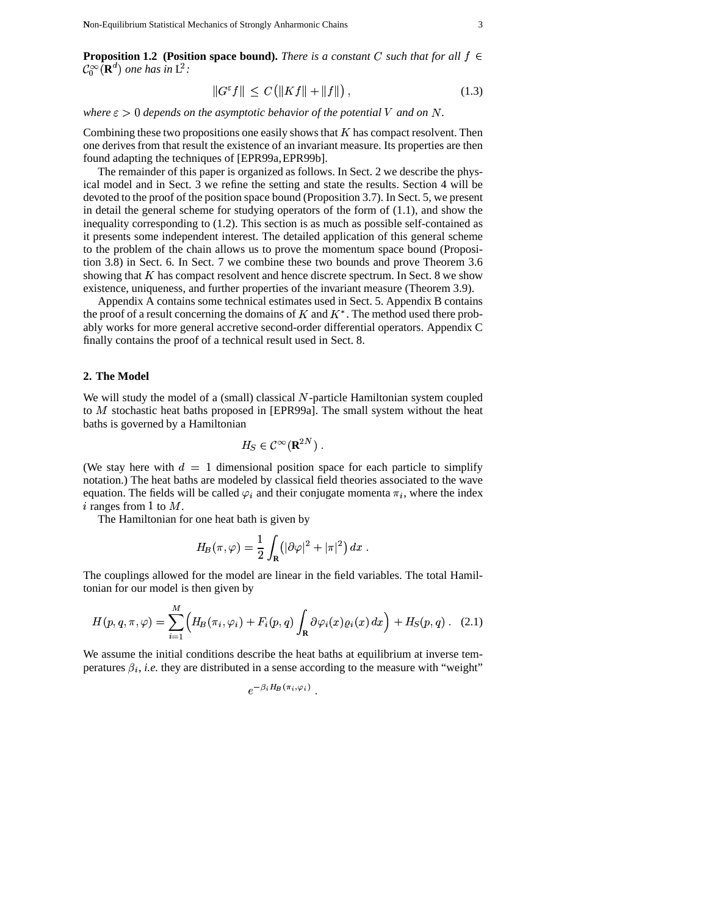**Proposition 1.2 (Position space bound).** *There is a constant $C$ such that for all $f \in \mathcal{C}_0^\infty(\mathbf{R}^d)$ one has in $\mathrm{L}^2$:*

$$\|G^\varepsilon f\| \leq C\big(\|Kf\| + \|f\|\big)\,, \tag{1.3}$$

*where $\varepsilon > 0$ depends on the asymptotic behavior of the potential $V$ and on $N$.*

Combining these two propositions one easily shows that $K$ has compact resolvent. Then one derives from that result the existence of an invariant measure. Its properties are then found adapting the techniques of [EPR99a,EPR99b].

The remainder of this paper is organized as follows. In Sect. 2 we describe the physical model and in Sect. 3 we refine the setting and state the results. Section 4 will be devoted to the proof of the position space bound (Proposition 3.7). In Sect. 5, we present in detail the general scheme for studying operators of the form of (1.1), and show the inequality corresponding to (1.2). This section is as much as possible self-contained as it presents some independent interest. The detailed application of this general scheme to the problem of the chain allows us to prove the momentum space bound (Proposition 3.8) in Sect. 6. In Sect. 7 we combine these two bounds and prove Theorem 3.6 showing that $K$ has compact resolvent and hence discrete spectrum. In Sect. 8 we show existence, uniqueness, and further properties of the invariant measure (Theorem 3.9).

Appendix A contains some technical estimates used in Sect. 5. Appendix B contains the proof of a result concerning the domains of $K$ and $K^*$. The method used there probably works for more general accretive second-order differential operators. Appendix C finally contains the proof of a technical result used in Sect. 8.

## 2. The Model

We will study the model of a (small) classical $N$-particle Hamiltonian system coupled to $M$ stochastic heat baths proposed in [EPR99a]. The small system without the heat baths is governed by a Hamiltonian

$$H_S \in \mathcal{C}^\infty(\mathbf{R}^{2N})\,.$$

(We stay here with $d = 1$ dimensional position space for each particle to simplify notation.) The heat baths are modeled by classical field theories associated to the wave equation. The fields will be called $\varphi_i$ and their conjugate momenta $\pi_i$, where the index $i$ ranges from $1$ to $M$.

The Hamiltonian for one heat bath is given by

$$H_B(\pi,\varphi) = \frac{1}{2}\int_{\mathbf{R}} \big(|\partial\varphi|^2 + |\pi|^2\big)\,dx\,.$$

The couplings allowed for the model are linear in the field variables. The total Hamiltonian for our model is then given by

$$H(p,q,\pi,\varphi) = \sum_{i=1}^{M}\Big(H_B(\pi_i,\varphi_i) + F_i(p,q)\int_{\mathbf{R}} \partial\varphi_i(x)\varrho_i(x)\,dx\Big) + H_S(p,q)\,. \tag{2.1}$$

We assume the initial conditions describe the heat baths at equilibrium at inverse temperatures $\beta_i$, *i.e.* they are distributed in a sense according to the measure with "weight"

$$e^{-\beta_i H_B(\pi_i,\varphi_i)}\,.$$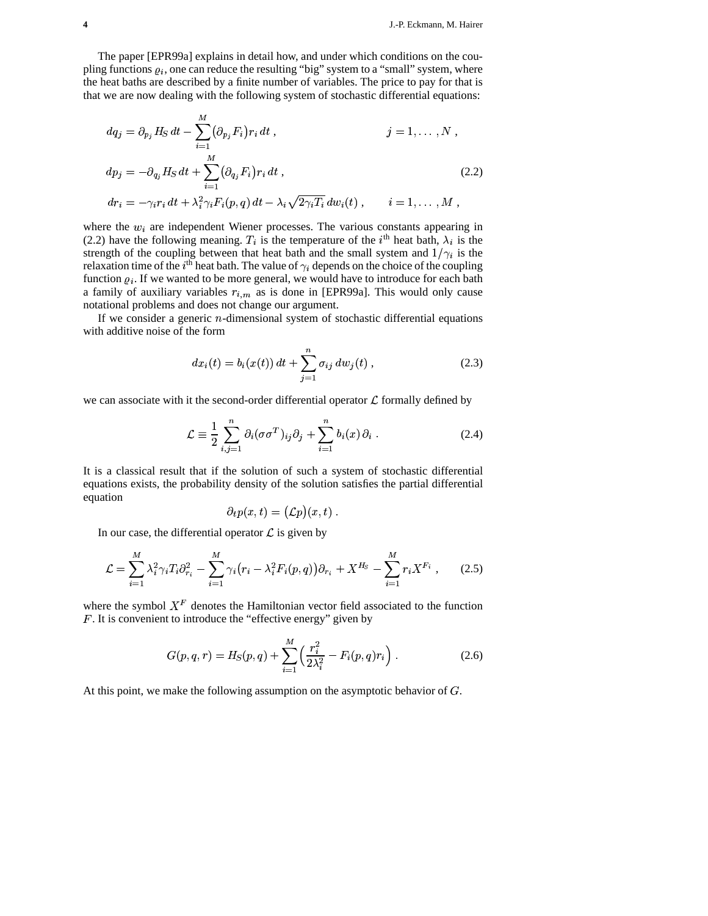The paper [EPR99a] explains in detail how, and under which conditions on the coupling functions $\varrho_i$, one can reduce the resulting "big" system to a "small" system, where the heat baths are described by a finite number of variables. The price to pay for that is that we are now dealing with the following system of stochastic differential equations:

$$
\begin{aligned}
dq_j &= \partial_{p_j} H_S \, dt - \sum_{i=1}^{M} \big(\partial_{p_j} F_i\big) r_i \, dt \;, \qquad & j = 1, \ldots, N \;, \\
dp_j &= -\partial_{q_j} H_S \, dt + \sum_{i=1}^{M} \big(\partial_{q_j} F_i\big) r_i \, dt \;, & \\
dr_i &= -\gamma_i r_i \, dt + \lambda_i^2 \gamma_i F_i(p,q) \, dt - \lambda_i \sqrt{2\gamma_i T_i} \, dw_i(t) \;, & i = 1, \ldots, M \;,
\end{aligned}
\tag{2.2}
$$

where the $w_i$ are independent Wiener processes. The various constants appearing in (2.2) have the following meaning. $T_i$ is the temperature of the $i^{\text{th}}$ heat bath, $\lambda_i$ is the strength of the coupling between that heat bath and the small system and $1/\gamma_i$ is the relaxation time of the $i^{\text{th}}$ heat bath. The value of $\gamma_i$ depends on the choice of the coupling function $\varrho_i$. If we wanted to be more general, we would have to introduce for each bath a family of auxiliary variables $r_{i,m}$ as is done in [EPR99a]. This would only cause notational problems and does not change our argument.

If we consider a generic $n$-dimensional system of stochastic differential equations with additive noise of the form

$$
dx_i(t) = b_i(x(t)) \, dt + \sum_{j=1}^{n} \sigma_{ij} \, dw_j(t) \;, \tag{2.3}
$$

we can associate with it the second-order differential operator $\mathcal{L}$ formally defined by

$$
\mathcal{L} \equiv \frac{1}{2} \sum_{i,j=1}^{n} \partial_i (\sigma\sigma^T)_{ij} \partial_j + \sum_{i=1}^{n} b_i(x) \, \partial_i \;. \tag{2.4}
$$

It is a classical result that if the solution of such a system of stochastic differential equations exists, the probability density of the solution satisfies the partial differential equation

$$
\partial_t p(x,t) = \big(\mathcal{L} p\big)(x,t) \;.
$$

In our case, the differential operator $\mathcal{L}$ is given by

$$
\mathcal{L} = \sum_{i=1}^{M} \lambda_i^2 \gamma_i T_i \partial_{r_i}^2 - \sum_{i=1}^{M} \gamma_i \big(r_i - \lambda_i^2 F_i(p,q)\big) \partial_{r_i} + X^{H_S} - \sum_{i=1}^{M} r_i X^{F_i} \;, \tag{2.5}
$$

where the symbol $X^F$ denotes the Hamiltonian vector field associated to the function $F$. It is convenient to introduce the "effective energy" given by

$$
G(p,q,r) = H_S(p,q) + \sum_{i=1}^{M} \Big( \frac{r_i^2}{2\lambda_i^2} - F_i(p,q) r_i \Big) \;. \tag{2.6}
$$

At this point, we make the following assumption on the asymptotic behavior of $G$.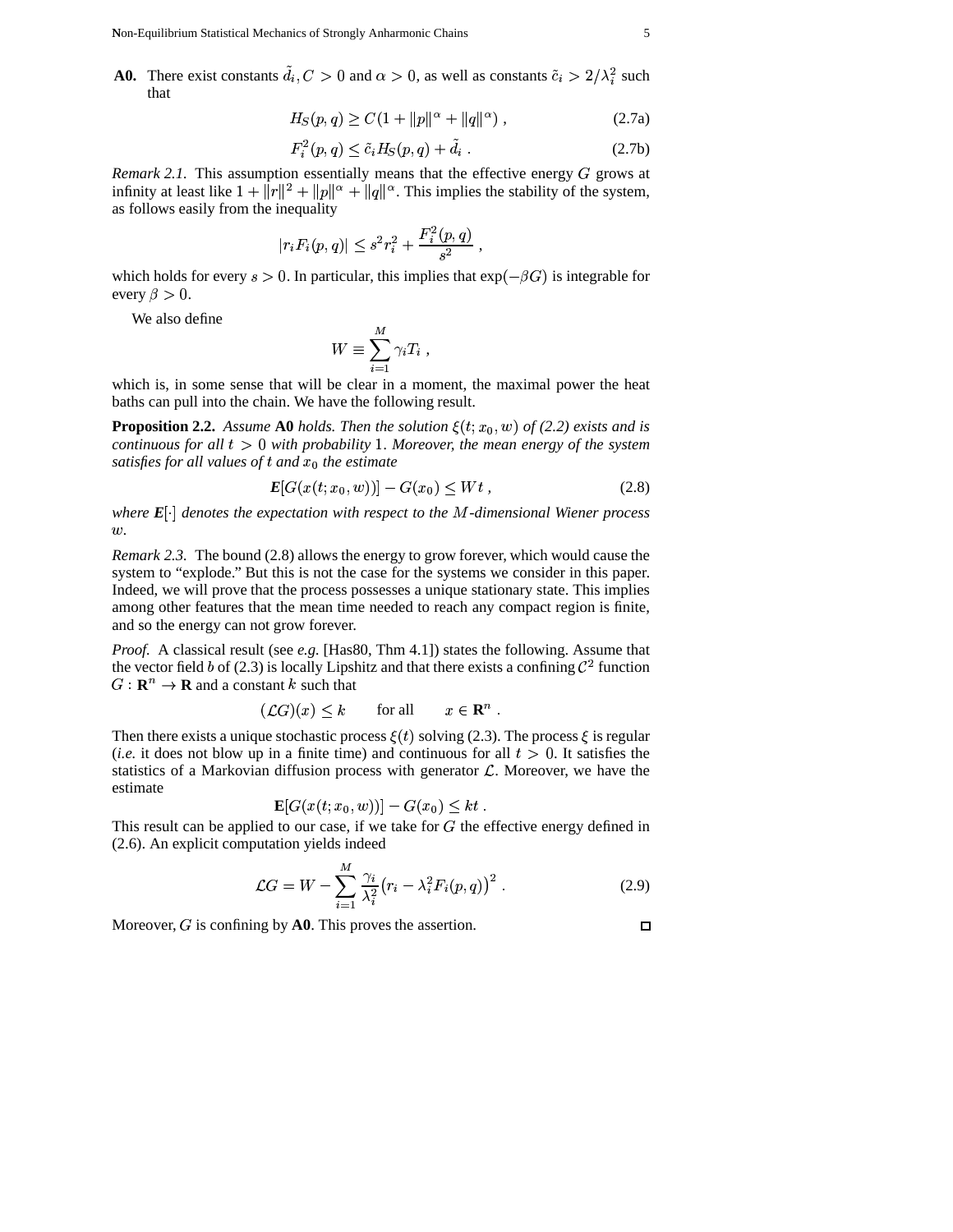**A0.** There exist constants $\tilde{d}_i, C > 0$ and $\alpha > 0$, as well as constants $\tilde{c}_i > 2/\lambda_i^2$ such that

$$H_S(p,q) \geq C(1 + \|p\|^\alpha + \|q\|^\alpha)\ , \tag{2.7a}$$

$$F_i^2(p,q) \leq \tilde{c}_i H_S(p,q) + \tilde{d}_i\ . \tag{2.7b}$$

*Remark 2.1.* This assumption essentially means that the effective energy $G$ grows at infinity at least like $1 + \|r\|^2 + \|p\|^\alpha + \|q\|^\alpha$. This implies the stability of the system, as follows easily from the inequality

$$|r_i F_i(p,q)| \leq s^2 r_i^2 + \frac{F_i^2(p,q)}{s^2}\ ,$$

which holds for every $s > 0$. In particular, this implies that $\exp(-\beta G)$ is integrable for every $\beta > 0$.

We also define

$$W \equiv \sum_{i=1}^{M} \gamma_i T_i\ ,$$

which is, in some sense that will be clear in a moment, the maximal power the heat baths can pull into the chain. We have the following result.

**Proposition 2.2.** *Assume* **A0** *holds. Then the solution $\xi(t; x_0, w)$ of (2.2) exists and is continuous for all $t > 0$ with probability 1. Moreover, the mean energy of the system satisfies for all values of $t$ and $x_0$ the estimate*

$$\boldsymbol{E}[G(x(t;x_0,w))] - G(x_0) \leq Wt\ , \tag{2.8}$$

*where $\boldsymbol{E}[\cdot]$ denotes the expectation with respect to the $M$-dimensional Wiener process $w$.*

*Remark 2.3.* The bound (2.8) allows the energy to grow forever, which would cause the system to "explode." But this is not the case for the systems we consider in this paper. Indeed, we will prove that the process possesses a unique stationary state. This implies among other features that the mean time needed to reach any compact region is finite, and so the energy can not grow forever.

*Proof.* A classical result (see *e.g.* [Has80, Thm 4.1]) states the following. Assume that the vector field $b$ of (2.3) is locally Lipshitz and that there exists a confining $\mathcal{C}^2$ function $G : \mathbf{R}^n \to \mathbf{R}$ and a constant $k$ such that

$$(\mathcal{L}G)(x) \leq k \qquad \text{for all} \qquad x \in \mathbf{R}^n\ .$$

Then there exists a unique stochastic process $\xi(t)$ solving (2.3). The process $\xi$ is regular (*i.e.* it does not blow up in a finite time) and continuous for all $t > 0$. It satisfies the statistics of a Markovian diffusion process with generator $\mathcal{L}$. Moreover, we have the estimate

$$\mathbf{E}[G(x(t;x_0,w))] - G(x_0) \leq kt\ .$$

This result can be applied to our case, if we take for $G$ the effective energy defined in (2.6). An explicit computation yields indeed

$$\mathcal{L}G = W - \sum_{i=1}^{M} \frac{\gamma_i}{\lambda_i^2}\big(r_i - \lambda_i^2 F_i(p,q)\big)^2\ . \tag{2.9}$$

Moreover, $G$ is confining by **A0**. This proves the assertion. □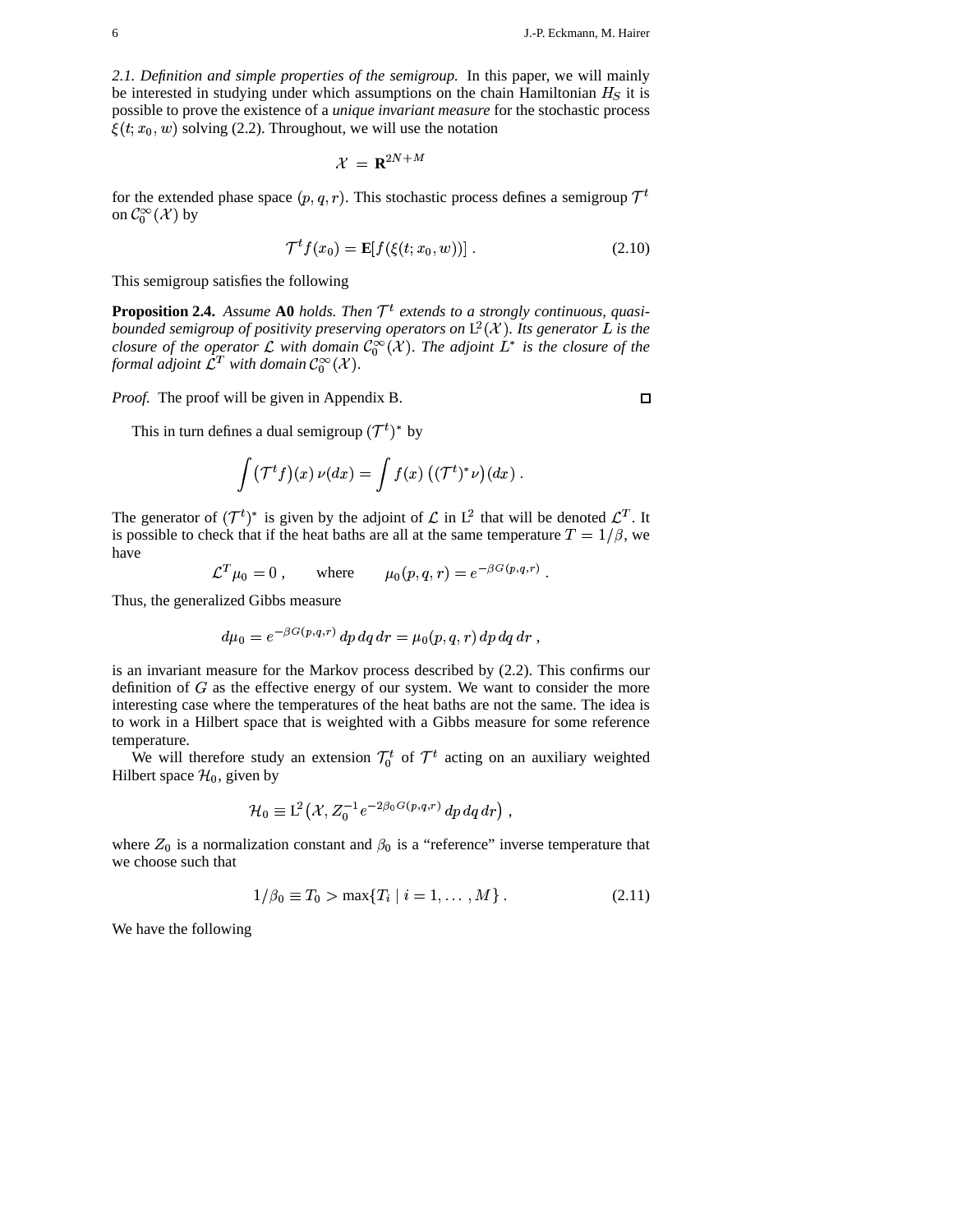*2.1. Definition and simple properties of the semigroup.* In this paper, we will mainly be interested in studying under which assumptions on the chain Hamiltonian $H_S$ it is possible to prove the existence of a *unique invariant measure* for the stochastic process $\xi(t; x_0, w)$ solving (2.2). Throughout, we will use the notation

$$\mathcal{X} = \mathbf{R}^{2N+M}$$

for the extended phase space $(p, q, r)$. This stochastic process defines a semigroup $\mathcal{T}^t$ on $\mathcal{C}_0^\infty(\mathcal{X})$ by

$$\mathcal{T}^t f(x_0) = \mathbf{E}[f(\xi(t; x_0, w))] \; . \tag{2.10}$$

This semigroup satisfies the following

**Proposition 2.4.** *Assume* **A0** *holds. Then $\mathcal{T}^t$ extends to a strongly continuous, quasi-bounded semigroup of positivity preserving operators on $\mathrm{L}^2(\mathcal{X})$. Its generator $L$ is the closure of the operator $\mathcal{L}$ with domain $\mathcal{C}_0^\infty(\mathcal{X})$. The adjoint $L^*$ is the closure of the formal adjoint $\mathcal{L}^T$ with domain $\mathcal{C}_0^\infty(\mathcal{X})$.*

*Proof.* The proof will be given in Appendix B. □

This in turn defines a dual semigroup $(\mathcal{T}^t)^*$ by

$$\int \big(\mathcal{T}^t f\big)(x)\, \nu(dx) = \int f(x)\, \big((\mathcal{T}^t)^* \nu\big)(dx) \; .$$

The generator of $(\mathcal{T}^t)^*$ is given by the adjoint of $\mathcal{L}$ in $\mathrm{L}^2$ that will be denoted $\mathcal{L}^T$. It is possible to check that if the heat baths are all at the same temperature $T = 1/\beta$, we have

$$\mathcal{L}^T \mu_0 = 0 \; , \qquad \text{where} \qquad \mu_0(p, q, r) = e^{-\beta G(p,q,r)} \; .$$

Thus, the generalized Gibbs measure

$$d\mu_0 = e^{-\beta G(p,q,r)}\, dp\, dq\, dr = \mu_0(p, q, r)\, dp\, dq\, dr \; ,$$

is an invariant measure for the Markov process described by (2.2). This confirms our definition of $G$ as the effective energy of our system. We want to consider the more interesting case where the temperatures of the heat baths are not the same. The idea is to work in a Hilbert space that is weighted with a Gibbs measure for some reference temperature.

We will therefore study an extension $\mathcal{T}_0^t$ of $\mathcal{T}^t$ acting on an auxiliary weighted Hilbert space $\mathcal{H}_0$, given by

$$\mathcal{H}_0 \equiv \mathrm{L}^2\big(\mathcal{X}, Z_0^{-1} e^{-2\beta_0 G(p,q,r)}\, dp\, dq\, dr\big) \; ,$$

where $Z_0$ is a normalization constant and $\beta_0$ is a "reference" inverse temperature that we choose such that

$$1/\beta_0 \equiv T_0 > \max\{T_i \mid i = 1, \ldots, M\} \; . \tag{2.11}$$

We have the following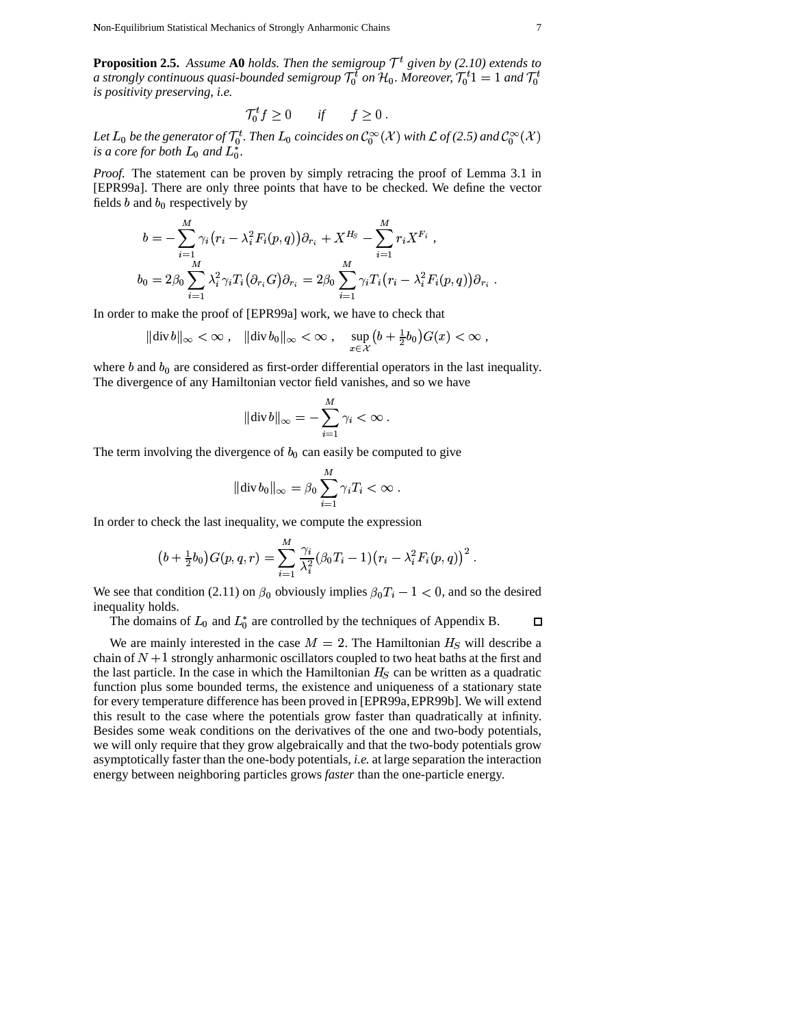**Proposition 2.5.** *Assume* **A0** *holds. Then the semigroup $\mathcal{T}^t$ given by (2.10) extends to a strongly continuous quasi-bounded semigroup $\mathcal{T}_0^t$ on $\mathcal{H}_0$. Moreover, $\mathcal{T}_0^t 1 = 1$ and $\mathcal{T}_0^t$ is positivity preserving, i.e.*

$$\mathcal{T}_0^t f \geq 0 \qquad \text{if} \qquad f \geq 0\,.$$

*Let $L_0$ be the generator of $\mathcal{T}_0^t$. Then $L_0$ coincides on $\mathcal{C}_0^\infty(\mathcal{X})$ with $\mathcal{L}$ of (2.5) and $\mathcal{C}_0^\infty(\mathcal{X})$ is a core for both $L_0$ and $L_0^*$.*

*Proof.* The statement can be proven by simply retracing the proof of Lemma 3.1 in [EPR99a]. There are only three points that have to be checked. We define the vector fields $b$ and $b_0$ respectively by

$$\begin{aligned}
b &= -\sum_{i=1}^M \gamma_i \big(r_i - \lambda_i^2 F_i(p,q)\big)\partial_{r_i} + X^{H_S} - \sum_{i=1}^M r_i X^{F_i}\;, \\
b_0 &= 2\beta_0 \sum_{i=1}^M \lambda_i^2 \gamma_i T_i \big(\partial_{r_i} G\big)\partial_{r_i} = 2\beta_0 \sum_{i=1}^M \gamma_i T_i \big(r_i - \lambda_i^2 F_i(p,q)\big)\partial_{r_i}\;.
\end{aligned}$$

In order to make the proof of [EPR99a] work, we have to check that

$$\|\operatorname{div} b\|_\infty < \infty\;, \quad \|\operatorname{div} b_0\|_\infty < \infty\;, \quad \sup_{x\in\mathcal{X}} \big(b + \tfrac{1}{2} b_0\big) G(x) < \infty\;,$$

where $b$ and $b_0$ are considered as first-order differential operators in the last inequality. The divergence of any Hamiltonian vector field vanishes, and so we have

$$\|\operatorname{div} b\|_\infty = -\sum_{i=1}^M \gamma_i < \infty\,.$$

The term involving the divergence of $b_0$ can easily be computed to give

$$\|\operatorname{div} b_0\|_\infty = \beta_0 \sum_{i=1}^M \gamma_i T_i < \infty\,.$$

In order to check the last inequality, we compute the expression

$$\big(b + \tfrac{1}{2} b_0\big) G(p,q,r) = \sum_{i=1}^M \frac{\gamma_i}{\lambda_i^2} (\beta_0 T_i - 1)\big(r_i - \lambda_i^2 F_i(p,q)\big)^2\,.$$

We see that condition (2.11) on $\beta_0$ obviously implies $\beta_0 T_i - 1 < 0$, and so the desired inequality holds.

The domains of $L_0$ and $L_0^*$ are controlled by the techniques of Appendix B. □

We are mainly interested in the case $M = 2$. The Hamiltonian $H_S$ will describe a chain of $N+1$ strongly anharmonic oscillators coupled to two heat baths at the first and the last particle. In the case in which the Hamiltonian $H_S$ can be written as a quadratic function plus some bounded terms, the existence and uniqueness of a stationary state for every temperature difference has been proved in [EPR99a, EPR99b]. We will extend this result to the case where the potentials grow faster than quadratically at infinity. Besides some weak conditions on the derivatives of the one and two-body potentials, we will only require that they grow algebraically and that the two-body potentials grow asymptotically faster than the one-body potentials, *i.e.* at large separation the interaction energy between neighboring particles grows *faster* than the one-particle energy.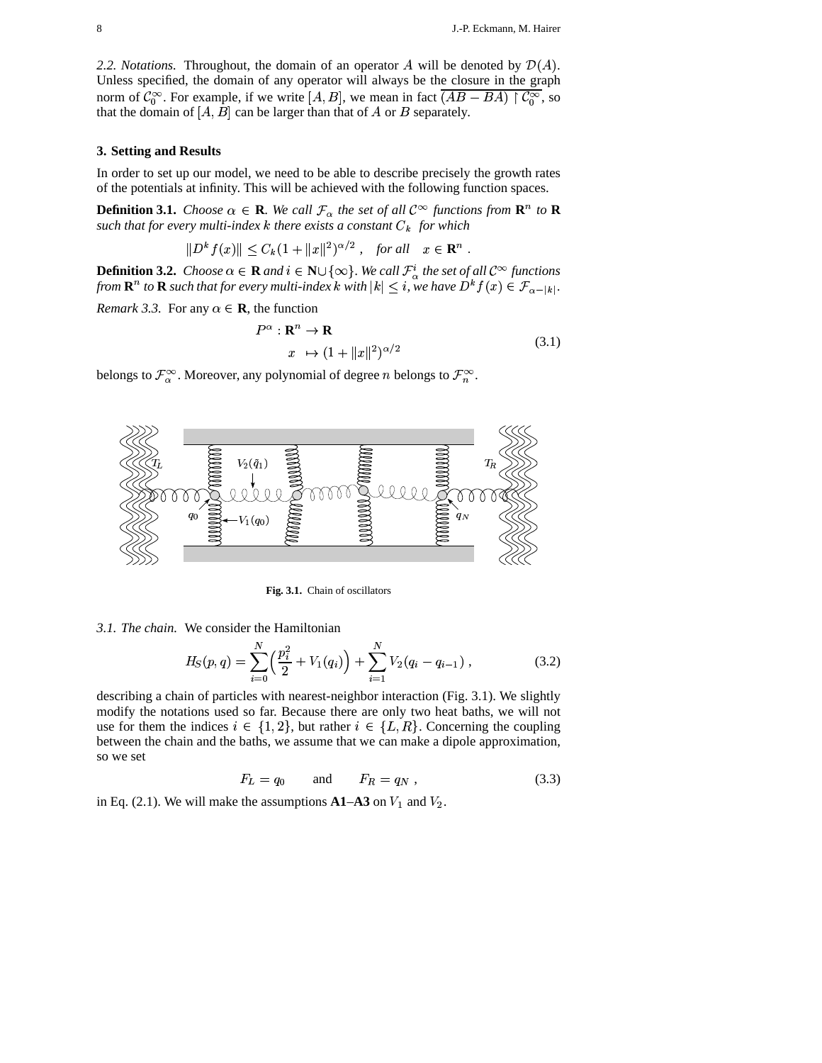*2.2. Notations.* Throughout, the domain of an operator $A$ will be denoted by $\mathcal{D}(A)$. Unless specified, the domain of any operator will always be the closure in the graph norm of $\mathcal{C}_0^\infty$. For example, if we write $[A, B]$, we mean in fact $\overline{(AB - BA) \upharpoonright \mathcal{C}_0^\infty}$, so that the domain of $[A, B]$ can be larger than that of $A$ or $B$ separately.

## 3. Setting and Results

In order to set up our model, we need to be able to describe precisely the growth rates of the potentials at infinity. This will be achieved with the following function spaces.

**Definition 3.1.** *Choose $\alpha \in \mathbf{R}$. We call $\mathcal{F}_\alpha$ the set of all $\mathcal{C}^\infty$ functions from $\mathbf{R}^n$ to $\mathbf{R}$ such that for every multi-index $k$ there exists a constant $C_k$ for which*

$$\|D^k f(x)\| \le C_k (1 + \|x\|^2)^{\alpha/2} \;, \quad \text{for all} \quad x \in \mathbf{R}^n \;.$$

**Definition 3.2.** *Choose $\alpha \in \mathbf{R}$ and $i \in \mathbf{N} \cup \{\infty\}$. We call $\mathcal{F}_\alpha^i$ the set of all $\mathcal{C}^\infty$ functions from $\mathbf{R}^n$ to $\mathbf{R}$ such that for every multi-index $k$ with $|k| \le i$, we have $D^k f(x) \in \mathcal{F}_{\alpha - |k|}$.*

*Remark 3.3.* For any $\alpha \in \mathbf{R}$, the function

$$\begin{aligned} P^\alpha : \mathbf{R}^n &\to \mathbf{R} \\ x &\mapsto (1 + \|x\|^2)^{\alpha/2} \end{aligned} \tag{3.1}$$

belongs to $\mathcal{F}_\alpha^\infty$. Moreover, any polynomial of degree $n$ belongs to $\mathcal{F}_n^\infty$.

**Fig. 3.1.** Chain of oscillators

*3.1. The chain.* We consider the Hamiltonian

$$H_S(p, q) = \sum_{i=0}^{N} \Big( \frac{p_i^2}{2} + V_1(q_i) \Big) + \sum_{i=1}^{N} V_2(q_i - q_{i-1}) \;, \tag{3.2}$$

describing a chain of particles with nearest-neighbor interaction (Fig. 3.1). We slightly modify the notations used so far. Because there are only two heat baths, we will not use for them the indices $i \in \{1, 2\}$, but rather $i \in \{L, R\}$. Concerning the coupling between the chain and the baths, we assume that we can make a dipole approximation, so we set

$$F_L = q_0 \qquad \text{and} \qquad F_R = q_N \;, \tag{3.3}$$

in Eq. (2.1). We will make the assumptions **A1**–**A3** on $V_1$ and $V_2$.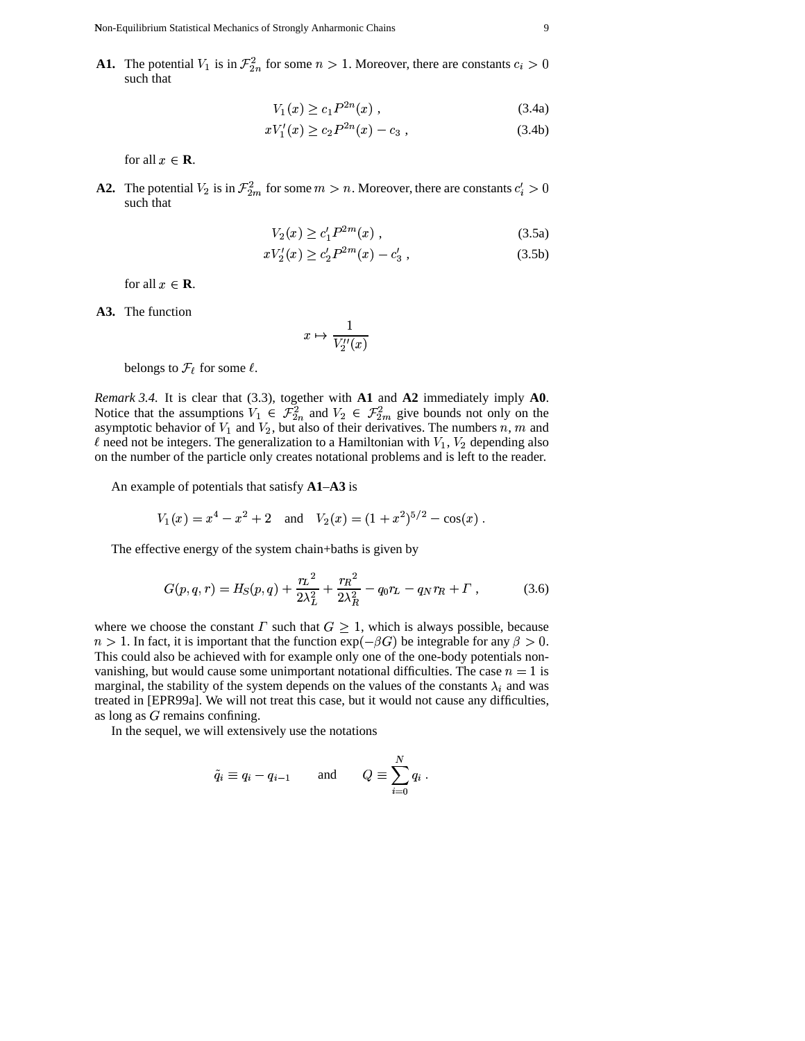**A1.** The potential $V_1$ is in $\mathcal{F}_{2n}^2$ for some $n > 1$. Moreover, there are constants $c_i > 0$ such that

$$V_1(x) \geq c_1 P^{2n}(x) \; , \tag{3.4a}$$

$$xV_1'(x) \geq c_2 P^{2n}(x) - c_3 \; , \tag{3.4b}$$

for all $x \in \mathbf{R}$.

**A2.** The potential $V_2$ is in $\mathcal{F}_{2m}^2$ for some $m > n$. Moreover, there are constants $c_i' > 0$ such that

$$V_2(x) \geq c_1' P^{2m}(x) \; , \tag{3.5a}$$

$$xV_2'(x) \geq c_2' P^{2m}(x) - c_3' \; , \tag{3.5b}$$

for all $x \in \mathbf{R}$.

**A3.** The function

$$x \mapsto \frac{1}{V_2''(x)}$$

belongs to $\mathcal{F}_\ell$ for some $\ell$.

*Remark 3.4.* It is clear that (3.3), together with **A1** and **A2** immediately imply **A0**. Notice that the assumptions $V_1 \in \mathcal{F}_{2n}^2$ and $V_2 \in \mathcal{F}_{2m}^2$ give bounds not only on the asymptotic behavior of $V_1$ and $V_2$, but also of their derivatives. The numbers $n$, $m$ and $\ell$ need not be integers. The generalization to a Hamiltonian with $V_1$, $V_2$ depending also on the number of the particle only creates notational problems and is left to the reader.

An example of potentials that satisfy **A1**–**A3** is

$$V_1(x) = x^4 - x^2 + 2 \quad \text{and} \quad V_2(x) = (1 + x^2)^{5/2} - \cos(x) \; .$$

The effective energy of the system chain+baths is given by

$$G(p, q, r) = H_S(p, q) + \frac{{r_L}^2}{2\lambda_L^2} + \frac{{r_R}^2}{2\lambda_R^2} - q_0 r_L - q_N r_R + \Gamma \; , \tag{3.6}$$

where we choose the constant $\Gamma$ such that $G \geq 1$, which is always possible, because $n > 1$. In fact, it is important that the function $\exp(-\beta G)$ be integrable for any $\beta > 0$. This could also be achieved with for example only one of the one-body potentials non-vanishing, but would cause some unimportant notational difficulties. The case $n = 1$ is marginal, the stability of the system depends on the values of the constants $\lambda_i$ and was treated in [EPR99a]. We will not treat this case, but it would not cause any difficulties, as long as $G$ remains confining.

In the sequel, we will extensively use the notations

$$\tilde{q}_i \equiv q_i - q_{i-1} \qquad \text{and} \qquad Q \equiv \sum_{i=0}^{N} q_i \; .$$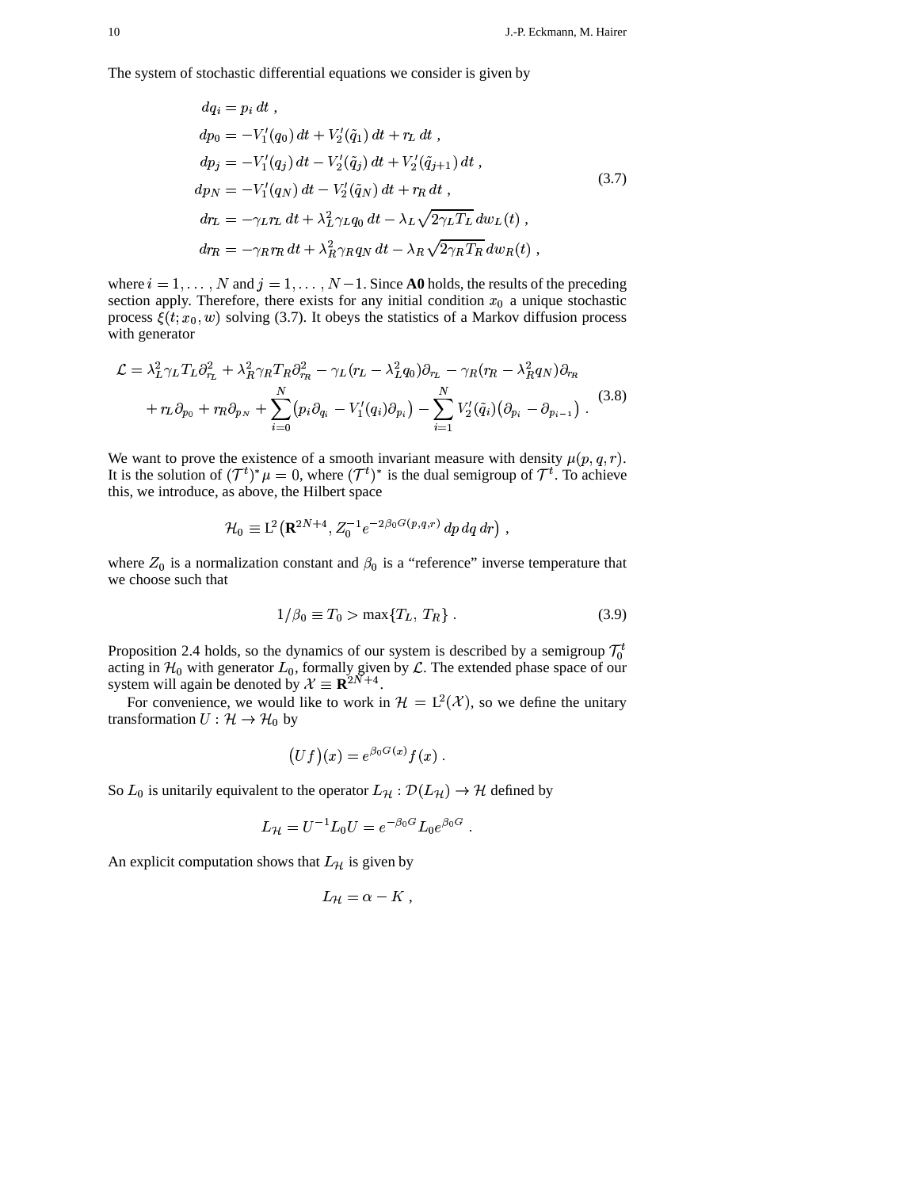The system of stochastic differential equations we consider is given by

$$
\begin{aligned}
dq_i &= p_i \, dt \;, \\
dp_0 &= -V_1'(q_0) \, dt + V_2'(\tilde q_1) \, dt + r_L \, dt \;, \\
dp_j &= -V_1'(q_j) \, dt - V_2'(\tilde q_j) \, dt + V_2'(\tilde q_{j+1}) \, dt \;, \\
dp_N &= -V_1'(q_N) \, dt - V_2'(\tilde q_N) \, dt + r_R \, dt \;, \\
dr_L &= -\gamma_L r_L \, dt + \lambda_L^2 \gamma_L q_0 \, dt - \lambda_L \sqrt{2\gamma_L T_L} \, dw_L(t) \;, \\
dr_R &= -\gamma_R r_R \, dt + \lambda_R^2 \gamma_R q_N \, dt - \lambda_R \sqrt{2\gamma_R T_R} \, dw_R(t) \;,
\end{aligned}
\tag{3.7}
$$

where $i = 1, \ldots, N$ and $j = 1, \ldots, N-1$. Since **A0** holds, the results of the preceding section apply. Therefore, there exists for any initial condition $x_0$ a unique stochastic process $\xi(t; x_0, w)$ solving (3.7). It obeys the statistics of a Markov diffusion process with generator

$$
\begin{aligned}
\mathcal{L} = \lambda_L^2 \gamma_L T_L \partial_{r_L}^2 + \lambda_R^2 \gamma_R T_R \partial_{r_R}^2 - \gamma_L (r_L - \lambda_L^2 q_0) \partial_{r_L} - \gamma_R (r_R - \lambda_R^2 q_N) \partial_{r_R} \\
+ r_L \partial_{p_0} + r_R \partial_{p_N} + \sum_{i=0}^{N} \bigl(p_i \partial_{q_i} - V_1'(q_i) \partial_{p_i}\bigr) - \sum_{i=1}^{N} V_2'(\tilde q_i) \bigl(\partial_{p_i} - \partial_{p_{i-1}}\bigr) \;.
\end{aligned}
\tag{3.8}
$$

We want to prove the existence of a smooth invariant measure with density $\mu(p, q, r)$. It is the solution of $(\mathcal{T}^t)^* \mu = 0$, where $(\mathcal{T}^t)^*$ is the dual semigroup of $\mathcal{T}^t$. To achieve this, we introduce, as above, the Hilbert space

$$
\mathcal{H}_0 \equiv \mathrm{L}^2\bigl(\mathbf{R}^{2N+4}, Z_0^{-1} e^{-2\beta_0 G(p,q,r)} \, dp \, dq \, dr\bigr) \;,
$$

where $Z_0$ is a normalization constant and $\beta_0$ is a "reference" inverse temperature that we choose such that

$$
1/\beta_0 \equiv T_0 > \max\{T_L, \, T_R\} \;. \tag{3.9}
$$

Proposition 2.4 holds, so the dynamics of our system is described by a semigroup $\mathcal{T}_0^t$ acting in $\mathcal{H}_0$ with generator $L_0$, formally given by $\mathcal{L}$. The extended phase space of our system will again be denoted by $\mathcal{X} \equiv \mathbf{R}^{2N+4}$.

For convenience, we would like to work in $\mathcal{H} = \mathrm{L}^2(\mathcal{X})$, so we define the unitary transformation $U : \mathcal{H} \to \mathcal{H}_0$ by

$$
\bigl(Uf\bigr)(x) = e^{\beta_0 G(x)} f(x) \;.
$$

So $L_0$ is unitarily equivalent to the operator $L_{\mathcal{H}} : \mathcal{D}(L_{\mathcal{H}}) \to \mathcal{H}$ defined by

$$
L_{\mathcal{H}} = U^{-1} L_0 U = e^{-\beta_0 G} L_0 e^{\beta_0 G} \;.
$$

An explicit computation shows that $L_{\mathcal{H}}$ is given by

$$
L_{\mathcal{H}} = \alpha - K \;,
$$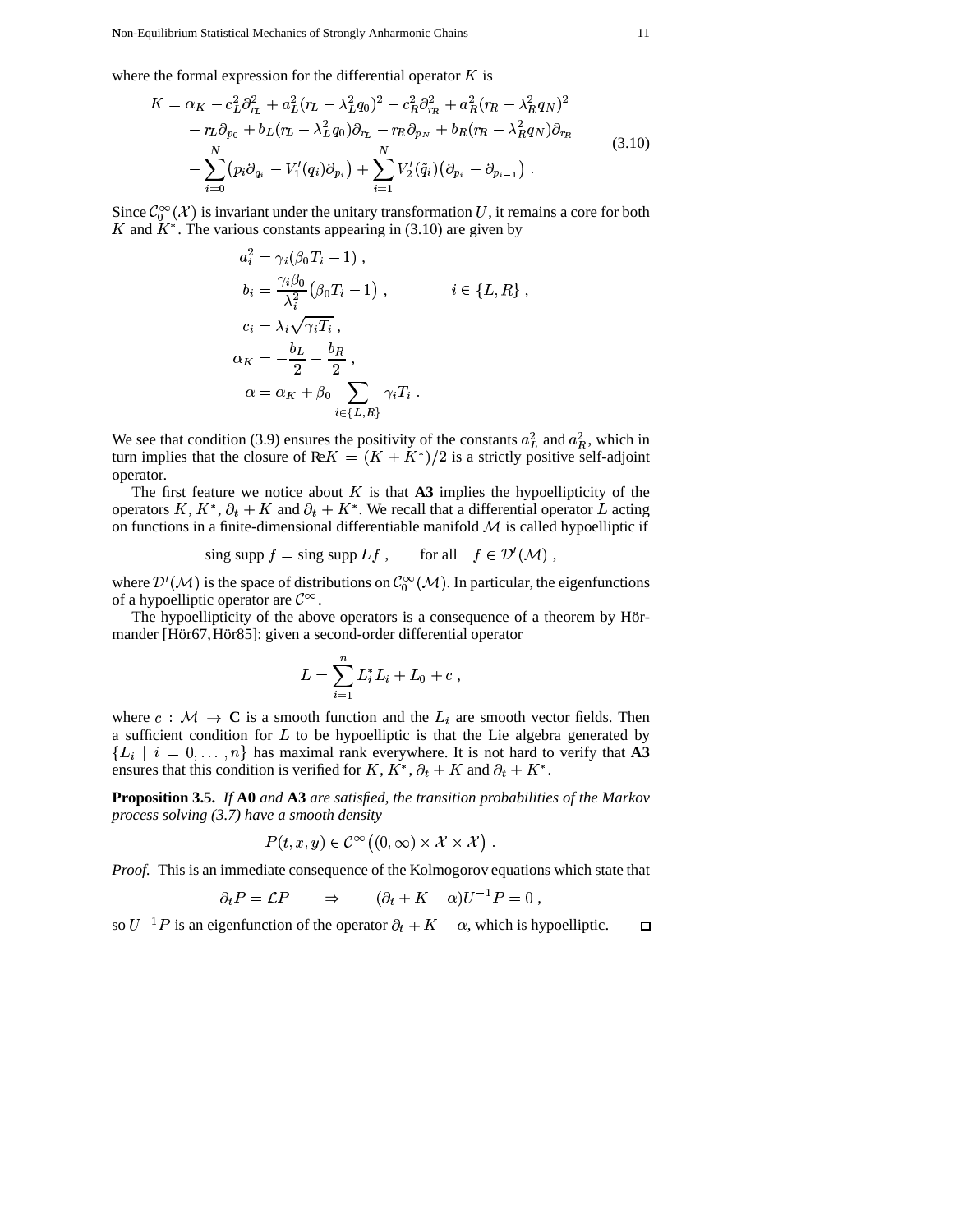where the formal expression for the differential operator $K$ is

$$
\begin{aligned}
K = \alpha_K - c_L^2 \partial_{r_L}^2 + a_L^2 (r_L - \lambda_L^2 q_0)^2 - c_R^2 \partial_{r_R}^2 + a_R^2 (r_R - \lambda_R^2 q_N)^2 \\
- r_L \partial_{p_0} + b_L (r_L - \lambda_L^2 q_0) \partial_{r_L} - r_R \partial_{p_N} + b_R (r_R - \lambda_R^2 q_N) \partial_{r_R} \\
- \sum_{i=0}^{N} \big( p_i \partial_{q_i} - V_1'(q_i) \partial_{p_i} \big) + \sum_{i=1}^{N} V_2'(\tilde{q}_i) \big( \partial_{p_i} - \partial_{p_{i-1}} \big) \; .
\end{aligned} \tag{3.10}
$$

Since $\mathcal{C}_0^\infty(\mathcal{X})$ is invariant under the unitary transformation $U$, it remains a core for both $K$ and $K^*$. The various constants appearing in (3.10) are given by

$$
\begin{aligned}
a_i^2 &= \gamma_i (\beta_0 T_i - 1) \; , \\
b_i &= \frac{\gamma_i \beta_0}{\lambda_i^2} \big( \beta_0 T_i - 1 \big) \; , \qquad\qquad i \in \{L, R\} \; , \\
c_i &= \lambda_i \sqrt{\gamma_i T_i} \; , \\
\alpha_K &= -\frac{b_L}{2} - \frac{b_R}{2} \; , \\
\alpha &= \alpha_K + \beta_0 \sum_{i \in \{L,R\}} \gamma_i T_i \; .
\end{aligned}
$$

We see that condition (3.9) ensures the positivity of the constants $a_L^2$ and $a_R^2$, which in turn implies that the closure of $\mathrm{Re}K = (K + K^*)/2$ is a strictly positive self-adjoint operator.

The first feature we notice about $K$ is that **A3** implies the hypoellipticity of the operators $K$, $K^*$, $\partial_t + K$ and $\partial_t + K^*$. We recall that a differential operator $L$ acting on functions in a finite-dimensional differentiable manifold $\mathcal{M}$ is called hypoelliptic if

$$
\text{sing supp}\, f = \text{sing supp}\, Lf \; , \qquad \text{for all} \quad f \in \mathcal{D}'(\mathcal{M}) \; ,
$$

where $\mathcal{D}'(\mathcal{M})$ is the space of distributions on $\mathcal{C}_0^\infty(\mathcal{M})$. In particular, the eigenfunctions of a hypoelliptic operator are $\mathcal{C}^\infty$.

The hypoellipticity of the above operators is a consequence of a theorem by Hörmander [Hör67, Hör85]: given a second-order differential operator

$$
L = \sum_{i=1}^{n} L_i^* L_i + L_0 + c \; ,
$$

where $c : \mathcal{M} \to \mathbf{C}$ is a smooth function and the $L_i$ are smooth vector fields. Then a sufficient condition for $L$ to be hypoelliptic is that the Lie algebra generated by $\{L_i \mid i = 0, \ldots, n\}$ has maximal rank everywhere. It is not hard to verify that **A3** ensures that this condition is verified for $K$, $K^*$, $\partial_t + K$ and $\partial_t + K^*$.

**Proposition 3.5.** *If* **A0** *and* **A3** *are satisfied, the transition probabilities of the Markov process solving (3.7) have a smooth density*

$$
P(t, x, y) \in \mathcal{C}^\infty\big( (0, \infty) \times \mathcal{X} \times \mathcal{X} \big) \; .
$$

*Proof.* This is an immediate consequence of the Kolmogorov equations which state that

$$
\partial_t P = \mathcal{L} P \qquad \Rightarrow \qquad (\partial_t + K - \alpha) U^{-1} P = 0 \; ,
$$

so $U^{-1} P$ is an eigenfunction of the operator $\partial_t + K - \alpha$, which is hypoelliptic. □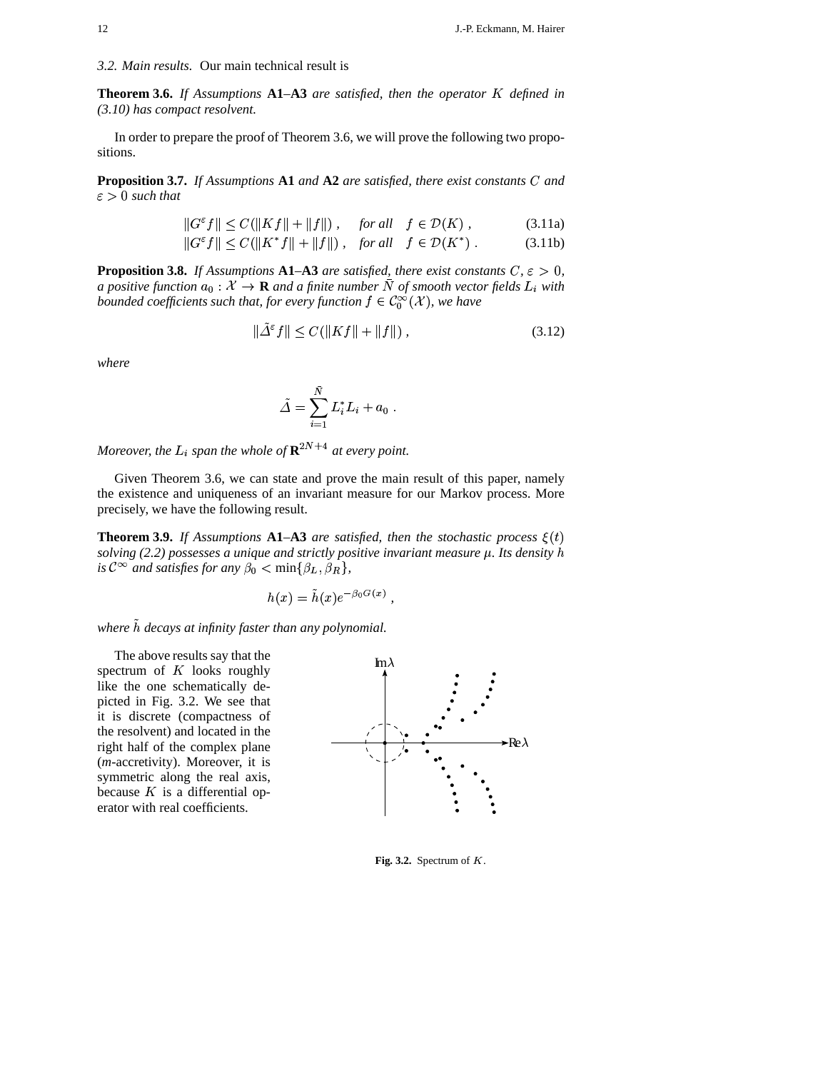*3.2. Main results.* Our main technical result is

**Theorem 3.6.** *If Assumptions* **A1**–**A3** *are satisfied, then the operator $K$ defined in (3.10) has compact resolvent.*

In order to prepare the proof of Theorem 3.6, we will prove the following two propositions.

**Proposition 3.7.** *If Assumptions* **A1** *and* **A2** *are satisfied, there exist constants $C$ and $\varepsilon > 0$ such that*

$$\|G^\varepsilon f\| \le C(\|Kf\| + \|f\|) , \quad \text{for all} \quad f \in \mathcal{D}(K) , \tag{3.11a}$$

$$\|G^\varepsilon f\| \le C(\|K^* f\| + \|f\|) , \quad \text{for all} \quad f \in \mathcal{D}(K^*) . \tag{3.11b}$$

**Proposition 3.8.** *If Assumptions* **A1**–**A3** *are satisfied, there exist constants $C, \varepsilon > 0$, a positive function $a_0 : \mathcal{X} \to \mathbf{R}$ and a finite number $\tilde{N}$ of smooth vector fields $L_i$ with bounded coefficients such that, for every function $f \in \mathcal{C}_0^\infty(\mathcal{X})$, we have*

$$\|\tilde{\Delta}^\varepsilon f\| \le C(\|Kf\| + \|f\|) , \tag{3.12}$$

*where*

$$\tilde{\Delta} = \sum_{i=1}^{\tilde{N}} L_i^* L_i + a_0 .$$

*Moreover, the $L_i$ span the whole of $\mathbf{R}^{2N+4}$ at every point.*

Given Theorem 3.6, we can state and prove the main result of this paper, namely the existence and uniqueness of an invariant measure for our Markov process. More precisely, we have the following result.

**Theorem 3.9.** *If Assumptions* **A1**–**A3** *are satisfied, then the stochastic process $\xi(t)$ solving (2.2) possesses a unique and strictly positive invariant measure $\mu$. Its density $h$ is $\mathcal{C}^\infty$ and satisfies for any $\beta_0 < \min\{\beta_L, \beta_R\}$,*

$$h(x) = \tilde{h}(x) e^{-\beta_0 G(x)} ,$$

*where $\tilde{h}$ decays at infinity faster than any polynomial.*

The above results say that the spectrum of $K$ looks roughly like the one schematically depicted in Fig. 3.2. We see that it is discrete (compactness of the resolvent) and located in the right half of the complex plane (*m*-accretivity). Moreover, it is symmetric along the real axis, because $K$ is a differential operator with real coefficients.

**Fig. 3.2.** Spectrum of $K$.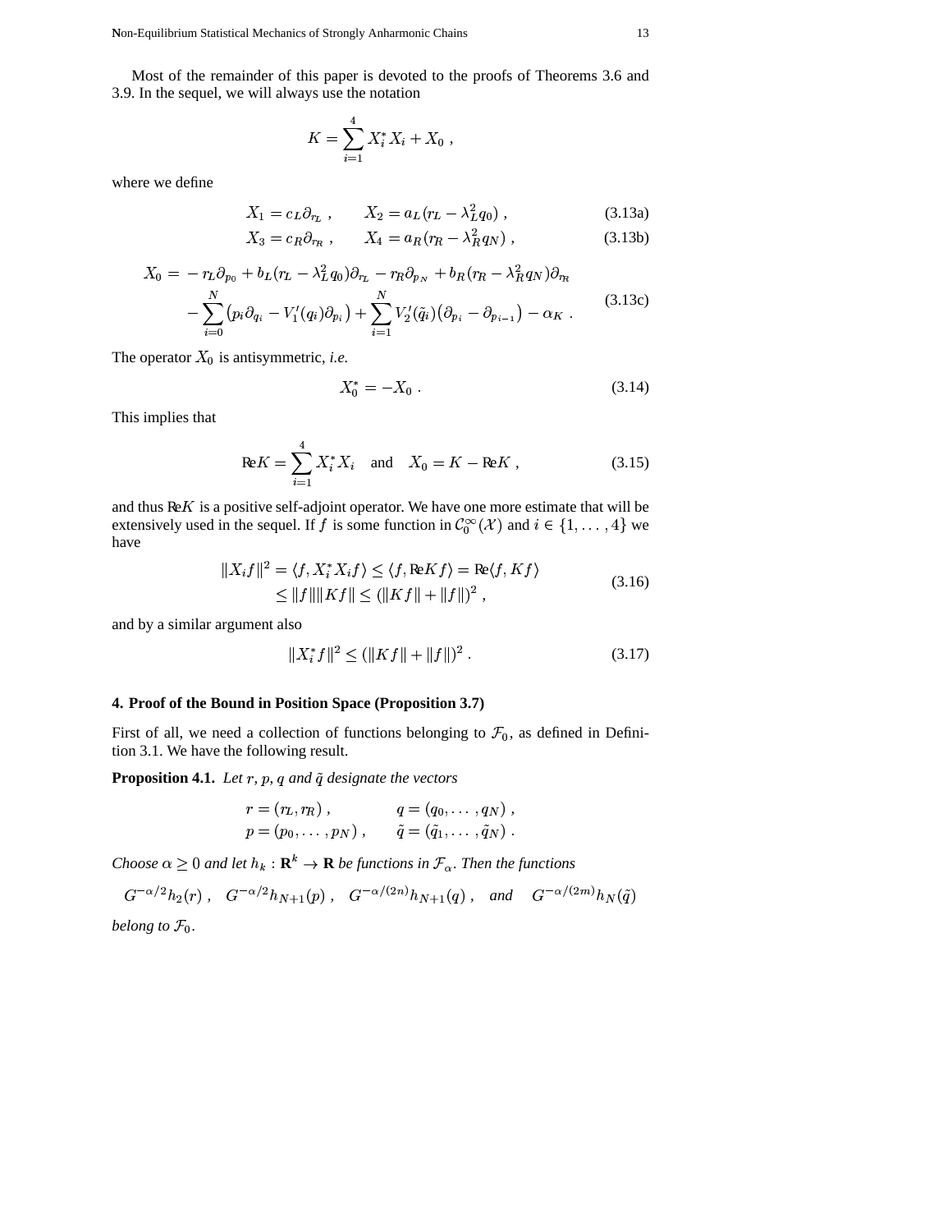Most of the remainder of this paper is devoted to the proofs of Theorems 3.6 and 3.9. In the sequel, we will always use the notation

$$K = \sum_{i=1}^{4} X_i^* X_i + X_0 \ ,$$

where we define

$$X_1 = c_L \partial_{r_L} \ , \qquad X_2 = a_L (r_L - \lambda_L^2 q_0) \ , \tag{3.13a}$$

$$X_3 = c_R \partial_{r_R} \ , \qquad X_4 = a_R (r_R - \lambda_R^2 q_N) \ , \tag{3.13b}$$

$$\begin{aligned} X_0 = & -r_L \partial_{p_0} + b_L (r_L - \lambda_L^2 q_0) \partial_{r_L} - r_R \partial_{p_N} + b_R (r_R - \lambda_R^2 q_N) \partial_{r_R} \\ & - \sum_{i=0}^{N} \big( p_i \partial_{q_i} - V_1'(q_i) \partial_{p_i} \big) + \sum_{i=1}^{N} V_2'(\tilde{q}_i) \big( \partial_{p_i} - \partial_{p_{i-1}} \big) - \alpha_K \ . \end{aligned} \tag{3.13c}$$

The operator $X_0$ is antisymmetric, *i.e.*

$$X_0^* = -X_0 \ . \tag{3.14}$$

This implies that

$$\mathrm{Re} K = \sum_{i=1}^{4} X_i^* X_i \quad \text{and} \quad X_0 = K - \mathrm{Re} K \ , \tag{3.15}$$

and thus $\mathrm{Re} K$ is a positive self-adjoint operator. We have one more estimate that will be extensively used in the sequel. If $f$ is some function in $\mathcal{C}_0^\infty(\mathcal{X})$ and $i \in \{1, \ldots, 4\}$ we have

$$\begin{aligned} \|X_i f\|^2 = \langle f, X_i^* X_i f \rangle \le \langle f, \mathrm{Re} K f \rangle = \mathrm{Re} \langle f, K f \rangle \\ \le \|f\| \|K f\| \le (\|K f\| + \|f\|)^2 \ , \end{aligned} \tag{3.16}$$

and by a similar argument also

$$\|X_i^* f\|^2 \le (\|K f\| + \|f\|)^2 \ . \tag{3.17}$$

## 4. Proof of the Bound in Position Space (Proposition 3.7)

First of all, we need a collection of functions belonging to $\mathcal{F}_0$, as defined in Definition 3.1. We have the following result.

**Proposition 4.1.** *Let $r$, $p$, $q$ and $\tilde{q}$ designate the vectors*

$$r = (r_L, r_R) \ , \qquad q = (q_0, \ldots, q_N) \ ,$$

$$p = (p_0, \ldots, p_N) \ , \qquad \tilde{q} = (\tilde{q}_1, \ldots, \tilde{q}_N) \ .$$

*Choose $\alpha \ge 0$ and let $h_k : \mathbf{R}^k \to \mathbf{R}$ be functions in $\mathcal{F}_\alpha$. Then the functions*

$$G^{-\alpha/2} h_2(r) \ , \quad G^{-\alpha/2} h_{N+1}(p) \ , \quad G^{-\alpha/(2n)} h_{N+1}(q) \ , \quad \text{and} \quad G^{-\alpha/(2m)} h_N(\tilde{q})$$

*belong to $\mathcal{F}_0$.*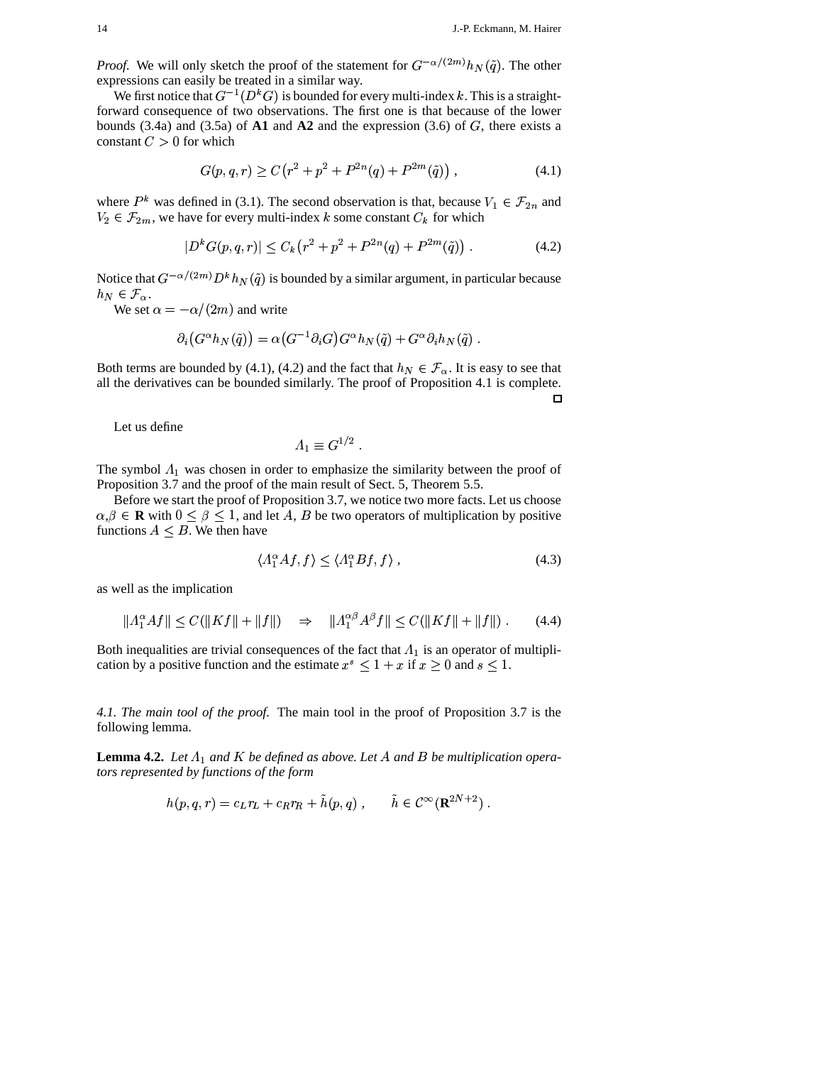*Proof.* We will only sketch the proof of the statement for $G^{-\alpha/(2m)}h_N(\tilde{q})$. The other expressions can easily be treated in a similar way.

We first notice that $G^{-1}(D^k G)$ is bounded for every multi-index $k$. This is a straightforward consequence of two observations. The first one is that because of the lower bounds (3.4a) and (3.5a) of **A1** and **A2** and the expression (3.6) of $G$, there exists a constant $C > 0$ for which

$$G(p,q,r) \geq C\big(r^2 + p^2 + P^{2n}(q) + P^{2m}(\tilde{q})\big) , \tag{4.1}$$

where $P^k$ was defined in (3.1). The second observation is that, because $V_1 \in \mathcal{F}_{2n}$ and $V_2 \in \mathcal{F}_{2m}$, we have for every multi-index $k$ some constant $C_k$ for which

$$|D^k G(p,q,r)| \leq C_k\big(r^2 + p^2 + P^{2n}(q) + P^{2m}(\tilde{q})\big) . \tag{4.2}$$

Notice that $G^{-\alpha/(2m)} D^k h_N(\tilde{q})$ is bounded by a similar argument, in particular because $h_N \in \mathcal{F}_\alpha$.

We set $\alpha = -\alpha/(2m)$ and write

$$\partial_i\big(G^\alpha h_N(\tilde{q})\big) = \alpha\big(G^{-1}\partial_i G\big)G^\alpha h_N(\tilde{q}) + G^\alpha \partial_i h_N(\tilde{q}) .$$

Both terms are bounded by (4.1), (4.2) and the fact that $h_N \in \mathcal{F}_\alpha$. It is easy to see that all the derivatives can be bounded similarly. The proof of Proposition 4.1 is complete. □

Let us define

$$\Lambda_1 \equiv G^{1/2} .$$

The symbol $\Lambda_1$ was chosen in order to emphasize the similarity between the proof of Proposition 3.7 and the proof of the main result of Sect. 5, Theorem 5.5.

Before we start the proof of Proposition 3.7, we notice two more facts. Let us choose $\alpha,\beta \in \mathbf{R}$ with $0 \leq \beta \leq 1$, and let $A$, $B$ be two operators of multiplication by positive functions $A \leq B$. We then have

$$\langle \Lambda_1^\alpha A f, f\rangle \leq \langle \Lambda_1^\alpha B f, f\rangle , \tag{4.3}$$

as well as the implication

$$\|\Lambda_1^\alpha A f\| \leq C(\|Kf\| + \|f\|) \quad \Rightarrow \quad \|\Lambda_1^{\alpha\beta} A^\beta f\| \leq C(\|Kf\| + \|f\|) . \tag{4.4}$$

Both inequalities are trivial consequences of the fact that $\Lambda_1$ is an operator of multiplication by a positive function and the estimate $x^s \leq 1 + x$ if $x \geq 0$ and $s \leq 1$.

*4.1. The main tool of the proof.* The main tool in the proof of Proposition 3.7 is the following lemma.

**Lemma 4.2.** *Let $\Lambda_1$ and $K$ be defined as above. Let $A$ and $B$ be multiplication operators represented by functions of the form*

$$h(p,q,r) = c_L r_L + c_R r_R + \tilde{h}(p,q) , \qquad \tilde{h} \in \mathcal{C}^\infty(\mathbf{R}^{2N+2}) .$$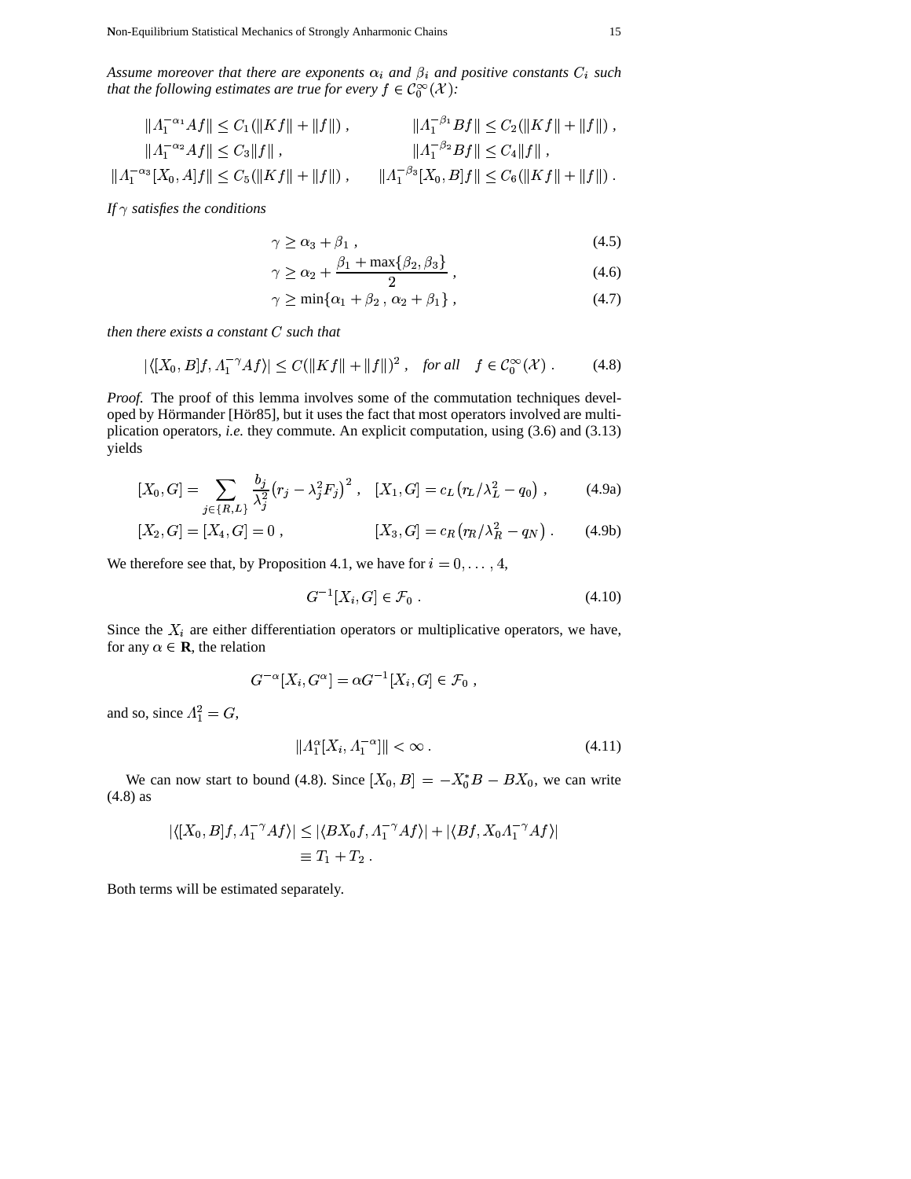*Assume moreover that there are exponents $\alpha_i$ and $\beta_i$ and positive constants $C_i$ such that the following estimates are true for every $f \in \mathcal{C}_0^\infty(\mathcal{X})$:*

$$
\begin{aligned}
\|\Lambda_1^{-\alpha_1} A f\| &\le C_1(\|Kf\| + \|f\|)\;, & \|\Lambda_1^{-\beta_1} B f\| &\le C_2(\|Kf\| + \|f\|)\;,\\
\|\Lambda_1^{-\alpha_2} A f\| &\le C_3\|f\|\;, & \|\Lambda_1^{-\beta_2} B f\| &\le C_4\|f\|\;,\\
\|\Lambda_1^{-\alpha_3}[X_0, A] f\| &\le C_5(\|Kf\| + \|f\|)\;, & \|\Lambda_1^{-\beta_3}[X_0, B] f\| &\le C_6(\|Kf\| + \|f\|)\;.
\end{aligned}
$$

*If $\gamma$ satisfies the conditions*

$$
\gamma \ge \alpha_3 + \beta_1\;, \tag{4.5}
$$

$$
\gamma \ge \alpha_2 + \frac{\beta_1 + \max\{\beta_2, \beta_3\}}{2}\;, \tag{4.6}
$$

$$
\gamma \ge \min\{\alpha_1 + \beta_2\;,\; \alpha_2 + \beta_1\}\;, \tag{4.7}
$$

*then there exists a constant $C$ such that*

$$
|\langle [X_0, B]f, \Lambda_1^{-\gamma} A f\rangle| \le C(\|Kf\| + \|f\|)^2\;, \quad \textit{for all} \quad f \in \mathcal{C}_0^\infty(\mathcal{X})\;. \tag{4.8}
$$

*Proof.* The proof of this lemma involves some of the commutation techniques developed by Hörmander [Hör85], but it uses the fact that most operators involved are multiplication operators, *i.e.* they commute. An explicit computation, using (3.6) and (3.13) yields

$$
[X_0, G] = \sum_{j \in \{R,L\}} \frac{b_j}{\lambda_j^2}\big(r_j - \lambda_j^2 F_j\big)^2\;, \quad [X_1, G] = c_L\big(r_L/\lambda_L^2 - q_0\big)\;, \tag{4.9a}
$$

$$
[X_2, G] = [X_4, G] = 0\;, \qquad\qquad [X_3, G] = c_R\big(r_R/\lambda_R^2 - q_N\big)\;. \tag{4.9b}
$$

We therefore see that, by Proposition 4.1, we have for $i = 0, \ldots, 4$,

$$
G^{-1}[X_i, G] \in \mathcal{F}_0\;. \tag{4.10}
$$

Since the $X_i$ are either differentiation operators or multiplicative operators, we have, for any $\alpha \in \mathbf{R}$, the relation

$$
G^{-\alpha}[X_i, G^\alpha] = \alpha G^{-1}[X_i, G] \in \mathcal{F}_0\;,
$$

and so, since $\Lambda_1^2 = G$,

$$
\|\Lambda_1^\alpha [X_i, \Lambda_1^{-\alpha}]\| < \infty\;. \tag{4.11}
$$

We can now start to bound (4.8). Since $[X_0, B] = -X_0^* B - B X_0$, we can write (4.8) as

$$
\begin{aligned}
|\langle [X_0, B]f, \Lambda_1^{-\gamma} A f\rangle| &\le |\langle B X_0 f, \Lambda_1^{-\gamma} A f\rangle| + |\langle B f, X_0 \Lambda_1^{-\gamma} A f\rangle|\\
&\equiv T_1 + T_2\;.
\end{aligned}
$$

Both terms will be estimated separately.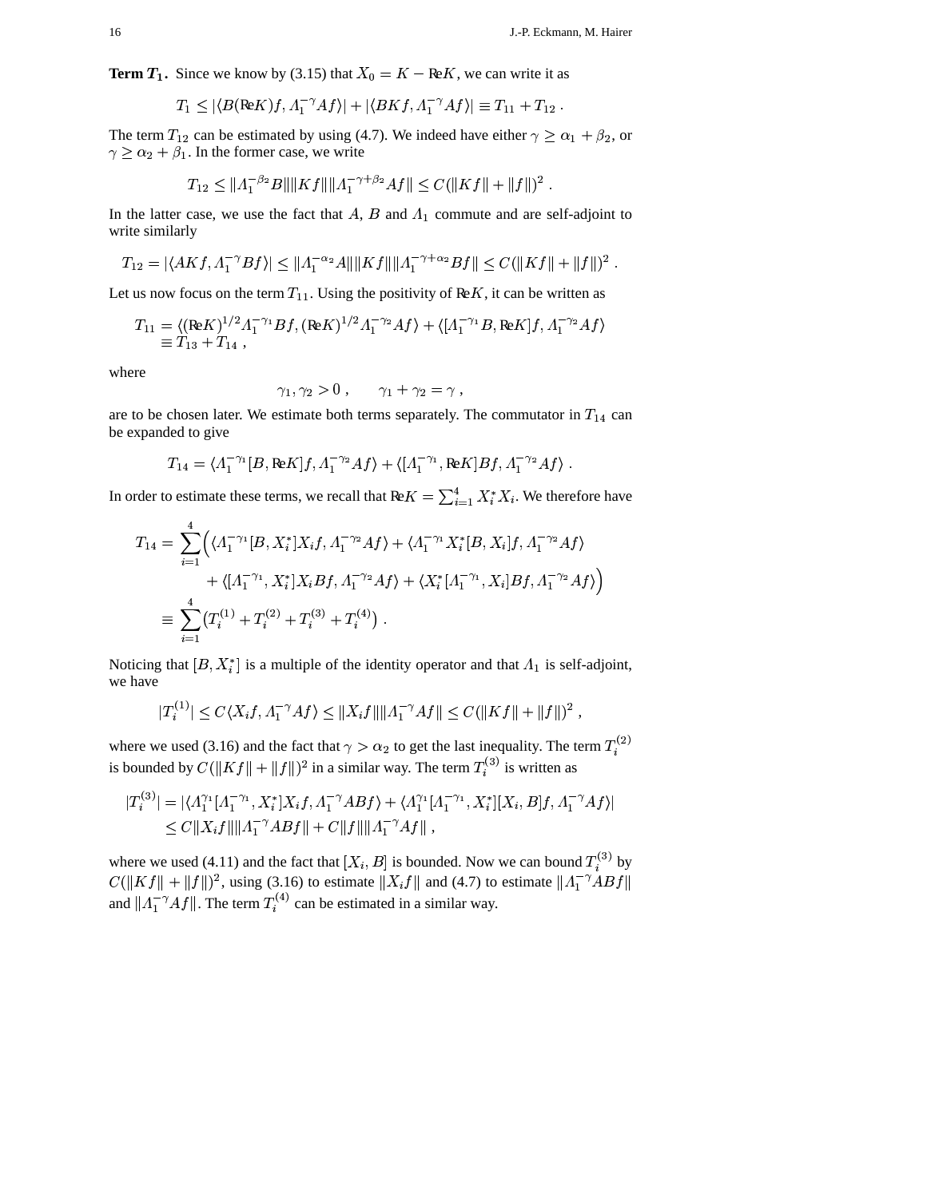**Term $T_1$.** Since we know by (3.15) that $X_0 = K - \mathrm{Re}K$, we can write it as

$$T_1 \le |\langle B(\mathrm{Re}K)f, \Lambda_1^{-\gamma} Af\rangle| + |\langle BKf, \Lambda_1^{-\gamma} Af\rangle| \equiv T_{11} + T_{12} \;.$$

The term $T_{12}$ can be estimated by using (4.7). We indeed have either $\gamma \ge \alpha_1 + \beta_2$, or $\gamma \ge \alpha_2 + \beta_1$. In the former case, we write

$$T_{12} \le \|\Lambda_1^{-\beta_2} B\| \|Kf\| \|\Lambda_1^{-\gamma+\beta_2} Af\| \le C(\|Kf\| + \|f\|)^2 \;.$$

In the latter case, we use the fact that $A$, $B$ and $\Lambda_1$ commute and are self-adjoint to write similarly

$$T_{12} = |\langle AKf, \Lambda_1^{-\gamma} Bf\rangle| \le \|\Lambda_1^{-\alpha_2} A\| \|Kf\| \|\Lambda_1^{-\gamma+\alpha_2} Bf\| \le C(\|Kf\| + \|f\|)^2 \;.$$

Let us now focus on the term $T_{11}$. Using the positivity of $\mathrm{Re}K$, it can be written as

$$\begin{aligned} T_{11} &= \langle (\mathrm{Re}K)^{1/2} \Lambda_1^{-\gamma_1} Bf, (\mathrm{Re}K)^{1/2} \Lambda_1^{-\gamma_2} Af\rangle + \langle [\Lambda_1^{-\gamma_1} B, \mathrm{Re}K] f, \Lambda_1^{-\gamma_2} Af\rangle \\ &\equiv T_{13} + T_{14} \;, \end{aligned}$$

where

$$\gamma_1, \gamma_2 > 0 \;, \qquad \gamma_1 + \gamma_2 = \gamma \;,$$

are to be chosen later. We estimate both terms separately. The commutator in $T_{14}$ can be expanded to give

$$T_{14} = \langle \Lambda_1^{-\gamma_1} [B, \mathrm{Re}K] f, \Lambda_1^{-\gamma_2} Af\rangle + \langle [\Lambda_1^{-\gamma_1}, \mathrm{Re}K] Bf, \Lambda_1^{-\gamma_2} Af\rangle \;.$$

In order to estimate these terms, we recall that $\mathrm{Re}K = \sum_{i=1}^4 X_i^* X_i$. We therefore have

$$\begin{aligned} T_{14} = &\sum_{i=1}^4 \Big( \langle \Lambda_1^{-\gamma_1} [B, X_i^*] X_i f, \Lambda_1^{-\gamma_2} Af\rangle + \langle \Lambda_1^{-\gamma_1} X_i^* [B, X_i] f, \Lambda_1^{-\gamma_2} Af\rangle \\ &\quad + \langle [\Lambda_1^{-\gamma_1}, X_i^*] X_i Bf, \Lambda_1^{-\gamma_2} Af\rangle + \langle X_i^* [\Lambda_1^{-\gamma_1}, X_i] Bf, \Lambda_1^{-\gamma_2} Af\rangle \Big) \\ \equiv &\sum_{i=1}^4 \big( T_i^{(1)} + T_i^{(2)} + T_i^{(3)} + T_i^{(4)} \big) \;. \end{aligned}$$

Noticing that $[B, X_i^*]$ is a multiple of the identity operator and that $\Lambda_1$ is self-adjoint, we have

$$|T_i^{(1)}| \le C \langle X_i f, \Lambda_1^{-\gamma} Af\rangle \le \|X_i f\| \|\Lambda_1^{-\gamma} Af\| \le C(\|Kf\| + \|f\|)^2 \;,$$

where we used (3.16) and the fact that $\gamma > \alpha_2$ to get the last inequality. The term $T_i^{(2)}$ is bounded by $C(\|Kf\| + \|f\|)^2$ in a similar way. The term $T_i^{(3)}$ is written as

$$\begin{aligned} |T_i^{(3)}| &= |\langle \Lambda_1^{\gamma_1} [\Lambda_1^{-\gamma_1}, X_i^*] X_i f, \Lambda_1^{-\gamma} ABf\rangle + \langle \Lambda_1^{\gamma_1} [\Lambda_1^{-\gamma_1}, X_i^*] [X_i, B] f, \Lambda_1^{-\gamma} Af\rangle| \\ &\le C \|X_i f\| \|\Lambda_1^{-\gamma} ABf\| + C\|f\| \|\Lambda_1^{-\gamma} Af\| \;, \end{aligned}$$

where we used (4.11) and the fact that $[X_i, B]$ is bounded. Now we can bound $T_i^{(3)}$ by $C(\|Kf\| + \|f\|)^2$, using (3.16) to estimate $\|X_i f\|$ and (4.7) to estimate $\|\Lambda_1^{-\gamma} ABf\|$ and $\|\Lambda_1^{-\gamma} Af\|$. The term $T_i^{(4)}$ can be estimated in a similar way.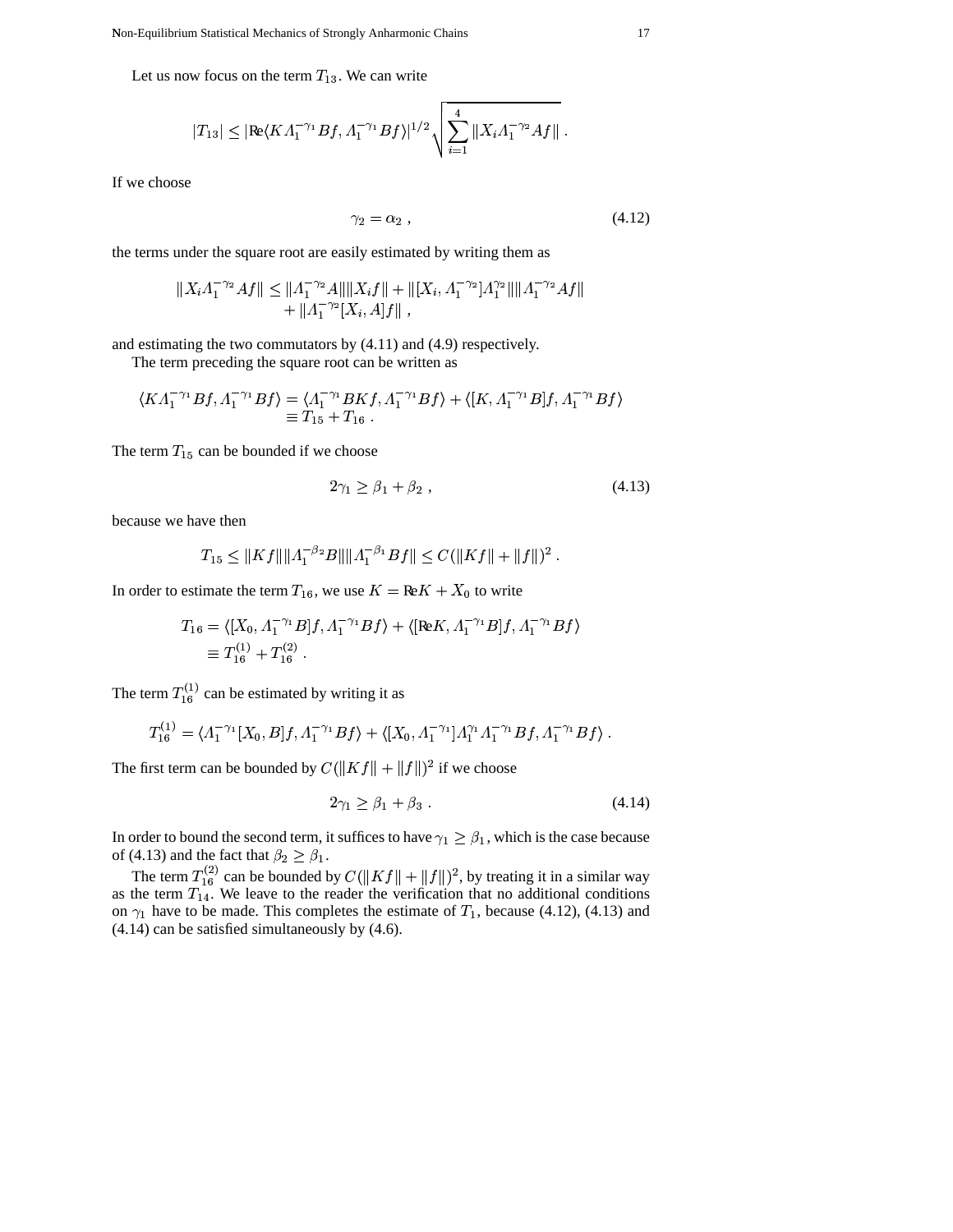Let us now focus on the term $T_{13}$. We can write

$$
|T_{13}| \le |\mathrm{Re}\langle K\Lambda_1^{-\gamma_1}Bf, \Lambda_1^{-\gamma_1}Bf\rangle|^{1/2}\sqrt{\sum_{i=1}^{4}\|X_i\Lambda_1^{-\gamma_2}Af\|} \;.
$$

If we choose

$$
\gamma_2 = \alpha_2 \;, \tag{4.12}
$$

the terms under the square root are easily estimated by writing them as

$$
\begin{aligned}
\|X_i\Lambda_1^{-\gamma_2}Af\| \le \|\Lambda_1^{-\gamma_2}A\|\|X_if\| &+ \|[X_i,\Lambda_1^{-\gamma_2}]\Lambda_1^{\gamma_2}\|\|\Lambda_1^{-\gamma_2}Af\| \\
&+ \|\Lambda_1^{-\gamma_2}[X_i,A]f\| \;,
\end{aligned}
$$

and estimating the two commutators by (4.11) and (4.9) respectively.

The term preceding the square root can be written as

$$
\begin{aligned}
\langle K\Lambda_1^{-\gamma_1}Bf, \Lambda_1^{-\gamma_1}Bf\rangle &= \langle \Lambda_1^{-\gamma_1}BKf, \Lambda_1^{-\gamma_1}Bf\rangle + \langle [K,\Lambda_1^{-\gamma_1}B]f, \Lambda_1^{-\gamma_1}Bf\rangle \\
&\equiv T_{15} + T_{16} \;.
\end{aligned}
$$

The term $T_{15}$ can be bounded if we choose

$$
2\gamma_1 \ge \beta_1 + \beta_2 \;, \tag{4.13}
$$

because we have then

$$
T_{15} \le \|Kf\|\|\Lambda_1^{-\beta_2}B\|\|\Lambda_1^{-\beta_1}Bf\| \le C(\|Kf\| + \|f\|)^2 \;.
$$

In order to estimate the term $T_{16}$, we use $K = \mathrm{Re}K + X_0$ to write

$$
\begin{aligned}
T_{16} &= \langle [X_0,\Lambda_1^{-\gamma_1}B]f, \Lambda_1^{-\gamma_1}Bf\rangle + \langle [\mathrm{Re}K,\Lambda_1^{-\gamma_1}B]f, \Lambda_1^{-\gamma_1}Bf\rangle \\
&\equiv T_{16}^{(1)} + T_{16}^{(2)} \;.
\end{aligned}
$$

The term $T_{16}^{(1)}$ can be estimated by writing it as

$$
T_{16}^{(1)} = \langle \Lambda_1^{-\gamma_1}[X_0,B]f, \Lambda_1^{-\gamma_1}Bf\rangle + \langle [X_0,\Lambda_1^{-\gamma_1}]\Lambda_1^{\gamma_1}\Lambda_1^{-\gamma_1}Bf, \Lambda_1^{-\gamma_1}Bf\rangle \;.
$$

The first term can be bounded by $C(\|Kf\| + \|f\|)^2$ if we choose

$$
2\gamma_1 \ge \beta_1 + \beta_3 \;. \tag{4.14}
$$

In order to bound the second term, it suffices to have $\gamma_1 \ge \beta_1$, which is the case because of (4.13) and the fact that $\beta_2 \ge \beta_1$.

The term $T_{16}^{(2)}$ can be bounded by $C(\|Kf\| + \|f\|)^2$, by treating it in a similar way as the term $T_{14}$. We leave to the reader the verification that no additional conditions on $\gamma_1$ have to be made. This completes the estimate of $T_1$, because (4.12), (4.13) and (4.14) can be satisfied simultaneously by (4.6).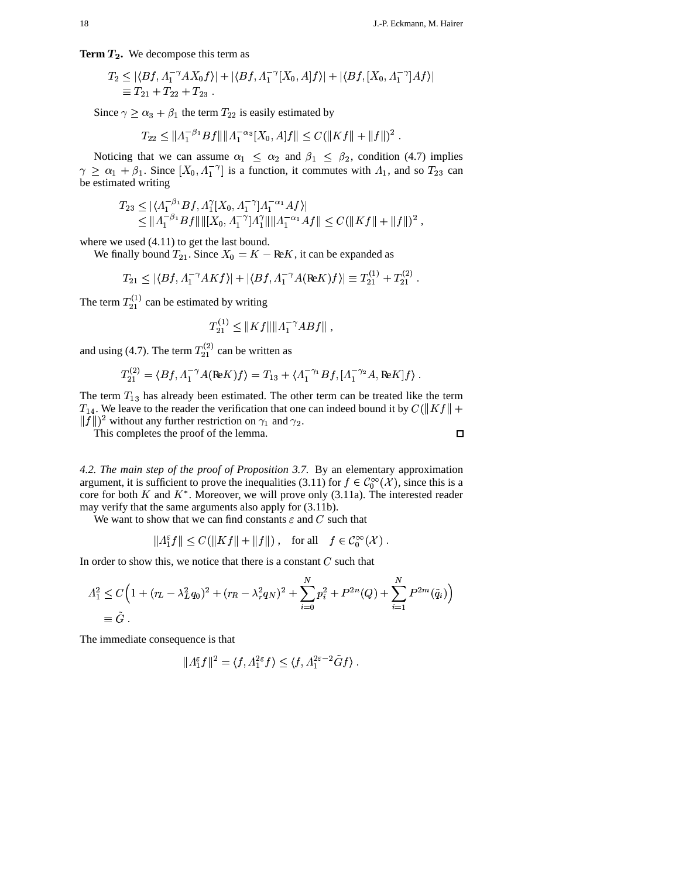**Term $T_2$.** We decompose this term as

$$T_2 \leq |\langle Bf, \Lambda_1^{-\gamma} A X_0 f\rangle| + |\langle Bf, \Lambda_1^{-\gamma}[X_0, A]f\rangle| + |\langle Bf, [X_0, \Lambda_1^{-\gamma}]Af\rangle|$$
$$\equiv T_{21} + T_{22} + T_{23} \; .$$

Since $\gamma \geq \alpha_3 + \beta_1$ the term $T_{22}$ is easily estimated by

$$T_{22} \leq \|\Lambda_1^{-\beta_1} Bf\| \|\Lambda_1^{-\alpha_3}[X_0, A]f\| \leq C(\|Kf\| + \|f\|)^2 \; .$$

Noticing that we can assume $\alpha_1 \leq \alpha_2$ and $\beta_1 \leq \beta_2$, condition (4.7) implies $\gamma \geq \alpha_1 + \beta_1$. Since $[X_0, \Lambda_1^{-\gamma}]$ is a function, it commutes with $\Lambda_1$, and so $T_{23}$ can be estimated writing

$$T_{23} \leq |\langle \Lambda_1^{-\beta_1} Bf, \Lambda_1^{\gamma}[X_0, \Lambda_1^{-\gamma}]\Lambda_1^{-\alpha_1} Af\rangle|$$
$$\leq \|\Lambda_1^{-\beta_1} Bf\| \|[X_0, \Lambda_1^{-\gamma}]\Lambda_1^{\gamma}\| \|\Lambda_1^{-\alpha_1} Af\| \leq C(\|Kf\| + \|f\|)^2 \; ,$$

where we used (4.11) to get the last bound.

We finally bound $T_{21}$. Since $X_0 = K - \mathrm{Re}K$, it can be expanded as

$$T_{21} \leq |\langle Bf, \Lambda_1^{-\gamma} AKf\rangle| + |\langle Bf, \Lambda_1^{-\gamma} A(\mathrm{Re}K)f\rangle| \equiv T_{21}^{(1)} + T_{21}^{(2)} \; .$$

The term $T_{21}^{(1)}$ can be estimated by writing

$$T_{21}^{(1)} \leq \|Kf\| \|\Lambda_1^{-\gamma} ABf\| \; ,$$

and using (4.7). The term $T_{21}^{(2)}$ can be written as

$$T_{21}^{(2)} = \langle Bf, \Lambda_1^{-\gamma} A(\mathrm{Re}K)f\rangle = T_{13} + \langle \Lambda_1^{-\gamma_1} Bf, [\Lambda_1^{-\gamma_2} A, \mathrm{Re}K]f\rangle \; .$$

The term $T_{13}$ has already been estimated. The other term can be treated like the term $T_{14}$. We leave to the reader the verification that one can indeed bound it by $C(\|Kf\| + \|f\|)^2$ without any further restriction on $\gamma_1$ and $\gamma_2$.

This completes the proof of the lemma. ☐

*4.2. The main step of the proof of Proposition 3.7.* By an elementary approximation argument, it is sufficient to prove the inequalities (3.11) for $f \in \mathcal{C}_0^\infty(\mathcal{X})$, since this is a core for both $K$ and $K^*$. Moreover, we will prove only (3.11a). The interested reader may verify that the same arguments also apply for (3.11b).

We want to show that we can find constants $\varepsilon$ and $C$ such that

$$\|\Lambda_1^{\varepsilon} f\| \leq C(\|Kf\| + \|f\|) \; , \quad \text{for all} \quad f \in \mathcal{C}_0^\infty(\mathcal{X}) \; .$$

In order to show this, we notice that there is a constant $C$ such that

$$\Lambda_1^2 \leq C\Big(1 + (r_L - \lambda_L^2 q_0)^2 + (r_R - \lambda_r^2 q_N)^2 + \sum_{i=0}^{N} p_i^2 + P^{2n}(Q) + \sum_{i=1}^{N} P^{2m}(\tilde{q}_i)\Big)$$
$$\equiv \tilde{G} \; .$$

The immediate consequence is that

$$\|\Lambda_1^{\varepsilon} f\|^2 = \langle f, \Lambda_1^{2\varepsilon} f\rangle \leq \langle f, \Lambda_1^{2\varepsilon - 2}\tilde{G} f\rangle \; .$$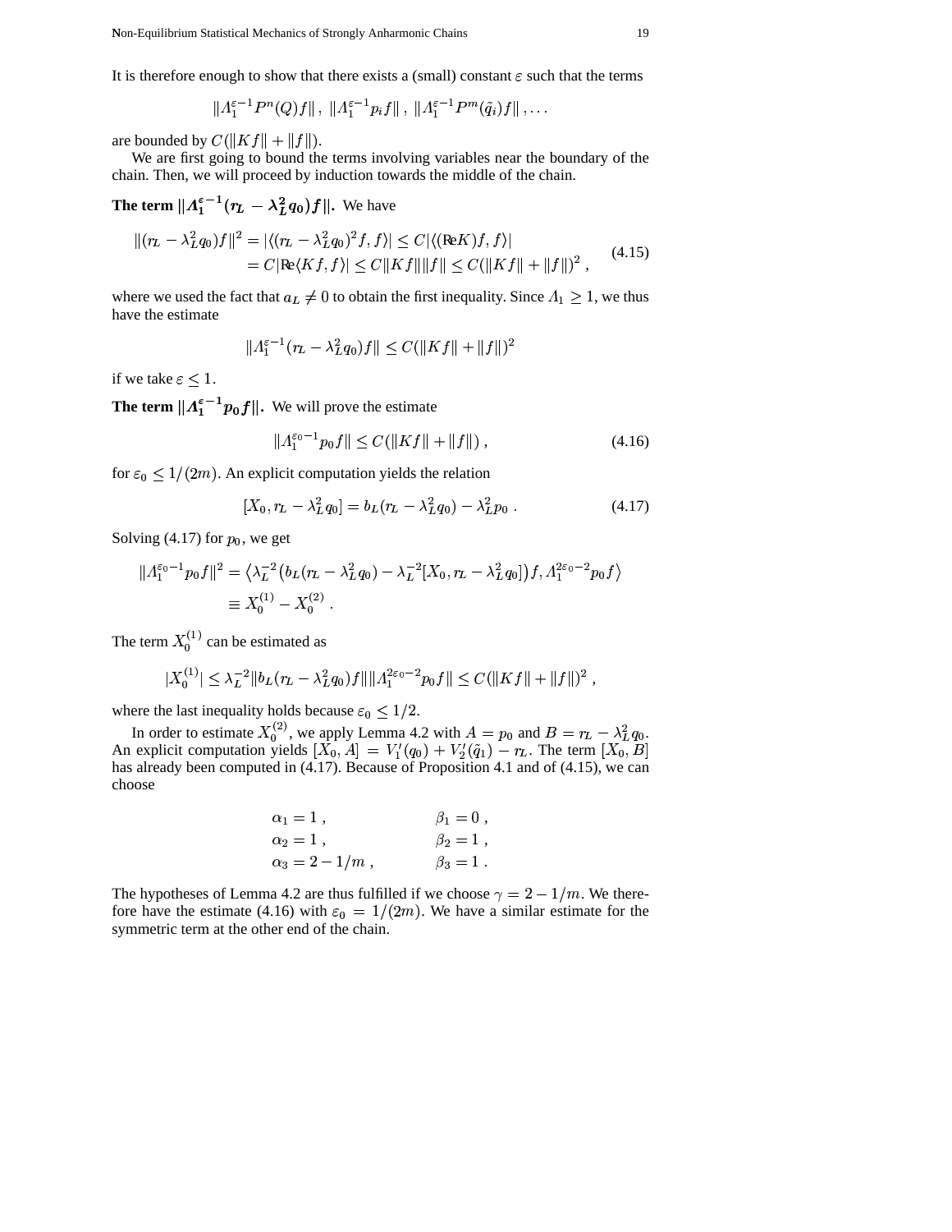It is therefore enough to show that there exists a (small) constant $\varepsilon$ such that the terms

$$\|\Lambda_1^{\varepsilon-1} P^n(Q) f\| \,,\; \|\Lambda_1^{\varepsilon-1} p_i f\| \,,\; \|\Lambda_1^{\varepsilon-1} P^m(\tilde{q}_i) f\| \,, \ldots$$

are bounded by $C(\|Kf\| + \|f\|)$.

We are first going to bound the terms involving variables near the boundary of the chain. Then, we will proceed by induction towards the middle of the chain.

**The term $\|\Lambda_1^{\varepsilon-1}(r_L - \lambda_L^2 q_0) f\|$.** We have

$$\begin{aligned} \|(r_L - \lambda_L^2 q_0) f\|^2 &= |\langle (r_L - \lambda_L^2 q_0)^2 f, f\rangle| \le C |\langle (\mathrm{Re} K) f, f\rangle| \\ &= C |\mathrm{Re}\langle K f, f\rangle| \le C \|Kf\| \|f\| \le C(\|Kf\| + \|f\|)^2 \,, \end{aligned} \tag{4.15}$$

where we used the fact that $a_L \neq 0$ to obtain the first inequality. Since $\Lambda_1 \ge 1$, we thus have the estimate

$$\|\Lambda_1^{\varepsilon-1}(r_L - \lambda_L^2 q_0) f\| \le C(\|Kf\| + \|f\|)^2$$

if we take $\varepsilon \le 1$.

**The term $\|\Lambda_1^{\varepsilon-1} p_0 f\|$.** We will prove the estimate

$$\|\Lambda_1^{\varepsilon_0-1} p_0 f\| \le C(\|Kf\| + \|f\|) \,, \tag{4.16}$$

for $\varepsilon_0 \le 1/(2m)$. An explicit computation yields the relation

$$[X_0, r_L - \lambda_L^2 q_0] = b_L (r_L - \lambda_L^2 q_0) - \lambda_L^2 p_0 \,. \tag{4.17}$$

Solving (4.17) for $p_0$, we get

$$\begin{aligned} \|\Lambda_1^{\varepsilon_0-1} p_0 f\|^2 &= \big\langle \lambda_L^{-2}\big(b_L(r_L - \lambda_L^2 q_0) - \lambda_L^{-2}[X_0, r_L - \lambda_L^2 q_0]\big) f, \Lambda_1^{2\varepsilon_0-2} p_0 f \big\rangle \\ &\equiv X_0^{(1)} - X_0^{(2)} \,. \end{aligned}$$

The term $X_0^{(1)}$ can be estimated as

$$|X_0^{(1)}| \le \lambda_L^{-2} \|b_L(r_L - \lambda_L^2 q_0) f\| \|\Lambda_1^{2\varepsilon_0-2} p_0 f\| \le C(\|Kf\| + \|f\|)^2 \,,$$

where the last inequality holds because $\varepsilon_0 \le 1/2$.

In order to estimate $X_0^{(2)}$, we apply Lemma 4.2 with $A = p_0$ and $B = r_L - \lambda_L^2 q_0$. An explicit computation yields $[X_0, A] = V_1'(q_0) + V_2'(\tilde{q}_1) - r_L$. The term $[X_0, B]$ has already been computed in (4.17). Because of Proposition 4.1 and of (4.15), we can choose

$$\begin{aligned} \alpha_1 &= 1 \,, & \beta_1 &= 0 \,, \\ \alpha_2 &= 1 \,, & \beta_2 &= 1 \,, \\ \alpha_3 &= 2 - 1/m \,, & \beta_3 &= 1 \,. \end{aligned}$$

The hypotheses of Lemma 4.2 are thus fulfilled if we choose $\gamma = 2 - 1/m$. We therefore have the estimate (4.16) with $\varepsilon_0 = 1/(2m)$. We have a similar estimate for the symmetric term at the other end of the chain.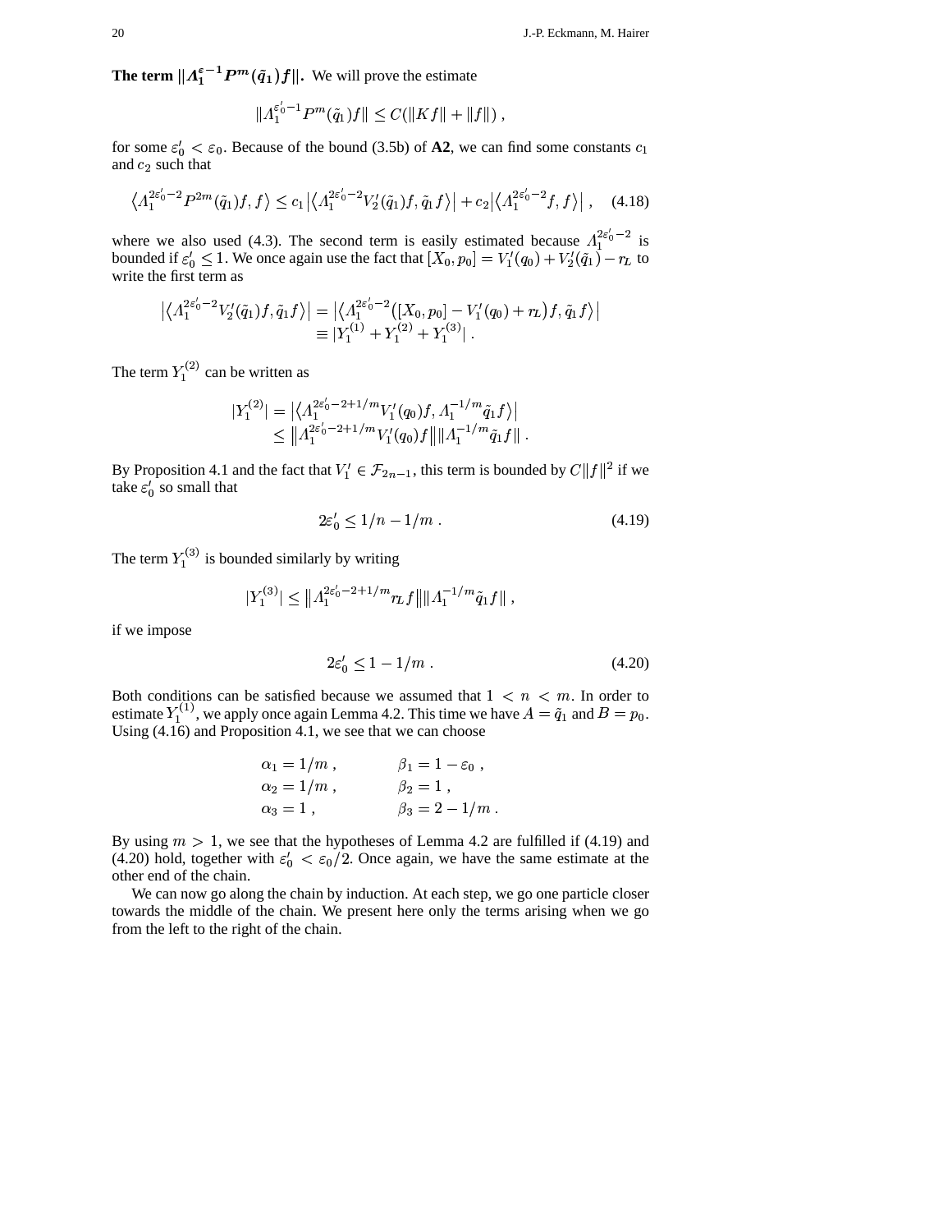**The term $\|\Lambda_1^{\varepsilon-1} P^m(\tilde q_1) f\|$.** We will prove the estimate

$$\|\Lambda_1^{\varepsilon_0'-1} P^m(\tilde q_1) f\| \le C(\|Kf\| + \|f\|)\;,$$

for some $\varepsilon_0' < \varepsilon_0$. Because of the bound (3.5b) of **A2**, we can find some constants $c_1$ and $c_2$ such that

$$\big\langle \Lambda_1^{2\varepsilon_0'-2} P^{2m}(\tilde q_1) f, f\big\rangle \le c_1 \big|\big\langle \Lambda_1^{2\varepsilon_0'-2} V_2'(\tilde q_1) f, \tilde q_1 f\big\rangle\big| + c_2 \big|\big\langle \Lambda_1^{2\varepsilon_0'-2} f, f\big\rangle\big|\;, \quad (4.18)$$

where we also used (4.3). The second term is easily estimated because $\Lambda_1^{2\varepsilon_0'-2}$ is bounded if $\varepsilon_0' \le 1$. We once again use the fact that $[X_0, p_0] = V_1'(q_0) + V_2'(\tilde q_1) - r_L$ to write the first term as

$$\begin{aligned}\big|\big\langle \Lambda_1^{2\varepsilon_0'-2} V_2'(\tilde q_1) f, \tilde q_1 f\big\rangle\big| &= \big|\big\langle \Lambda_1^{2\varepsilon_0'-2}\big([X_0, p_0] - V_1'(q_0) + r_L\big) f, \tilde q_1 f\big\rangle\big| \\ &\equiv |Y_1^{(1)} + Y_1^{(2)} + Y_1^{(3)}|\;.\end{aligned}$$

The term $Y_1^{(2)}$ can be written as

$$\begin{aligned}|Y_1^{(2)}| &= \big|\big\langle \Lambda_1^{2\varepsilon_0'-2+1/m} V_1'(q_0) f, \Lambda_1^{-1/m} \tilde q_1 f\big\rangle\big| \\ &\le \big\|\Lambda_1^{2\varepsilon_0'-2+1/m} V_1'(q_0) f\big\| \|\Lambda_1^{-1/m} \tilde q_1 f\|\;.\end{aligned}$$

By Proposition 4.1 and the fact that $V_1' \in \mathcal{F}_{2n-1}$, this term is bounded by $C\|f\|^2$ if we take $\varepsilon_0'$ so small that

$$2\varepsilon_0' \le 1/n - 1/m\;. \quad (4.19)$$

The term $Y_1^{(3)}$ is bounded similarly by writing

$$|Y_1^{(3)}| \le \big\|\Lambda_1^{2\varepsilon_0'-2+1/m} r_L f\big\| \|\Lambda_1^{-1/m} \tilde q_1 f\|\;,$$

if we impose

$$2\varepsilon_0' \le 1 - 1/m\;. \quad (4.20)$$

Both conditions can be satisfied because we assumed that $1 < n < m$. In order to estimate $Y_1^{(1)}$, we apply once again Lemma 4.2. This time we have $A = \tilde q_1$ and $B = p_0$. Using (4.16) and Proposition 4.1, we see that we can choose

$$\begin{aligned}\alpha_1 &= 1/m\;, & \beta_1 &= 1 - \varepsilon_0\;, \\ \alpha_2 &= 1/m\;, & \beta_2 &= 1\;, \\ \alpha_3 &= 1\;, & \beta_3 &= 2 - 1/m\;.\end{aligned}$$

By using $m > 1$, we see that the hypotheses of Lemma 4.2 are fulfilled if (4.19) and (4.20) hold, together with $\varepsilon_0' < \varepsilon_0/2$. Once again, we have the same estimate at the other end of the chain.

We can now go along the chain by induction. At each step, we go one particle closer towards the middle of the chain. We present here only the terms arising when we go from the left to the right of the chain.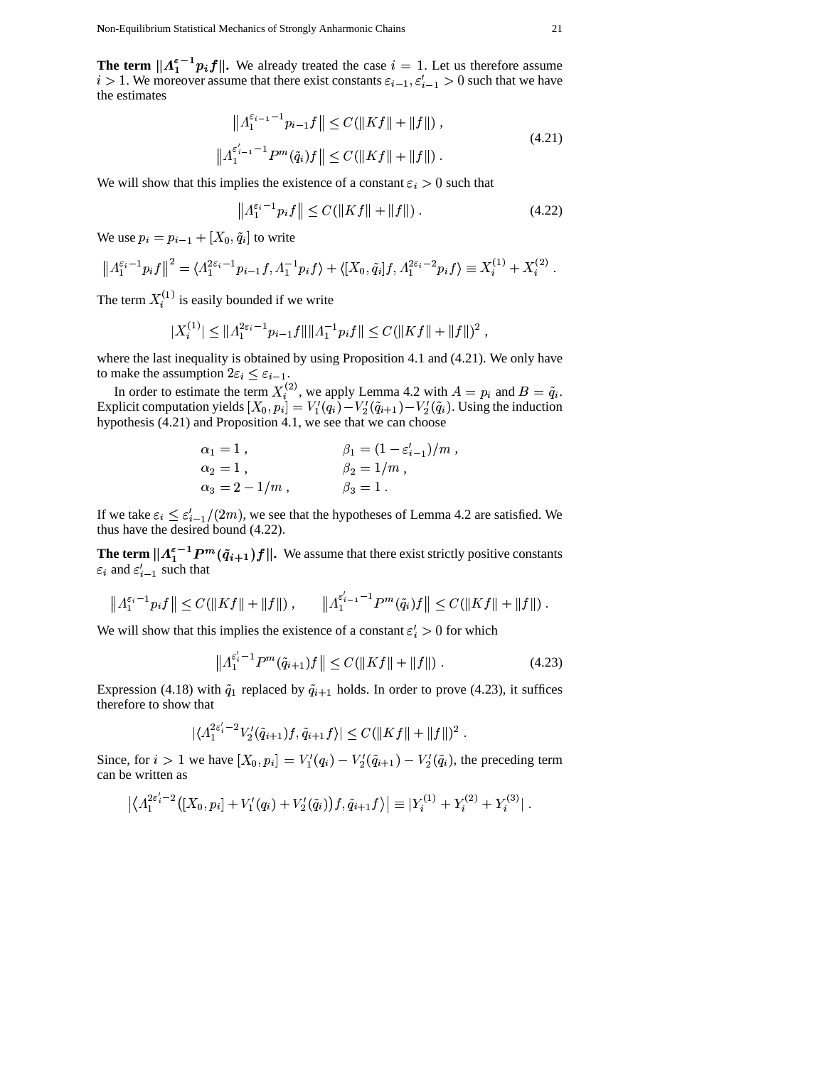**The term $\|\Lambda_1^{\varepsilon-1} p_i f\|$.** We already treated the case $i = 1$. Let us therefore assume $i > 1$. We moreover assume that there exist constants $\varepsilon_{i-1}, \varepsilon'_{i-1} > 0$ such that we have the estimates

$$
\begin{aligned}
\left\|\Lambda_1^{\varepsilon_{i-1}-1} p_{i-1} f\right\| &\le C(\|Kf\| + \|f\|) , \\
\left\|\Lambda_1^{\varepsilon'_{i-1}-1} P^m(\tilde q_i) f\right\| &\le C(\|Kf\| + \|f\|) .
\end{aligned}
\tag{4.21}
$$

We will show that this implies the existence of a constant $\varepsilon_i > 0$ such that

$$
\left\|\Lambda_1^{\varepsilon_i-1} p_i f\right\| \le C(\|Kf\| + \|f\|) . \tag{4.22}
$$

We use $p_i = p_{i-1} + [X_0, \tilde q_i]$ to write

$$
\left\|\Lambda_1^{\varepsilon_i-1} p_i f\right\|^2 = \langle \Lambda_1^{2\varepsilon_i-1} p_{i-1} f, \Lambda_1^{-1} p_i f\rangle + \langle [X_0, \tilde q_i] f, \Lambda_1^{2\varepsilon_i-2} p_i f\rangle \equiv X_i^{(1)} + X_i^{(2)} .
$$

The term $X_i^{(1)}$ is easily bounded if we write

$$
|X_i^{(1)}| \le \|\Lambda_1^{2\varepsilon_i-1} p_{i-1} f\| \|\Lambda_1^{-1} p_i f\| \le C(\|Kf\| + \|f\|)^2 ,
$$

where the last inequality is obtained by using Proposition 4.1 and (4.21). We only have to make the assumption $2\varepsilon_i \le \varepsilon_{i-1}$.

In order to estimate the term $X_i^{(2)}$, we apply Lemma 4.2 with $A = p_i$ and $B = \tilde q_i$. Explicit computation yields $[X_0, p_i] = V_1'(q_i) - V_2'(\tilde q_{i+1}) - V_2'(\tilde q_i)$. Using the induction hypothesis (4.21) and Proposition 4.1, we see that we can choose

$$
\begin{aligned}
\alpha_1 &= 1 , & \beta_1 &= (1 - \varepsilon'_{i-1})/m , \\
\alpha_2 &= 1 , & \beta_2 &= 1/m , \\
\alpha_3 &= 2 - 1/m , & \beta_3 &= 1 .
\end{aligned}
$$

If we take $\varepsilon_i \le \varepsilon'_{i-1}/(2m)$, we see that the hypotheses of Lemma 4.2 are satisfied. We thus have the desired bound (4.22).

**The term $\|\Lambda_1^{\varepsilon-1} P^m(\tilde q_{i+1}) f\|$.** We assume that there exist strictly positive constants $\varepsilon_i$ and $\varepsilon'_{i-1}$ such that

$$
\left\|\Lambda_1^{\varepsilon_i-1} p_i f\right\| \le C(\|Kf\| + \|f\|) , \qquad \left\|\Lambda_1^{\varepsilon'_{i-1}-1} P^m(\tilde q_i) f\right\| \le C(\|Kf\| + \|f\|) .
$$

We will show that this implies the existence of a constant $\varepsilon'_i > 0$ for which

$$
\left\|\Lambda_1^{\varepsilon'_i-1} P^m(\tilde q_{i+1}) f\right\| \le C(\|Kf\| + \|f\|) . \tag{4.23}
$$

Expression (4.18) with $\tilde q_1$ replaced by $\tilde q_{i+1}$ holds. In order to prove (4.23), it suffices therefore to show that

$$
|\langle \Lambda_1^{2\varepsilon'_i-2} V_2'(\tilde q_{i+1}) f, \tilde q_{i+1} f\rangle| \le C(\|Kf\| + \|f\|)^2 .
$$

Since, for $i > 1$ we have $[X_0, p_i] = V_1'(q_i) - V_2'(\tilde q_{i+1}) - V_2'(\tilde q_i)$, the preceding term can be written as

$$
\left|\left\langle \Lambda_1^{2\varepsilon'_i-2}\big([X_0, p_i] + V_1'(q_i) + V_2'(\tilde q_i)\big) f, \tilde q_{i+1} f\right\rangle\right| \equiv |Y_i^{(1)} + Y_i^{(2)} + Y_i^{(3)}| .
$$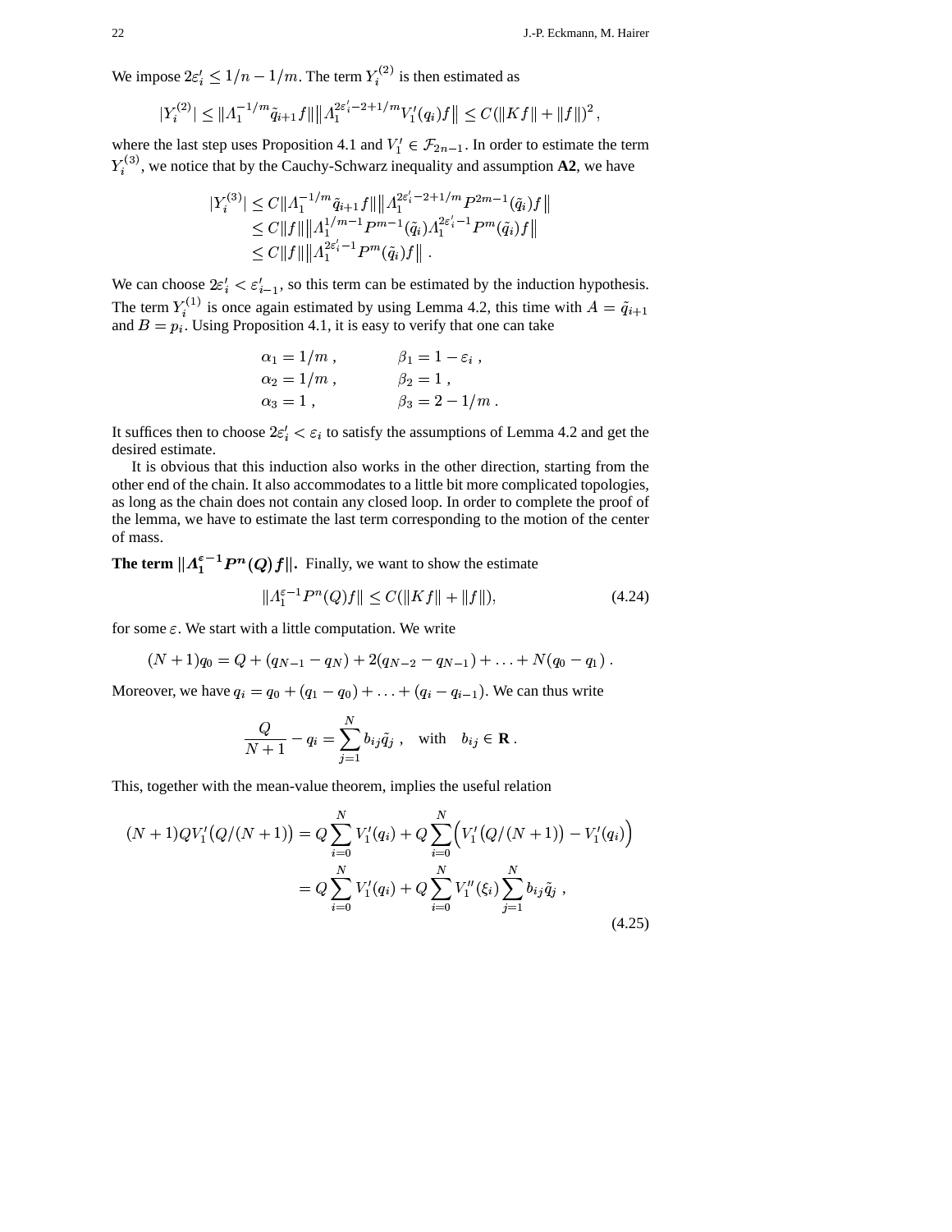We impose $2\varepsilon_i' \le 1/n - 1/m$. The term $Y_i^{(2)}$ is then estimated as

$$|Y_i^{(2)}| \le \|\Lambda_1^{-1/m}\tilde q_{i+1} f\| \big\|\Lambda_1^{2\varepsilon_i'-2+1/m} V_1'(q_i) f\big\| \le C(\|Kf\| + \|f\|)^2\;,$$

where the last step uses Proposition 4.1 and $V_1' \in \mathcal{F}_{2n-1}$. In order to estimate the term $Y_i^{(3)}$, we notice that by the Cauchy-Schwarz inequality and assumption **A2**, we have

$$\begin{aligned}
|Y_i^{(3)}| &\le C\|\Lambda_1^{-1/m}\tilde q_{i+1} f\| \big\|\Lambda_1^{2\varepsilon_i'-2+1/m} P^{2m-1}(\tilde q_i) f\big\| \\
&\le C\|f\| \big\|\Lambda_1^{1/m-1} P^{m-1}(\tilde q_i)\Lambda_1^{2\varepsilon_i'-1} P^m(\tilde q_i) f\big\| \\
&\le C\|f\| \big\|\Lambda_1^{2\varepsilon_i'-1} P^m(\tilde q_i) f\big\|\;.
\end{aligned}$$

We can choose $2\varepsilon_i' < \varepsilon_{i-1}'$, so this term can be estimated by the induction hypothesis. The term $Y_i^{(1)}$ is once again estimated by using Lemma 4.2, this time with $A = \tilde q_{i+1}$ and $B = p_i$. Using Proposition 4.1, it is easy to verify that one can take

$$\begin{aligned}
\alpha_1 &= 1/m\;, &\qquad \beta_1 &= 1-\varepsilon_i\;,\\
\alpha_2 &= 1/m\;, &\qquad \beta_2 &= 1\;,\\
\alpha_3 &= 1\;, &\qquad \beta_3 &= 2-1/m\;.
\end{aligned}$$

It suffices then to choose $2\varepsilon_i' < \varepsilon_i$ to satisfy the assumptions of Lemma 4.2 and get the desired estimate.

It is obvious that this induction also works in the other direction, starting from the other end of the chain. It also accommodates to a little bit more complicated topologies, as long as the chain does not contain any closed loop. In order to complete the proof of the lemma, we have to estimate the last term corresponding to the motion of the center of mass.

**The term $\|\Lambda_1^{\varepsilon-1}P^n(Q)f\|$.** Finally, we want to show the estimate

$$\|\Lambda_1^{\varepsilon-1}P^n(Q)f\| \le C(\|Kf\| + \|f\|), \tag{4.24}$$

for some $\varepsilon$. We start with a little computation. We write

$$(N+1)q_0 = Q + (q_{N-1} - q_N) + 2(q_{N-2} - q_{N-1}) + \ldots + N(q_0 - q_1)\;.$$

Moreover, we have $q_i = q_0 + (q_1 - q_0) + \ldots + (q_i - q_{i-1})$. We can thus write

$$\frac{Q}{N+1} - q_i = \sum_{j=1}^N b_{ij}\tilde q_j\;, \quad \text{with} \quad b_{ij} \in \mathbf{R}\;.$$

This, together with the mean-value theorem, implies the useful relation

$$\begin{aligned}
(N+1)QV_1'\big(Q/(N+1)\big) &= Q\sum_{i=0}^N V_1'(q_i) + Q\sum_{i=0}^N \Big(V_1'\big(Q/(N+1)\big) - V_1'(q_i)\Big) \\
&= Q\sum_{i=0}^N V_1'(q_i) + Q\sum_{i=0}^N V_1''(\xi_i)\sum_{j=1}^N b_{ij}\tilde q_j\;,
\end{aligned} \tag{4.25}$$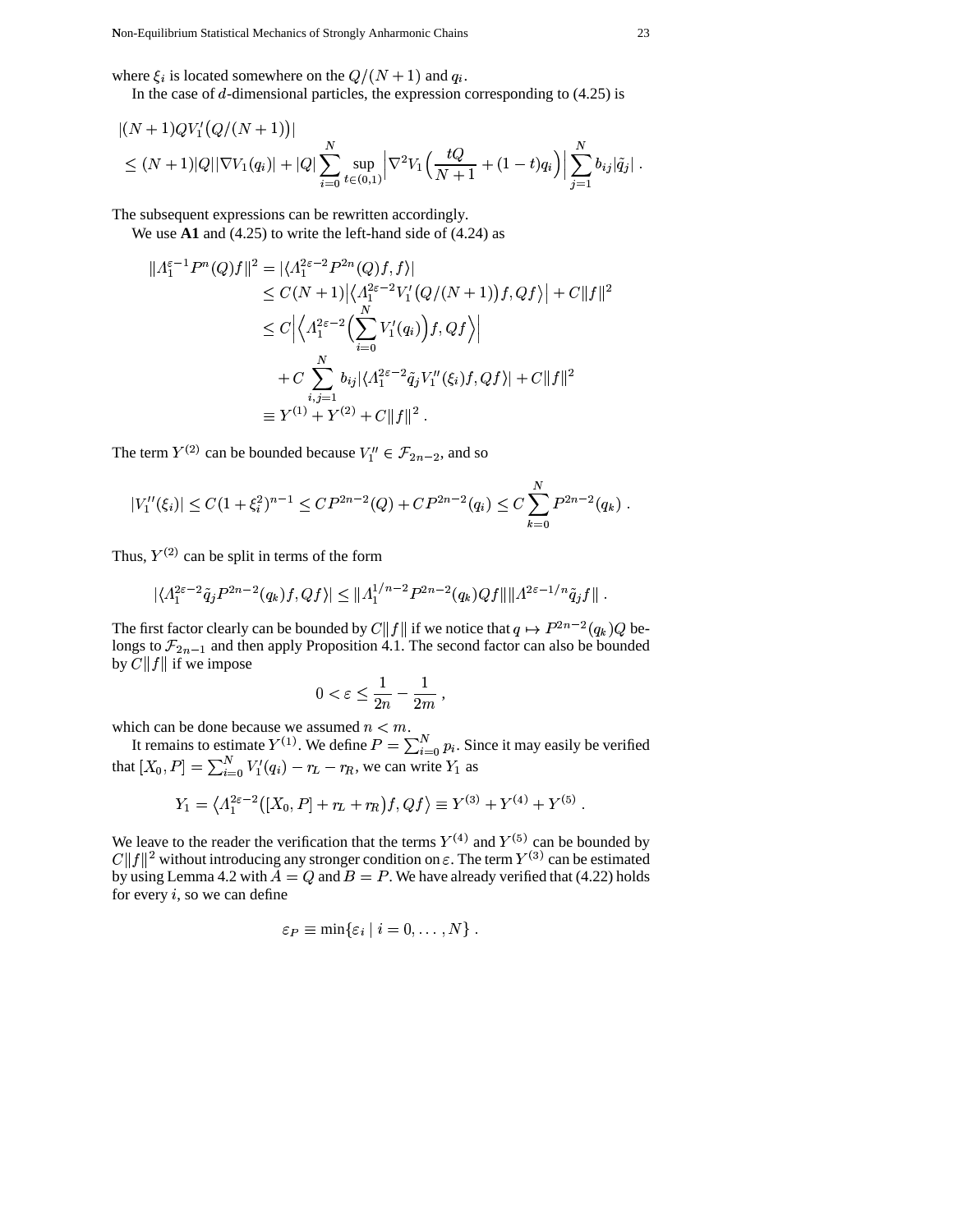where $\xi_i$ is located somewhere on the $Q/(N+1)$ and $q_i$.

In the case of $d$-dimensional particles, the expression corresponding to (4.25) is

$$
\begin{aligned}
&|(N+1)QV_1'\big(Q/(N+1)\big)| \\
&\le (N+1)|Q||\nabla V_1(q_i)| + |Q|\sum_{i=0}^{N}\sup_{t\in(0,1)}\Big|\nabla^2 V_1\Big(\frac{tQ}{N+1}+(1-t)q_i\Big)\Big|\sum_{j=1}^{N} b_{ij}|\tilde q_j|\;.
\end{aligned}
$$

The subsequent expressions can be rewritten accordingly.

We use **A1** and (4.25) to write the left-hand side of (4.24) as

$$
\begin{aligned}
\|\Lambda_1^{\varepsilon-1}P^n(Q)f\|^2 &= |\langle \Lambda_1^{2\varepsilon-2}P^{2n}(Q)f,f\rangle| \\
&\le C(N+1)\big|\big\langle \Lambda_1^{2\varepsilon-2}V_1'\big(Q/(N+1)\big)f,Qf\big\rangle\big| + C\|f\|^2 \\
&\le C\Big|\Big\langle \Lambda_1^{2\varepsilon-2}\Big(\sum_{i=0}^{N}V_1'(q_i)\Big)f,Qf\Big\rangle\Big| \\
&\quad + C\sum_{i,j=1}^{N} b_{ij}|\langle \Lambda_1^{2\varepsilon-2}\tilde q_j V_1''(\xi_i)f,Qf\rangle| + C\|f\|^2 \\
&\equiv Y^{(1)} + Y^{(2)} + C\|f\|^2\;.
\end{aligned}
$$

The term $Y^{(2)}$ can be bounded because $V_1''\in\mathcal{F}_{2n-2}$, and so

$$
|V_1''(\xi_i)| \le C(1+\xi_i^2)^{n-1} \le CP^{2n-2}(Q) + CP^{2n-2}(q_i) \le C\sum_{k=0}^{N}P^{2n-2}(q_k)\;.
$$

Thus, $Y^{(2)}$ can be split in terms of the form

$$
|\langle \Lambda_1^{2\varepsilon-2}\tilde q_j P^{2n-2}(q_k)f,Qf\rangle| \le \|\Lambda_1^{1/n-2}P^{2n-2}(q_k)Qf\|\|\Lambda^{2\varepsilon-1/n}\tilde q_j f\|\;.
$$

The first factor clearly can be bounded by $C\|f\|$ if we notice that $q\mapsto P^{2n-2}(q_k)Q$ belongs to $\mathcal{F}_{2n-1}$ and then apply Proposition 4.1. The second factor can also be bounded by $C\|f\|$ if we impose

$$
0<\varepsilon\le \frac{1}{2n}-\frac{1}{2m}\;,
$$

which can be done because we assumed $n<m$.

It remains to estimate $Y^{(1)}$. We define $P=\sum_{i=0}^{N}p_i$. Since it may easily be verified that $[X_0,P]=\sum_{i=0}^{N}V_1'(q_i)-r_L-r_R$, we can write $Y_1$ as

$$
Y_1 = \big\langle \Lambda_1^{2\varepsilon-2}\big([X_0,P]+r_L+r_R\big)f,Qf\big\rangle \equiv Y^{(3)}+Y^{(4)}+Y^{(5)}\;.
$$

We leave to the reader the verification that the terms $Y^{(4)}$ and $Y^{(5)}$ can be bounded by $C\|f\|^2$ without introducing any stronger condition on $\varepsilon$. The term $Y^{(3)}$ can be estimated by using Lemma 4.2 with $A=Q$ and $B=P$. We have already verified that (4.22) holds for every $i$, so we can define

$$
\varepsilon_P \equiv \min\{\varepsilon_i \mid i=0,\ldots,N\}\;.
$$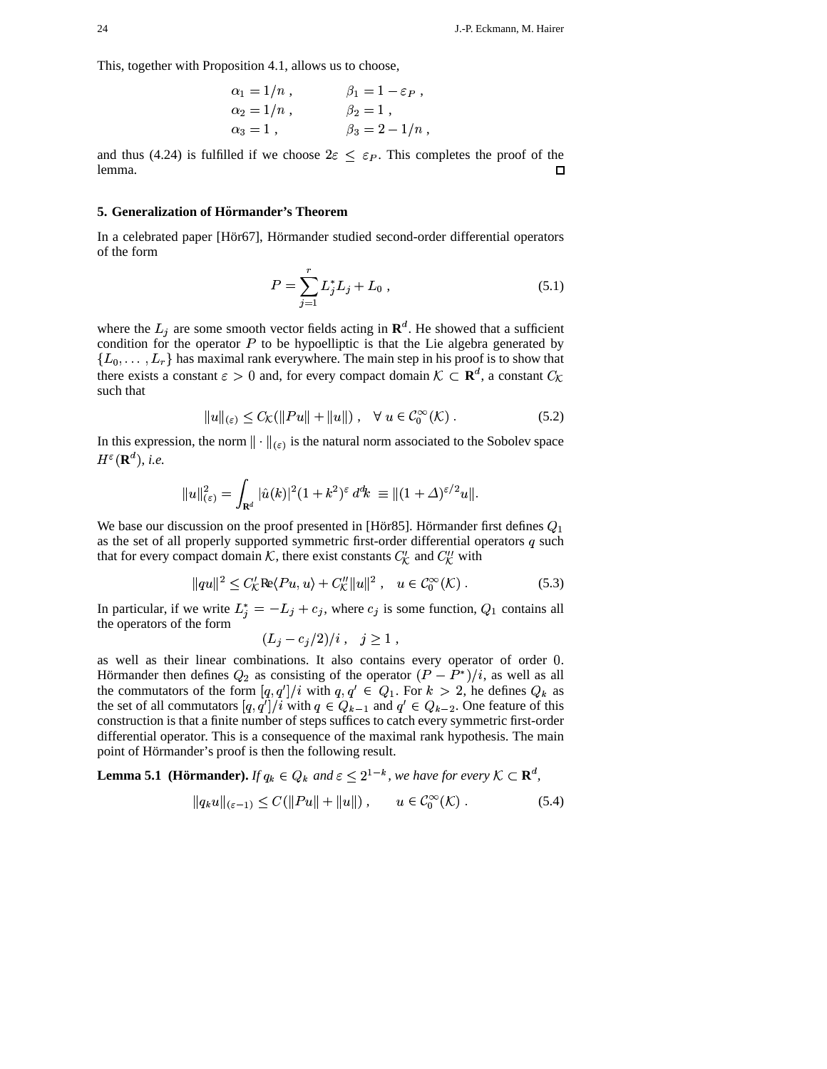This, together with Proposition 4.1, allows us to choose,

$$
\begin{aligned}
\alpha_1 &= 1/n\ , \qquad & \beta_1 &= 1 - \varepsilon_P\ , \\
\alpha_2 &= 1/n\ , \qquad & \beta_2 &= 1\ , \\
\alpha_3 &= 1\ , \qquad & \beta_3 &= 2 - 1/n\ ,
\end{aligned}
$$

and thus (4.24) is fulfilled if we choose $2\varepsilon \le \varepsilon_P$. This completes the proof of the lemma. □

## 5. Generalization of Hörmander's Theorem

In a celebrated paper [Hör67], Hörmander studied second-order differential operators of the form

$$
P = \sum_{j=1}^{r} L_j^* L_j + L_0\ , \tag{5.1}
$$

where the $L_j$ are some smooth vector fields acting in $\mathbf{R}^d$. He showed that a sufficient condition for the operator $P$ to be hypoelliptic is that the Lie algebra generated by $\{L_0, \ldots, L_r\}$ has maximal rank everywhere. The main step in his proof is to show that there exists a constant $\varepsilon > 0$ and, for every compact domain $\mathcal{K} \subset \mathbf{R}^d$, a constant $C_\mathcal{K}$ such that

$$
\|u\|_{(\varepsilon)} \le C_\mathcal{K}(\|Pu\| + \|u\|)\ , \quad \forall\ u \in \mathcal{C}_0^\infty(\mathcal{K})\ . \tag{5.2}
$$

In this expression, the norm $\|\cdot\|_{(\varepsilon)}$ is the natural norm associated to the Sobolev space $H^\varepsilon(\mathbf{R}^d)$, *i.e.*

$$
\|u\|_{(\varepsilon)}^2 = \int_{\mathbf{R}^d} |\hat u(k)|^2 (1+k^2)^\varepsilon\, d^d\!k \ \equiv \|(1+\Delta)^{\varepsilon/2} u\|.
$$

We base our discussion on the proof presented in [Hör85]. Hörmander first defines $Q_1$ as the set of all properly supported symmetric first-order differential operators $q$ such that for every compact domain $\mathcal{K}$, there exist constants $C'_\mathcal{K}$ and $C''_\mathcal{K}$ with

$$
\|qu\|^2 \le C'_\mathcal{K} \mathrm{Re}\langle Pu, u\rangle + C''_\mathcal{K}\|u\|^2\ , \quad u \in \mathcal{C}_0^\infty(\mathcal{K})\ . \tag{5.3}
$$

In particular, if we write $L_j^* = -L_j + c_j$, where $c_j$ is some function, $Q_1$ contains all the operators of the form

$$
(L_j - c_j/2)/i\ , \quad j \ge 1\ ,
$$

as well as their linear combinations. It also contains every operator of order $0$. Hörmander then defines $Q_2$ as consisting of the operator $(P - P^*)/i$, as well as all the commutators of the form $[q, q']/i$ with $q, q' \in Q_1$. For $k > 2$, he defines $Q_k$ as the set of all commutators $[q, q']/i$ with $q \in Q_{k-1}$ and $q' \in Q_{k-2}$. One feature of this construction is that a finite number of steps suffices to catch every symmetric first-order differential operator. This is a consequence of the maximal rank hypothesis. The main point of Hörmander's proof is then the following result.

**Lemma 5.1 (Hörmander).** *If $q_k \in Q_k$ and $\varepsilon \le 2^{1-k}$, we have for every $\mathcal{K} \subset \mathbf{R}^d$,*

$$
\|q_k u\|_{(\varepsilon-1)} \le C(\|Pu\| + \|u\|)\ , \qquad u \in \mathcal{C}_0^\infty(\mathcal{K})\ . \tag{5.4}
$$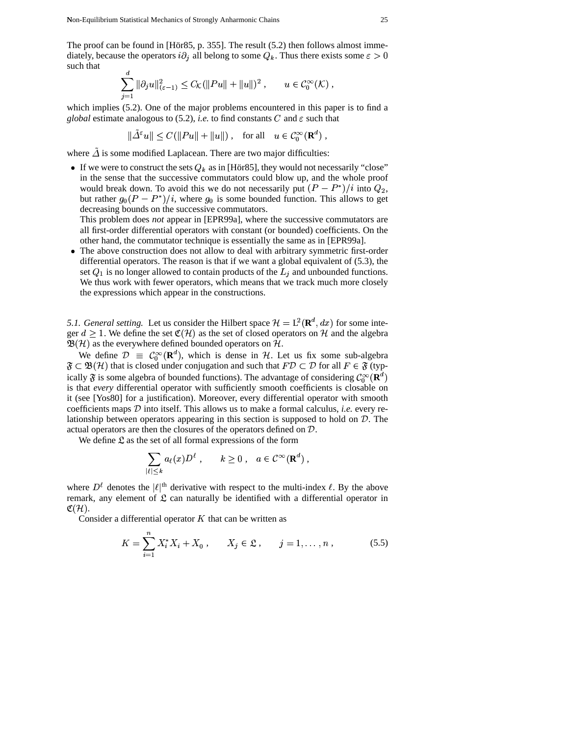The proof can be found in [Hör85, p. 355]. The result (5.2) then follows almost immediately, because the operators $i\partial_j$ all belong to some $Q_k$. Thus there exists some $\varepsilon > 0$ such that

$$\sum_{j=1}^{d} \|\partial_j u\|^2_{(\varepsilon-1)} \le C_{\mathcal{K}}(\|Pu\| + \|u\|)^2 , \qquad u \in \mathcal{C}_0^\infty(\mathcal{K}) ,$$

which implies (5.2). One of the major problems encountered in this paper is to find a *global* estimate analogous to (5.2), *i.e.* to find constants $C$ and $\varepsilon$ such that

$$\|\tilde{\Delta}^\varepsilon u\| \le C(\|Pu\| + \|u\|) , \quad \text{for all} \quad u \in \mathcal{C}_0^\infty(\mathbf{R}^d) ,$$

where $\tilde{\Delta}$ is some modified Laplacean. There are two major difficulties:

- If we were to construct the sets $Q_k$ as in [Hör85], they would not necessarily "close" in the sense that the successive commutators could blow up, and the whole proof would break down. To avoid this we do not necessarily put $(P - P^*)/i$ into $Q_2$, but rather $g_0(P - P^*)/i$, where $g_0$ is some bounded function. This allows to get decreasing bounds on the successive commutators.
  This problem does *not* appear in [EPR99a], where the successive commutators are all first-order differential operators with constant (or bounded) coefficients. On the other hand, the commutator technique is essentially the same as in [EPR99a].
- The above construction does not allow to deal with arbitrary symmetric first-order differential operators. The reason is that if we want a global equivalent of (5.3), the set $Q_1$ is no longer allowed to contain products of the $L_j$ and unbounded functions. We thus work with fewer operators, which means that we track much more closely the expressions which appear in the constructions.

*5.1. General setting.* Let us consider the Hilbert space $\mathcal{H} = \mathrm{L}^2(\mathbf{R}^d, dx)$ for some integer $d \ge 1$. We define the set $\mathfrak{C}(\mathcal{H})$ as the set of closed operators on $\mathcal{H}$ and the algebra $\mathfrak{B}(\mathcal{H})$ as the everywhere defined bounded operators on $\mathcal{H}$.

We define $\mathcal{D} \equiv \mathcal{C}_0^\infty(\mathbf{R}^d)$, which is dense in $\mathcal{H}$. Let us fix some sub-algebra $\mathfrak{F} \subset \mathfrak{B}(\mathcal{H})$ that is closed under conjugation and such that $F\mathcal{D} \subset \mathcal{D}$ for all $F \in \mathfrak{F}$ (typically $\mathfrak{F}$ is some algebra of bounded functions). The advantage of considering $\mathcal{C}_0^\infty(\mathbf{R}^d)$ is that *every* differential operator with sufficiently smooth coefficients is closable on it (see [Yos80] for a justification). Moreover, every differential operator with smooth coefficients maps $\mathcal{D}$ into itself. This allows us to make a formal calculus, *i.e.* every relationship between operators appearing in this section is supposed to hold on $\mathcal{D}$. The actual operators are then the closures of the operators defined on $\mathcal{D}$.

We define $\mathfrak{L}$ as the set of all formal expressions of the form

$$\sum_{|\ell| \le k} a_\ell(x) D^\ell , \qquad k \ge 0 , \quad a \in \mathcal{C}^\infty(\mathbf{R}^d) ,$$

where $D^\ell$ denotes the $|\ell|^{\text{th}}$ derivative with respect to the multi-index $\ell$. By the above remark, any element of $\mathfrak{L}$ can naturally be identified with a differential operator in $\mathfrak{C}(\mathcal{H})$.

Consider a differential operator $K$ that can be written as

$$K = \sum_{i=1}^{n} X_i^* X_i + X_0 , \qquad X_j \in \mathfrak{L} , \qquad j = 1, \ldots, n , \tag{5.5}$$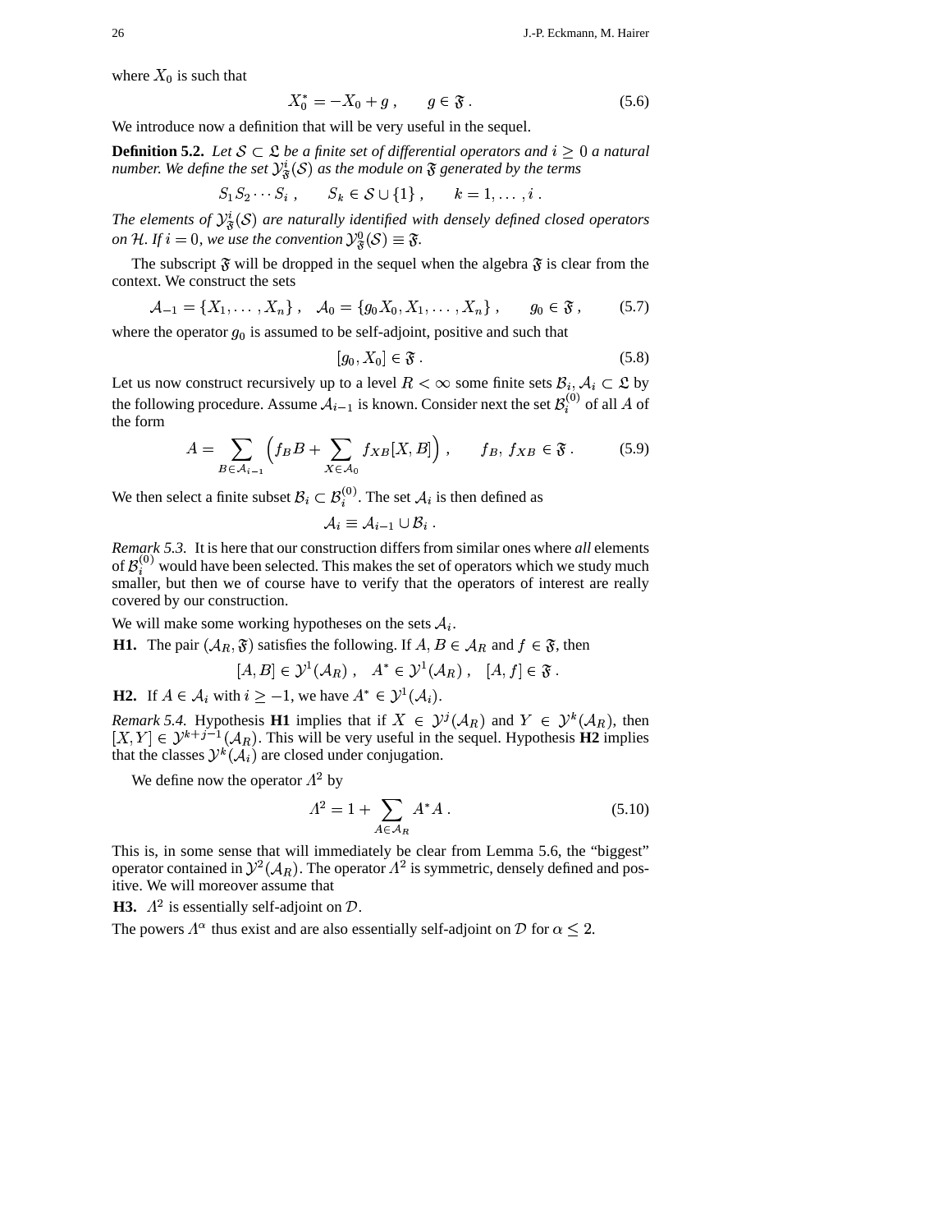where $X_0$ is such that

$$X_0^* = -X_0 + g \;, \qquad g \in \mathfrak{F} \;. \tag{5.6}$$

We introduce now a definition that will be very useful in the sequel.

**Definition 5.2.** *Let $\mathcal{S} \subset \mathfrak{L}$ be a finite set of differential operators and $i \geq 0$ a natural number. We define the set $\mathcal{Y}^i_{\mathfrak{F}}(\mathcal{S})$ as the module on $\mathfrak{F}$ generated by the terms*

$$S_1 S_2 \cdots S_i \;, \qquad S_k \in \mathcal{S} \cup \{1\} \;, \qquad k = 1, \ldots, i \;.$$

*The elements of $\mathcal{Y}^i_{\mathfrak{F}}(\mathcal{S})$ are naturally identified with densely defined closed operators on $\mathcal{H}$. If $i = 0$, we use the convention $\mathcal{Y}^0_{\mathfrak{F}}(\mathcal{S}) \equiv \mathfrak{F}$.*

The subscript $\mathfrak{F}$ will be dropped in the sequel when the algebra $\mathfrak{F}$ is clear from the context. We construct the sets

$$\mathcal{A}_{-1} = \{X_1, \ldots, X_n\} \;, \quad \mathcal{A}_0 = \{g_0 X_0, X_1, \ldots, X_n\} \;, \qquad g_0 \in \mathfrak{F} \;, \tag{5.7}$$

where the operator $g_0$ is assumed to be self-adjoint, positive and such that

$$[g_0, X_0] \in \mathfrak{F} \;. \tag{5.8}$$

Let us now construct recursively up to a level $R < \infty$ some finite sets $\mathcal{B}_i, \mathcal{A}_i \subset \mathfrak{L}$ by the following procedure. Assume $\mathcal{A}_{i-1}$ is known. Consider next the set $\mathcal{B}_i^{(0)}$ of all $A$ of the form

$$A = \sum_{B \in \mathcal{A}_{i-1}} \Bigl( f_B B + \sum_{X \in \mathcal{A}_0} f_{XB} [X, B] \Bigr) \;, \qquad f_B,\, f_{XB} \in \mathfrak{F} \;. \tag{5.9}$$

We then select a finite subset $\mathcal{B}_i \subset \mathcal{B}_i^{(0)}$. The set $\mathcal{A}_i$ is then defined as

$$\mathcal{A}_i \equiv \mathcal{A}_{i-1} \cup \mathcal{B}_i \;.$$

*Remark 5.3.* It is here that our construction differs from similar ones where *all* elements of $\mathcal{B}_i^{(0)}$ would have been selected. This makes the set of operators which we study much smaller, but then we of course have to verify that the operators of interest are really covered by our construction.

We will make some working hypotheses on the sets $\mathcal{A}_i$.

**H1.** The pair $(\mathcal{A}_R, \mathfrak{F})$ satisfies the following. If $A, B \in \mathcal{A}_R$ and $f \in \mathfrak{F}$, then

$$[A, B] \in \mathcal{Y}^1(\mathcal{A}_R) \;, \quad A^* \in \mathcal{Y}^1(\mathcal{A}_R) \;, \quad [A, f] \in \mathfrak{F} \;.$$

**H2.** If $A \in \mathcal{A}_i$ with $i \geq -1$, we have $A^* \in \mathcal{Y}^1(\mathcal{A}_i)$.

*Remark 5.4.* Hypothesis **H1** implies that if $X \in \mathcal{Y}^j(\mathcal{A}_R)$ and $Y \in \mathcal{Y}^k(\mathcal{A}_R)$, then $[X, Y] \in \mathcal{Y}^{k+j-1}(\mathcal{A}_R)$. This will be very useful in the sequel. Hypothesis **H2** implies that the classes $\mathcal{Y}^k(\mathcal{A}_i)$ are closed under conjugation.

We define now the operator $\Lambda^2$ by

$$\Lambda^2 = 1 + \sum_{A \in \mathcal{A}_R} A^* A \;. \tag{5.10}$$

This is, in some sense that will immediately be clear from Lemma 5.6, the "biggest" operator contained in $\mathcal{Y}^2(\mathcal{A}_R)$. The operator $\Lambda^2$ is symmetric, densely defined and positive. We will moreover assume that

**H3.** $\Lambda^2$ is essentially self-adjoint on $\mathcal{D}$.

The powers $\Lambda^\alpha$ thus exist and are also essentially self-adjoint on $\mathcal{D}$ for $\alpha \leq 2$.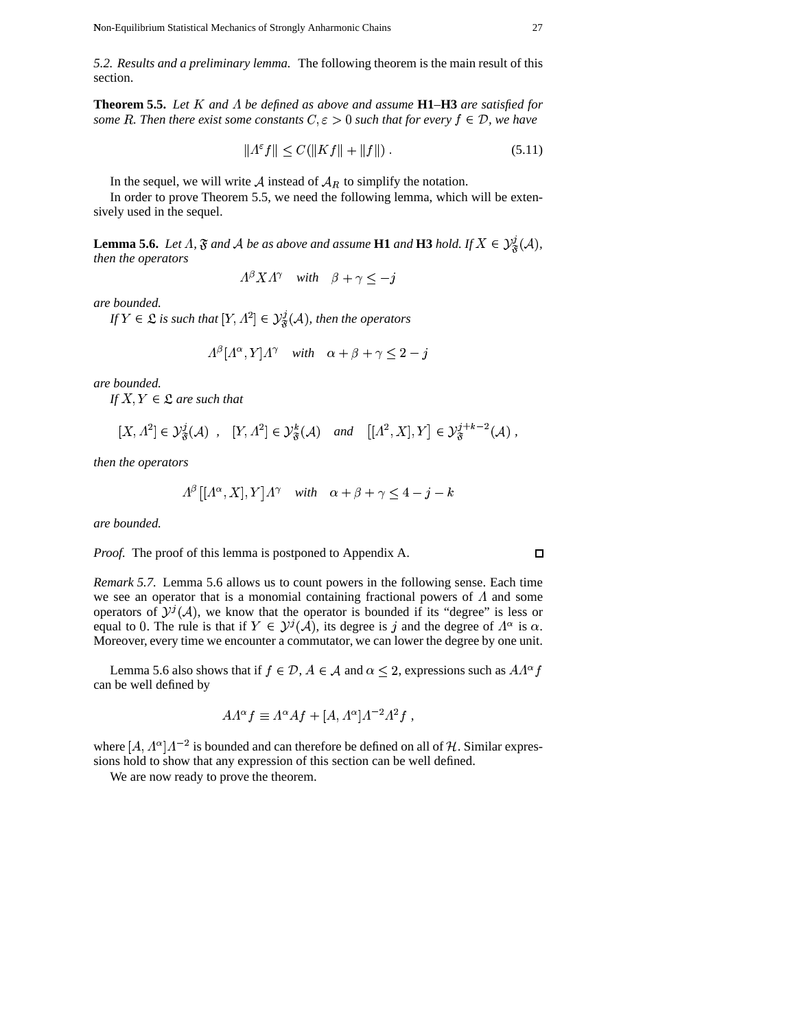*5.2. Results and a preliminary lemma.* The following theorem is the main result of this section.

**Theorem 5.5.** *Let $K$ and $\Lambda$ be defined as above and assume* **H1**–**H3** *are satisfied for some $R$. Then there exist some constants $C, \varepsilon > 0$ such that for every $f \in \mathcal{D}$, we have*

$$\|\Lambda^{\varepsilon} f\| \leq C\left(\|Kf\| + \|f\|\right) . \tag{5.11}$$

In the sequel, we will write $\mathcal{A}$ instead of $\mathcal{A}_R$ to simplify the notation.

In order to prove Theorem 5.5, we need the following lemma, which will be extensively used in the sequel.

**Lemma 5.6.** *Let $\Lambda$, $\mathfrak{F}$ and $\mathcal{A}$ be as above and assume* **H1** *and* **H3** *hold. If $X \in \mathcal{Y}^{j}_{\mathfrak{F}}(\mathcal{A})$, then the operators*

$$\Lambda^{\beta} X \Lambda^{\gamma} \quad \textit{with} \quad \beta + \gamma \leq -j$$

*are bounded.*

*If $Y \in \mathfrak{L}$ is such that $[Y, \Lambda^2] \in \mathcal{Y}^{j}_{\mathfrak{F}}(\mathcal{A})$, then the operators*

$$\Lambda^{\beta}[\Lambda^{\alpha}, Y]\Lambda^{\gamma} \quad \textit{with} \quad \alpha + \beta + \gamma \leq 2 - j$$

*are bounded.*

*If $X, Y \in \mathfrak{L}$ are such that*

$$[X, \Lambda^2] \in \mathcal{Y}^{j}_{\mathfrak{F}}(\mathcal{A}) \ , \quad [Y, \Lambda^2] \in \mathcal{Y}^{k}_{\mathfrak{F}}(\mathcal{A}) \quad \textit{and} \quad \big[[\Lambda^2, X], Y\big] \in \mathcal{Y}^{j+k-2}_{\mathfrak{F}}(\mathcal{A}) \ ,$$

*then the operators*

$$\Lambda^{\beta}\big[[\Lambda^{\alpha}, X], Y\big]\Lambda^{\gamma} \quad \textit{with} \quad \alpha + \beta + \gamma \leq 4 - j - k$$

*are bounded.*

*Proof.* The proof of this lemma is postponed to Appendix A. □

*Remark 5.7.* Lemma 5.6 allows us to count powers in the following sense. Each time we see an operator that is a monomial containing fractional powers of $\Lambda$ and some operators of $\mathcal{Y}^{j}(\mathcal{A})$, we know that the operator is bounded if its "degree" is less or equal to $0$. The rule is that if $Y \in \mathcal{Y}^{j}(\mathcal{A})$, its degree is $j$ and the degree of $\Lambda^{\alpha}$ is $\alpha$. Moreover, every time we encounter a commutator, we can lower the degree by one unit.

Lemma 5.6 also shows that if $f \in \mathcal{D}$, $A \in \mathcal{A}$ and $\alpha \leq 2$, expressions such as $A\Lambda^{\alpha} f$ can be well defined by

$$A\Lambda^{\alpha} f \equiv \Lambda^{\alpha} A f + [A, \Lambda^{\alpha}]\Lambda^{-2}\Lambda^{2} f \ ,$$

where $[A, \Lambda^{\alpha}]\Lambda^{-2}$ is bounded and can therefore be defined on all of $\mathcal{H}$. Similar expressions hold to show that any expression of this section can be well defined.

We are now ready to prove the theorem.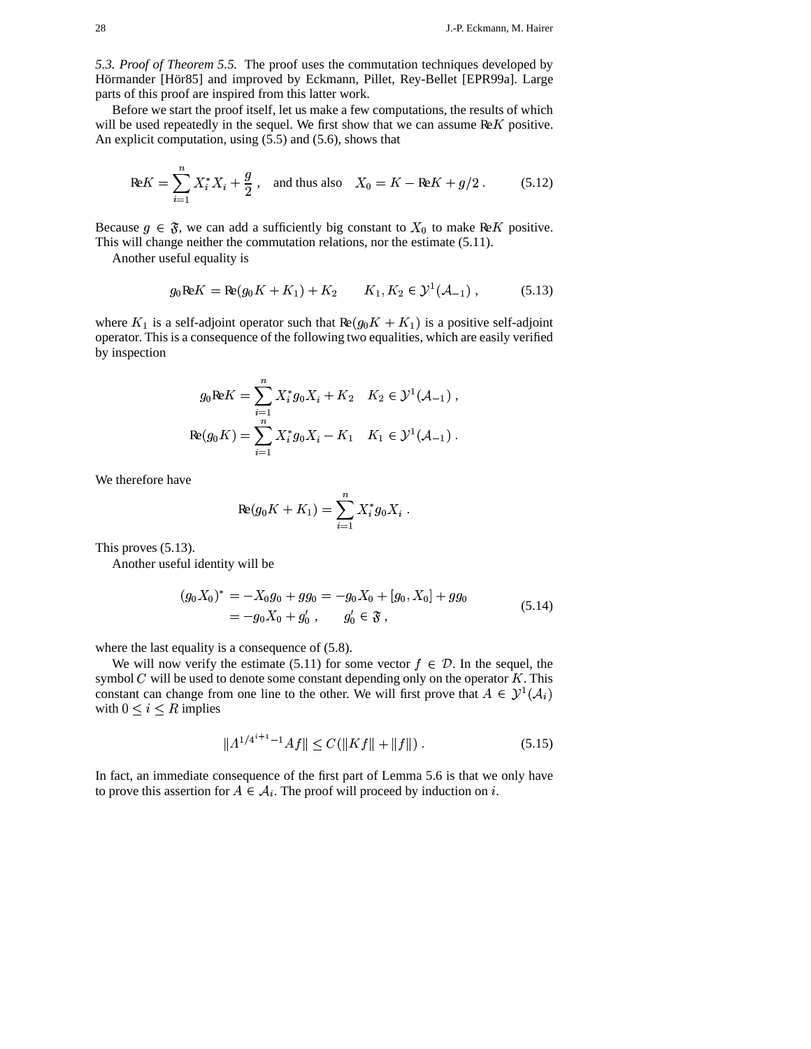*5.3. Proof of Theorem 5.5.* The proof uses the commutation techniques developed by Hörmander [Hör85] and improved by Eckmann, Pillet, Rey-Bellet [EPR99a]. Large parts of this proof are inspired from this latter work.

Before we start the proof itself, let us make a few computations, the results of which will be used repeatedly in the sequel. We first show that we can assume $\mathrm{Re}K$ positive. An explicit computation, using (5.5) and (5.6), shows that

$$\mathrm{Re}K = \sum_{i=1}^{n} X_i^* X_i + \frac{g}{2}\;, \quad \text{and thus also} \quad X_0 = K - \mathrm{Re}K + g/2\;. \tag{5.12}$$

Because $g \in \mathfrak{F}$, we can add a sufficiently big constant to $X_0$ to make $\mathrm{Re}K$ positive. This will change neither the commutation relations, nor the estimate (5.11).

Another useful equality is

$$g_0 \mathrm{Re}K = \mathrm{Re}(g_0 K + K_1) + K_2 \qquad K_1, K_2 \in \mathcal{Y}^1(\mathcal{A}_{-1})\;, \tag{5.13}$$

where $K_1$ is a self-adjoint operator such that $\mathrm{Re}(g_0 K + K_1)$ is a positive self-adjoint operator. This is a consequence of the following two equalities, which are easily verified by inspection

$$g_0 \mathrm{Re}K = \sum_{i=1}^{n} X_i^* g_0 X_i + K_2 \quad K_2 \in \mathcal{Y}^1(\mathcal{A}_{-1})\;,$$

$$\mathrm{Re}(g_0 K) = \sum_{i=1}^{n} X_i^* g_0 X_i - K_1 \quad K_1 \in \mathcal{Y}^1(\mathcal{A}_{-1})\;.$$

We therefore have

$$\mathrm{Re}(g_0 K + K_1) = \sum_{i=1}^{n} X_i^* g_0 X_i\;.$$

This proves (5.13).

Another useful identity will be

$$\begin{aligned}(g_0 X_0)^* &= -X_0 g_0 + g g_0 = -g_0 X_0 + [g_0, X_0] + g g_0 \\ &= -g_0 X_0 + g_0'\;, \qquad g_0' \in \mathfrak{F}\;,\end{aligned} \tag{5.14}$$

where the last equality is a consequence of (5.8).

We will now verify the estimate (5.11) for some vector $f \in \mathcal{D}$. In the sequel, the symbol $C$ will be used to denote some constant depending only on the operator $K$. This constant can change from one line to the other. We will first prove that $A \in \mathcal{Y}^1(\mathcal{A}_i)$ with $0 \le i \le R$ implies

$$\|\Lambda^{1/4^{i+1}-1} A f\| \le C(\|Kf\| + \|f\|)\;. \tag{5.15}$$

In fact, an immediate consequence of the first part of Lemma 5.6 is that we only have to prove this assertion for $A \in \mathcal{A}_i$. The proof will proceed by induction on $i$.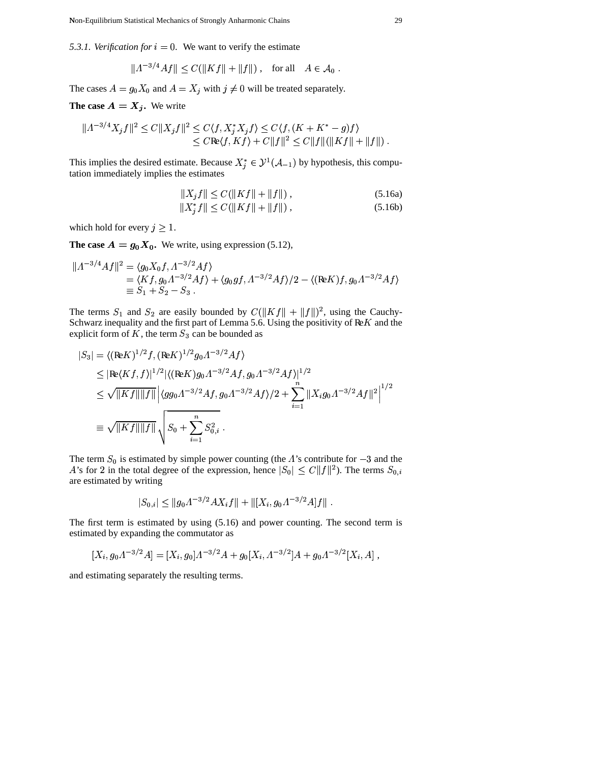*5.3.1. Verification for $i = 0$.* We want to verify the estimate

$$\|\Lambda^{-3/4} A f\| \le C(\|Kf\| + \|f\|) \;, \quad \text{for all} \quad A \in \mathcal{A}_0 \;.$$

The cases $A = g_0 X_0$ and $A = X_j$ with $j \neq 0$ will be treated separately.

**The case $A = X_j$.** We write

$$\begin{aligned}\|\Lambda^{-3/4} X_j f\|^2 &\le C\|X_j f\|^2 \le C\langle f, X_j^* X_j f\rangle \le C\langle f, (K + K^* - g) f\rangle \\ &\le C\mathrm{Re}\langle f, Kf\rangle + C\|f\|^2 \le C\|f\|(\|Kf\| + \|f\|) \;.\end{aligned}$$

This implies the desired estimate. Because $X_j^* \in \mathcal{Y}^1(\mathcal{A}_{-1})$ by hypothesis, this computation immediately implies the estimates

$$\|X_j f\| \le C(\|Kf\| + \|f\|) \;, \tag{5.16a}$$

$$\|X_j^* f\| \le C(\|Kf\| + \|f\|) \;, \tag{5.16b}$$

which hold for every $j \ge 1$.

**The case $A = g_0 X_0$.** We write, using expression (5.12),

$$\begin{aligned}\|\Lambda^{-3/4} A f\|^2 &= \langle g_0 X_0 f, \Lambda^{-3/2} A f\rangle \\ &= \langle Kf, g_0 \Lambda^{-3/2} A f\rangle + \langle g_0 g f, \Lambda^{-3/2} A f\rangle/2 - \langle (\mathrm{Re}K) f, g_0 \Lambda^{-3/2} A f\rangle \\ &\equiv S_1 + S_2 - S_3 \;.\end{aligned}$$

The terms $S_1$ and $S_2$ are easily bounded by $C(\|Kf\| + \|f\|)^2$, using the Cauchy-Schwarz inequality and the first part of Lemma 5.6. Using the positivity of $\mathrm{Re}K$ and the explicit form of $K$, the term $S_3$ can be bounded as

$$\begin{aligned}|S_3| &= \langle (\mathrm{Re}K)^{1/2} f, (\mathrm{Re}K)^{1/2} g_0 \Lambda^{-3/2} A f\rangle \\ &\le |\mathrm{Re}\langle Kf, f\rangle|^{1/2} |\langle (\mathrm{Re}K) g_0 \Lambda^{-3/2} A f, g_0 \Lambda^{-3/2} A f\rangle|^{1/2} \\ &\le \sqrt{\|Kf\|\|f\|}\, \Big| \langle g g_0 \Lambda^{-3/2} A f, g_0 \Lambda^{-3/2} A f\rangle/2 + \sum_{i=1}^{n} \|X_i g_0 \Lambda^{-3/2} A f\|^2 \Big|^{1/2} \\ &\equiv \sqrt{\|Kf\|\|f\|}\, \sqrt{S_0 + \sum_{i=1}^{n} S_{0,i}^2} \;.\end{aligned}$$

The term $S_0$ is estimated by simple power counting (the $\Lambda$'s contribute for $-3$ and the $A$'s for $2$ in the total degree of the expression, hence $|S_0| \le C\|f\|^2$). The terms $S_{0,i}$ are estimated by writing

$$|S_{0,i}| \le \|g_0 \Lambda^{-3/2} A X_i f\| + \|[X_i, g_0 \Lambda^{-3/2} A] f\| \;.$$

The first term is estimated by using (5.16) and power counting. The second term is estimated by expanding the commutator as

$$[X_i, g_0 \Lambda^{-3/2} A] = [X_i, g_0] \Lambda^{-3/2} A + g_0 [X_i, \Lambda^{-3/2}] A + g_0 \Lambda^{-3/2} [X_i, A] \;,$$

and estimating separately the resulting terms.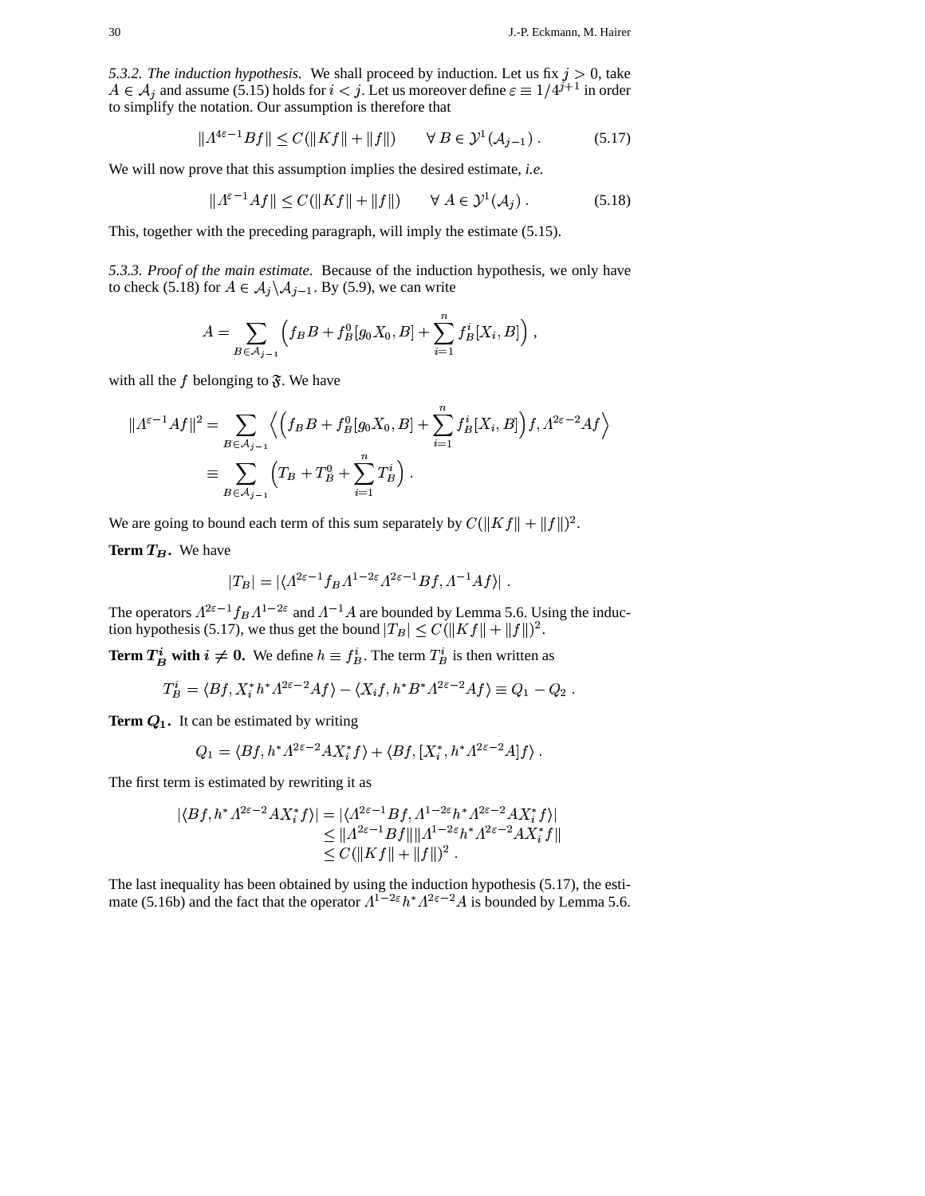*5.3.2. The induction hypothesis.* We shall proceed by induction. Let us fix $j > 0$, take $A \in \mathcal{A}_j$ and assume (5.15) holds for $i < j$. Let us moreover define $\varepsilon \equiv 1/4^{j+1}$ in order to simplify the notation. Our assumption is therefore that

$$\|\Lambda^{4\varepsilon - 1} B f\| \le C(\|Kf\| + \|f\|) \qquad \forall\, B \in \mathcal{Y}^1(\mathcal{A}_{j-1})\,. \tag{5.17}$$

We will now prove that this assumption implies the desired estimate, *i.e.*

$$\|\Lambda^{\varepsilon - 1} A f\| \le C(\|Kf\| + \|f\|) \qquad \forall\, A \in \mathcal{Y}^1(\mathcal{A}_j)\,. \tag{5.18}$$

This, together with the preceding paragraph, will imply the estimate (5.15).

*5.3.3. Proof of the main estimate.* Because of the induction hypothesis, we only have to check (5.18) for $A \in \mathcal{A}_j \backslash \mathcal{A}_{j-1}$. By (5.9), we can write

$$A = \sum_{B \in \mathcal{A}_{j-1}} \Big( f_B B + f_B^0 [g_0 X_0, B] + \sum_{i=1}^n f_B^i [X_i, B] \Big)\,,$$

with all the $f$ belonging to $\mathfrak{F}$. We have

$$\begin{aligned}
\|\Lambda^{\varepsilon-1} A f\|^2 &= \sum_{B \in \mathcal{A}_{j-1}} \Big\langle \Big( f_B B + f_B^0 [g_0 X_0, B] + \sum_{i=1}^n f_B^i [X_i, B] \Big) f, \Lambda^{2\varepsilon - 2} A f \Big\rangle \\
&\equiv \sum_{B \in \mathcal{A}_{j-1}} \Big( T_B + T_B^0 + \sum_{i=1}^n T_B^i \Big)\,.
\end{aligned}$$

We are going to bound each term of this sum separately by $C(\|Kf\| + \|f\|)^2$.

**Term $T_B$.** We have

$$|T_B| = |\langle \Lambda^{2\varepsilon-1} f_B \Lambda^{1-2\varepsilon} \Lambda^{2\varepsilon-1} B f, \Lambda^{-1} A f \rangle|\,.$$

The operators $\Lambda^{2\varepsilon-1} f_B \Lambda^{1-2\varepsilon}$ and $\Lambda^{-1} A$ are bounded by Lemma 5.6. Using the induction hypothesis (5.17), we thus get the bound $|T_B| \le C(\|Kf\| + \|f\|)^2$.

**Term $T_B^i$ with $i \neq 0$.** We define $h \equiv f_B^i$. The term $T_B^i$ is then written as

$$T_B^i = \langle Bf, X_i^* h^* \Lambda^{2\varepsilon-2} A f \rangle - \langle X_i f, h^* B^* \Lambda^{2\varepsilon-2} A f \rangle \equiv Q_1 - Q_2\,.$$

**Term $Q_1$.** It can be estimated by writing

$$Q_1 = \langle Bf, h^* \Lambda^{2\varepsilon-2} A X_i^* f \rangle + \langle Bf, [X_i^*, h^* \Lambda^{2\varepsilon-2} A] f \rangle\,.$$

The first term is estimated by rewriting it as

$$\begin{aligned}
|\langle Bf, h^* \Lambda^{2\varepsilon-2} A X_i^* f \rangle| &= |\langle \Lambda^{2\varepsilon-1} B f, \Lambda^{1-2\varepsilon} h^* \Lambda^{2\varepsilon-2} A X_i^* f \rangle| \\
&\le \|\Lambda^{2\varepsilon-1} B f\| \|\Lambda^{1-2\varepsilon} h^* \Lambda^{2\varepsilon-2} A X_i^* f\| \\
&\le C(\|Kf\| + \|f\|)^2\,.
\end{aligned}$$

The last inequality has been obtained by using the induction hypothesis (5.17), the estimate (5.16b) and the fact that the operator $\Lambda^{1-2\varepsilon} h^* \Lambda^{2\varepsilon-2} A$ is bounded by Lemma 5.6.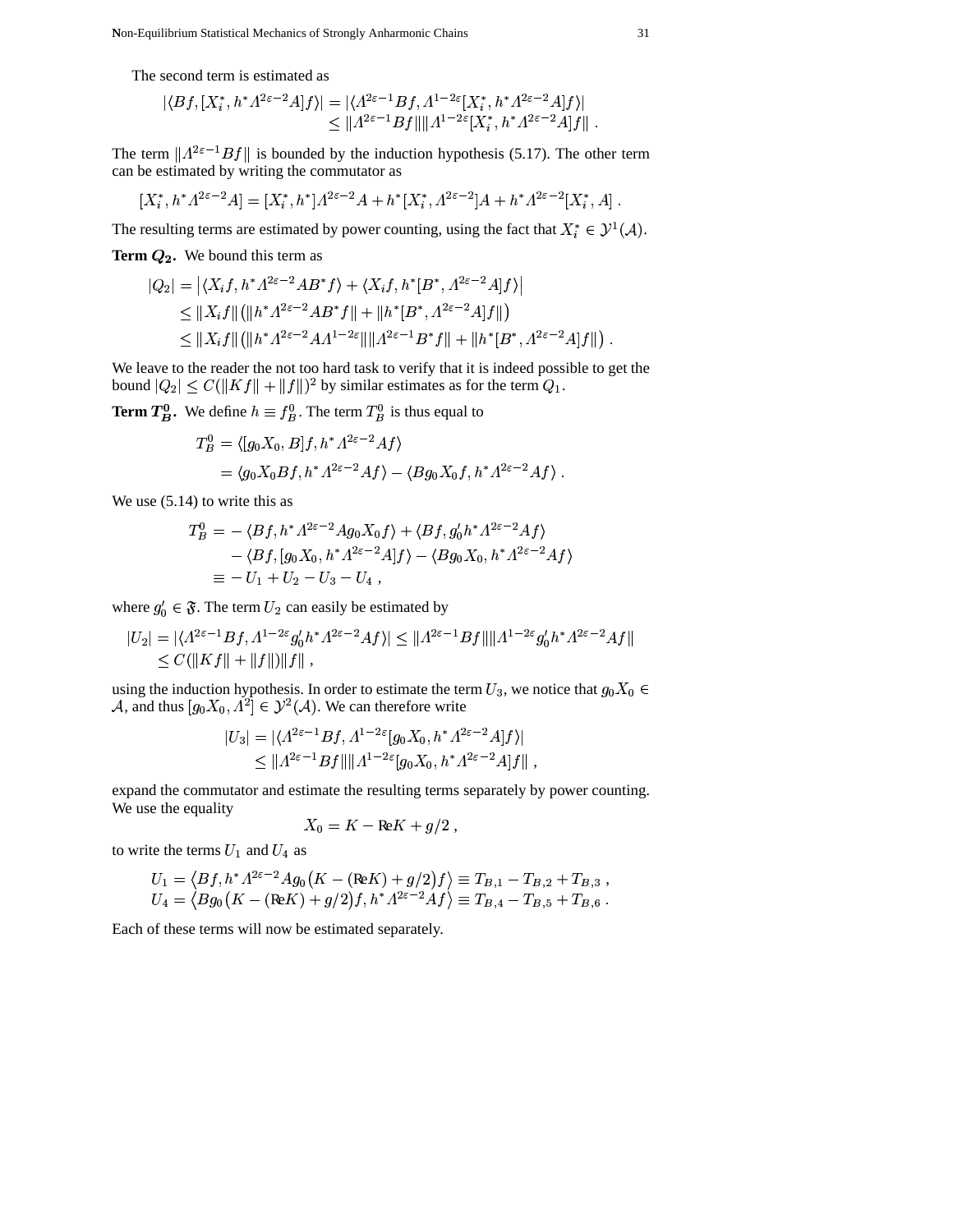The second term is estimated as

$$
\begin{aligned}
|\langle Bf, [X_i^*, h^* \Lambda^{2\varepsilon-2} A] f\rangle| &= |\langle \Lambda^{2\varepsilon-1} Bf, \Lambda^{1-2\varepsilon}[X_i^*, h^* \Lambda^{2\varepsilon-2} A] f\rangle| \\
&\le \|\Lambda^{2\varepsilon-1} Bf\| \|\Lambda^{1-2\varepsilon}[X_i^*, h^* \Lambda^{2\varepsilon-2} A] f\| \;.
\end{aligned}
$$

The term $\|\Lambda^{2\varepsilon-1} Bf\|$ is bounded by the induction hypothesis (5.17). The other term can be estimated by writing the commutator as

$$
[X_i^*, h^* \Lambda^{2\varepsilon-2} A] = [X_i^*, h^*] \Lambda^{2\varepsilon-2} A + h^* [X_i^*, \Lambda^{2\varepsilon-2}] A + h^* \Lambda^{2\varepsilon-2} [X_i^*, A] \;.
$$

The resulting terms are estimated by power counting, using the fact that $X_i^* \in \mathcal{Y}^1(\mathcal{A})$.

**Term $Q_2$.** We bound this term as

$$
\begin{aligned}
|Q_2| &= \left|\langle X_i f, h^* \Lambda^{2\varepsilon-2} A B^* f\rangle + \langle X_i f, h^* [B^*, \Lambda^{2\varepsilon-2} A] f\rangle\right| \\
&\le \|X_i f\| \big(\|h^* \Lambda^{2\varepsilon-2} A B^* f\| + \|h^* [B^*, \Lambda^{2\varepsilon-2} A] f\|\big) \\
&\le \|X_i f\| \big(\|h^* \Lambda^{2\varepsilon-2} A \Lambda^{1-2\varepsilon}\| \|\Lambda^{2\varepsilon-1} B^* f\| + \|h^* [B^*, \Lambda^{2\varepsilon-2} A] f\|\big) \;.
\end{aligned}
$$

We leave to the reader the not too hard task to verify that it is indeed possible to get the bound $|Q_2| \le C(\|Kf\| + \|f\|)^2$ by similar estimates as for the term $Q_1$.

**Term $T_B^0$.** We define $h \equiv f_B^0$. The term $T_B^0$ is thus equal to

$$
\begin{aligned}
T_B^0 &= \langle [g_0 X_0, B] f, h^* \Lambda^{2\varepsilon-2} A f\rangle \\
&= \langle g_0 X_0 B f, h^* \Lambda^{2\varepsilon-2} A f\rangle - \langle B g_0 X_0 f, h^* \Lambda^{2\varepsilon-2} A f\rangle \;.
\end{aligned}
$$

We use (5.14) to write this as

$$
\begin{aligned}
T_B^0 &= -\langle Bf, h^* \Lambda^{2\varepsilon-2} A g_0 X_0 f\rangle + \langle Bf, g_0' h^* \Lambda^{2\varepsilon-2} A f\rangle \\
&\quad - \langle Bf, [g_0 X_0, h^* \Lambda^{2\varepsilon-2} A] f\rangle - \langle B g_0 X_0, h^* \Lambda^{2\varepsilon-2} A f\rangle \\
&\equiv -U_1 + U_2 - U_3 - U_4 \;,
\end{aligned}
$$

where $g_0' \in \mathfrak{F}$. The term $U_2$ can easily be estimated by

$$
\begin{aligned}
|U_2| &= |\langle \Lambda^{2\varepsilon-1} Bf, \Lambda^{1-2\varepsilon} g_0' h^* \Lambda^{2\varepsilon-2} A f\rangle| \le \|\Lambda^{2\varepsilon-1} Bf\| \|\Lambda^{1-2\varepsilon} g_0' h^* \Lambda^{2\varepsilon-2} A f\| \\
&\le C(\|Kf\| + \|f\|)\|f\| \;,
\end{aligned}
$$

using the induction hypothesis. In order to estimate the term $U_3$, we notice that $g_0 X_0 \in \mathcal{A}$, and thus $[g_0 X_0, \Lambda^2] \in \mathcal{Y}^2(\mathcal{A})$. We can therefore write

$$
\begin{aligned}
|U_3| &= |\langle \Lambda^{2\varepsilon-1} Bf, \Lambda^{1-2\varepsilon}[g_0 X_0, h^* \Lambda^{2\varepsilon-2} A] f\rangle| \\
&\le \|\Lambda^{2\varepsilon-1} Bf\| \|\Lambda^{1-2\varepsilon}[g_0 X_0, h^* \Lambda^{2\varepsilon-2} A] f\| \;,
\end{aligned}
$$

expand the commutator and estimate the resulting terms separately by power counting. We use the equality

$$
X_0 = K - \mathrm{Re} K + g/2 \;,
$$

to write the terms $U_1$ and $U_4$ as

$$
\begin{aligned}
U_1 &= \big\langle Bf, h^* \Lambda^{2\varepsilon-2} A g_0 \big(K - (\mathrm{Re} K) + g/2\big) f\big\rangle \equiv T_{B,1} - T_{B,2} + T_{B,3} \;, \\
U_4 &= \big\langle B g_0 \big(K - (\mathrm{Re} K) + g/2\big) f, h^* \Lambda^{2\varepsilon-2} A f\big\rangle \equiv T_{B,4} - T_{B,5} + T_{B,6} \;.
\end{aligned}
$$

Each of these terms will now be estimated separately.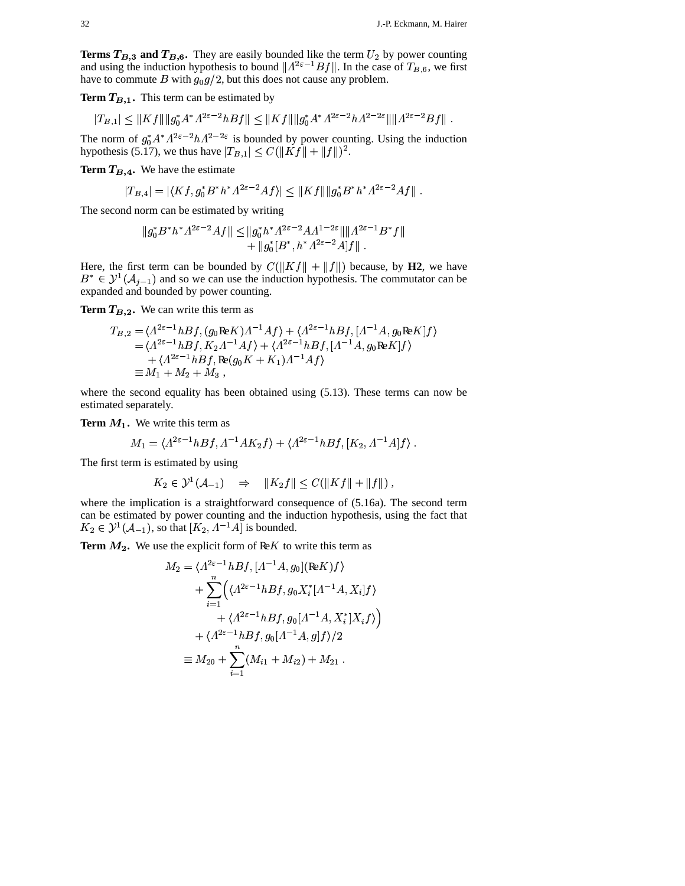**Terms $T_{B,3}$ and $T_{B,6}$.** They are easily bounded like the term $U_2$ by power counting and using the induction hypothesis to bound $\|\Lambda^{2\varepsilon-1}Bf\|$. In the case of $T_{B,6}$, we first have to commute $B$ with $g_0 g/2$, but this does not cause any problem.

**Term $T_{B,1}$.** This term can be estimated by

$$|T_{B,1}| \leq \|Kf\| \|g_0^* A^* \Lambda^{2\varepsilon-2} hBf\| \leq \|Kf\| \|g_0^* A^* \Lambda^{2\varepsilon-2} h \Lambda^{2-2\varepsilon}\| \|\Lambda^{2\varepsilon-2} Bf\| .$$

The norm of $g_0^* A^* \Lambda^{2\varepsilon-2} h \Lambda^{2-2\varepsilon}$ is bounded by power counting. Using the induction hypothesis (5.17), we thus have $|T_{B,1}| \leq C(\|Kf\| + \|f\|)^2$.

**Term $T_{B,4}$.** We have the estimate

$$|T_{B,4}| = |\langle Kf, g_0^* B^* h^* \Lambda^{2\varepsilon-2} Af\rangle| \leq \|Kf\| \|g_0^* B^* h^* \Lambda^{2\varepsilon-2} Af\| .$$

The second norm can be estimated by writing

$$\begin{aligned} \|g_0^* B^* h^* \Lambda^{2\varepsilon-2} Af\| \leq &\|g_0^* h^* \Lambda^{2\varepsilon-2} A \Lambda^{1-2\varepsilon}\| \|\Lambda^{2\varepsilon-1} B^* f\| \\ &+ \|g_0^* [B^*, h^* \Lambda^{2\varepsilon-2} A] f\| . \end{aligned}$$

Here, the first term can be bounded by $C(\|Kf\| + \|f\|)$ because, by **H2**, we have $B^* \in \mathcal{Y}^1(\mathcal{A}_{j-1})$ and so we can use the induction hypothesis. The commutator can be expanded and bounded by power counting.

**Term $T_{B,2}$.** We can write this term as

$$\begin{aligned} T_{B,2} &= \langle \Lambda^{2\varepsilon-1} hBf, (g_0 \mathrm{Re} K) \Lambda^{-1} Af\rangle + \langle \Lambda^{2\varepsilon-1} hBf, [\Lambda^{-1} A, g_0 \mathrm{Re} K] f\rangle \\ &= \langle \Lambda^{2\varepsilon-1} hBf, K_2 \Lambda^{-1} Af\rangle + \langle \Lambda^{2\varepsilon-1} hBf, [\Lambda^{-1} A, g_0 \mathrm{Re} K] f\rangle \\ &\quad + \langle \Lambda^{2\varepsilon-1} hBf, \mathrm{Re}(g_0 K + K_1) \Lambda^{-1} Af\rangle \\ &\equiv M_1 + M_2 + M_3 , \end{aligned}$$

where the second equality has been obtained using (5.13). These terms can now be estimated separately.

**Term $M_1$.** We write this term as

$$M_1 = \langle \Lambda^{2\varepsilon-1} hBf, \Lambda^{-1} A K_2 f\rangle + \langle \Lambda^{2\varepsilon-1} hBf, [K_2, \Lambda^{-1} A] f\rangle .$$

The first term is estimated by using

$$K_2 \in \mathcal{Y}^1(\mathcal{A}_{-1}) \quad \Rightarrow \quad \|K_2 f\| \leq C(\|Kf\| + \|f\|) ,$$

where the implication is a straightforward consequence of (5.16a). The second term can be estimated by power counting and the induction hypothesis, using the fact that $K_2 \in \mathcal{Y}^1(\mathcal{A}_{-1})$, so that $[K_2, \Lambda^{-1} A]$ is bounded.

**Term $M_2$.** We use the explicit form of $\mathrm{Re} K$ to write this term as

$$\begin{aligned} M_2 &= \langle \Lambda^{2\varepsilon-1} hBf, [\Lambda^{-1} A, g_0](\mathrm{Re} K) f\rangle \\ &\quad + \sum_{i=1}^n \Bigl( \langle \Lambda^{2\varepsilon-1} hBf, g_0 X_i^* [\Lambda^{-1} A, X_i] f\rangle \\ &\qquad + \langle \Lambda^{2\varepsilon-1} hBf, g_0 [\Lambda^{-1} A, X_i^*] X_i f\rangle \Bigr) \\ &\quad + \langle \Lambda^{2\varepsilon-1} hBf, g_0 [\Lambda^{-1} A, g] f\rangle / 2 \\ &\equiv M_{20} + \sum_{i=1}^n (M_{i1} + M_{i2}) + M_{21} . \end{aligned}$$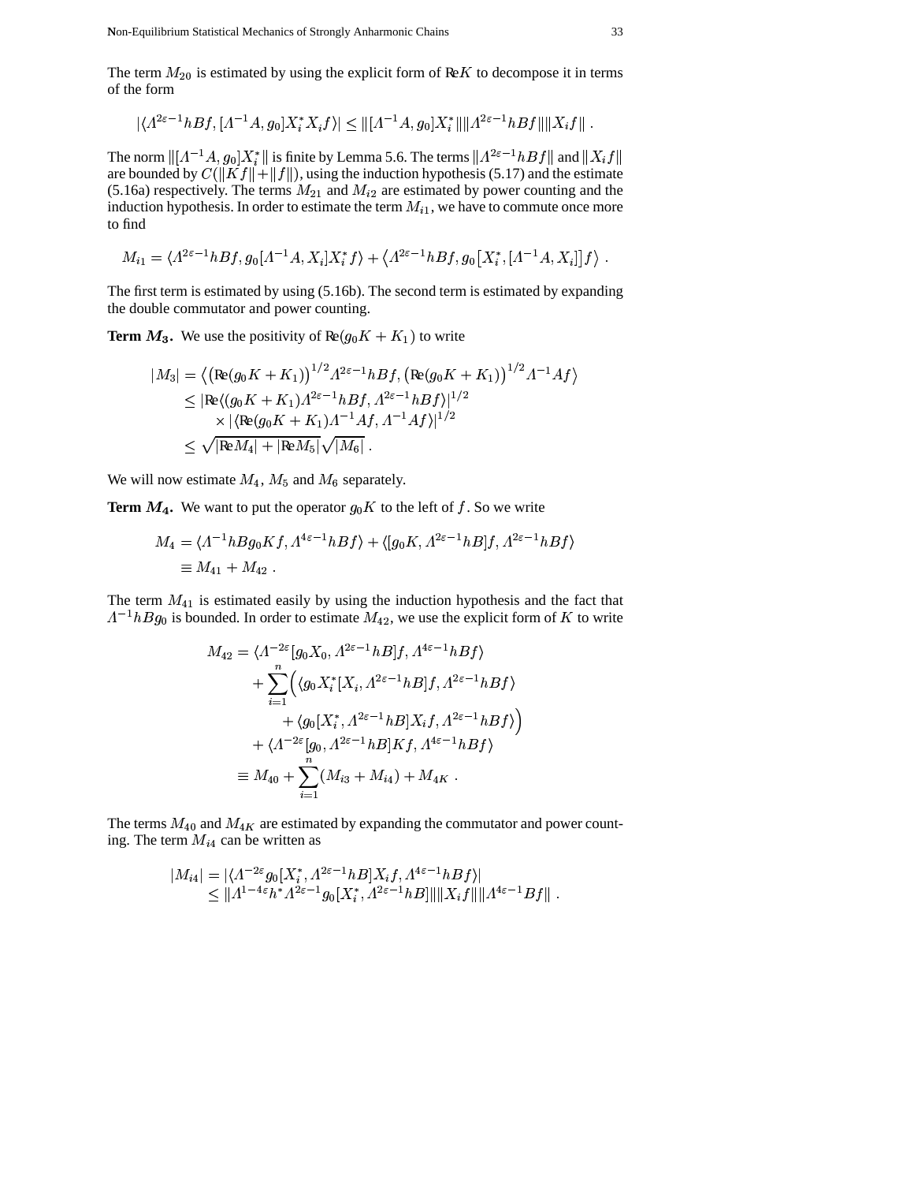The term $M_{20}$ is estimated by using the explicit form of Re$K$ to decompose it in terms of the form

$$|\langle \Lambda^{2\varepsilon-1} hBf, [\Lambda^{-1}A, g_0]X_i^* X_i f\rangle| \le \|[\Lambda^{-1}A, g_0]X_i^*\| \|\Lambda^{2\varepsilon-1}hBf\| \|X_i f\| \ .$$

The norm $\|[\Lambda^{-1}A, g_0]X_i^*\|$ is finite by Lemma 5.6. The terms $\|\Lambda^{2\varepsilon-1}hBf\|$ and $\|X_i f\|$ are bounded by $C(\|Kf\|+\|f\|)$, using the induction hypothesis (5.17) and the estimate (5.16a) respectively. The terms $M_{21}$ and $M_{i2}$ are estimated by power counting and the induction hypothesis. In order to estimate the term $M_{i1}$, we have to commute once more to find

$$M_{i1} = \langle \Lambda^{2\varepsilon-1} hBf, g_0[\Lambda^{-1}A, X_i]X_i^* f\rangle + \big\langle \Lambda^{2\varepsilon-1} hBf, g_0\big[X_i^*, [\Lambda^{-1}A, X_i]\big] f\big\rangle \ .$$

The first term is estimated by using (5.16b). The second term is estimated by expanding the double commutator and power counting.

**Term $M_3$.** We use the positivity of Re$(g_0K + K_1)$ to write

$$\begin{aligned}
|M_3| &= \big\langle \big(\mathrm{Re}(g_0K+K_1)\big)^{1/2}\Lambda^{2\varepsilon-1}hBf, \big(\mathrm{Re}(g_0K+K_1)\big)^{1/2}\Lambda^{-1}Af\big\rangle \\
&\le |\mathrm{Re}\langle (g_0K+K_1)\Lambda^{2\varepsilon-1}hBf, \Lambda^{2\varepsilon-1}hBf\rangle|^{1/2} \\
&\quad \times |\langle \mathrm{Re}(g_0K+K_1)\Lambda^{-1}Af, \Lambda^{-1}Af\rangle|^{1/2} \\
&\le \sqrt{|\mathrm{Re}M_4| + |\mathrm{Re}M_5|}\sqrt{|M_6|} \ .
\end{aligned}$$

We will now estimate $M_4$, $M_5$ and $M_6$ separately.

**Term $M_4$.** We want to put the operator $g_0K$ to the left of $f$. So we write

$$\begin{aligned}
M_4 &= \langle \Lambda^{-1}hBg_0Kf, \Lambda^{4\varepsilon-1}hBf\rangle + \langle [g_0K, \Lambda^{2\varepsilon-1}hB]f, \Lambda^{2\varepsilon-1}hBf\rangle \\
&\equiv M_{41} + M_{42} \ .
\end{aligned}$$

The term $M_{41}$ is estimated easily by using the induction hypothesis and the fact that $\Lambda^{-1}hBg_0$ is bounded. In order to estimate $M_{42}$, we use the explicit form of $K$ to write

$$\begin{aligned}
M_{42} &= \langle \Lambda^{-2\varepsilon}[g_0X_0, \Lambda^{2\varepsilon-1}hB]f, \Lambda^{4\varepsilon-1}hBf\rangle \\
&\quad + \sum_{i=1}^{n}\Big( \langle g_0X_i^*[X_i, \Lambda^{2\varepsilon-1}hB]f, \Lambda^{2\varepsilon-1}hBf\rangle \\
&\qquad + \langle g_0[X_i^*, \Lambda^{2\varepsilon-1}hB]X_if, \Lambda^{2\varepsilon-1}hBf\rangle \Big) \\
&\quad + \langle \Lambda^{-2\varepsilon}[g_0, \Lambda^{2\varepsilon-1}hB]Kf, \Lambda^{4\varepsilon-1}hBf\rangle \\
&\equiv M_{40} + \sum_{i=1}^{n}(M_{i3}+M_{i4}) + M_{4K} \ .
\end{aligned}$$

The terms $M_{40}$ and $M_{4K}$ are estimated by expanding the commutator and power counting. The term $M_{i4}$ can be written as

$$\begin{aligned}
|M_{i4}| &= |\langle \Lambda^{-2\varepsilon}g_0[X_i^*, \Lambda^{2\varepsilon-1}hB]X_if, \Lambda^{4\varepsilon-1}hBf\rangle| \\
&\le \|\Lambda^{1-4\varepsilon}h^*\Lambda^{2\varepsilon-1}g_0[X_i^*, \Lambda^{2\varepsilon-1}hB]\| \|X_if\| \|\Lambda^{4\varepsilon-1}Bf\| \ .
\end{aligned}$$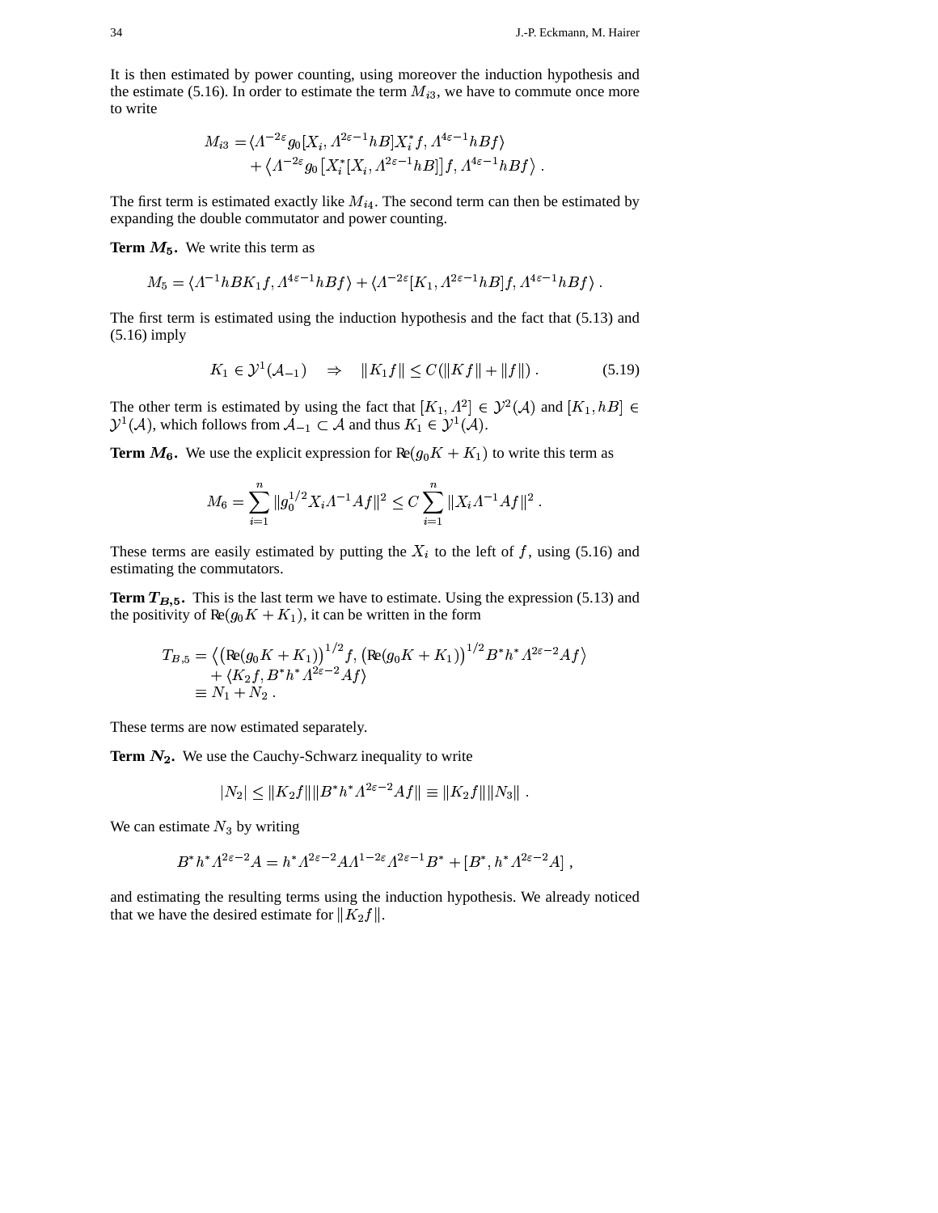It is then estimated by power counting, using moreover the induction hypothesis and the estimate (5.16). In order to estimate the term $M_{i3}$, we have to commute once more to write

$$
\begin{aligned}
M_{i3} = &\langle \Lambda^{-2\varepsilon} g_0 [X_i, \Lambda^{2\varepsilon-1} hB] X_i^* f, \Lambda^{4\varepsilon-1} hBf \rangle \\
&+ \big\langle \Lambda^{-2\varepsilon} g_0 \big[X_i^* [X_i, \Lambda^{2\varepsilon-1} hB]\big] f, \Lambda^{4\varepsilon-1} hBf \big\rangle \;.
\end{aligned}
$$

The first term is estimated exactly like $M_{i4}$. The second term can then be estimated by expanding the double commutator and power counting.

**Term $M_5$.** We write this term as

$$
M_5 = \langle \Lambda^{-1} hBK_1 f, \Lambda^{4\varepsilon-1} hBf \rangle + \langle \Lambda^{-2\varepsilon} [K_1, \Lambda^{2\varepsilon-1} hB] f, \Lambda^{4\varepsilon-1} hBf \rangle \;.
$$

The first term is estimated using the induction hypothesis and the fact that (5.13) and (5.16) imply

$$
K_1 \in \mathcal{Y}^1(\mathcal{A}_{-1}) \quad \Rightarrow \quad \|K_1 f\| \le C(\|Kf\| + \|f\|) \;. \tag{5.19}
$$

The other term is estimated by using the fact that $[K_1, \Lambda^2] \in \mathcal{Y}^2(\mathcal{A})$ and $[K_1, hB] \in \mathcal{Y}^1(\mathcal{A})$, which follows from $\mathcal{A}_{-1} \subset \mathcal{A}$ and thus $K_1 \in \mathcal{Y}^1(\mathcal{A})$.

**Term $M_6$.** We use the explicit expression for $\mathrm{Re}(g_0 K + K_1)$ to write this term as

$$
M_6 = \sum_{i=1}^{n} \|g_0^{1/2} X_i \Lambda^{-1} A f\|^2 \le C \sum_{i=1}^{n} \|X_i \Lambda^{-1} A f\|^2 \;.
$$

These terms are easily estimated by putting the $X_i$ to the left of $f$, using (5.16) and estimating the commutators.

**Term $T_{B,5}$.** This is the last term we have to estimate. Using the expression (5.13) and the positivity of $\mathrm{Re}(g_0 K + K_1)$, it can be written in the form

$$
\begin{aligned}
T_{B,5} &= \big\langle \big(\mathrm{Re}(g_0 K + K_1)\big)^{1/2} f, \big(\mathrm{Re}(g_0 K + K_1)\big)^{1/2} B^* h^* \Lambda^{2\varepsilon-2} A f \big\rangle \\
&\quad + \langle K_2 f, B^* h^* \Lambda^{2\varepsilon-2} A f \rangle \\
&\equiv N_1 + N_2 \;.
\end{aligned}
$$

These terms are now estimated separately.

**Term $N_2$.** We use the Cauchy-Schwarz inequality to write

$$
|N_2| \le \|K_2 f\| \|B^* h^* \Lambda^{2\varepsilon-2} A f\| \equiv \|K_2 f\| \|N_3\| \;.
$$

We can estimate $N_3$ by writing

$$
B^* h^* \Lambda^{2\varepsilon-2} A = h^* \Lambda^{2\varepsilon-2} A \Lambda^{1-2\varepsilon} \Lambda^{2\varepsilon-1} B^* + [B^*, h^* \Lambda^{2\varepsilon-2} A] \;,
$$

and estimating the resulting terms using the induction hypothesis. We already noticed that we have the desired estimate for $\|K_2 f\|$.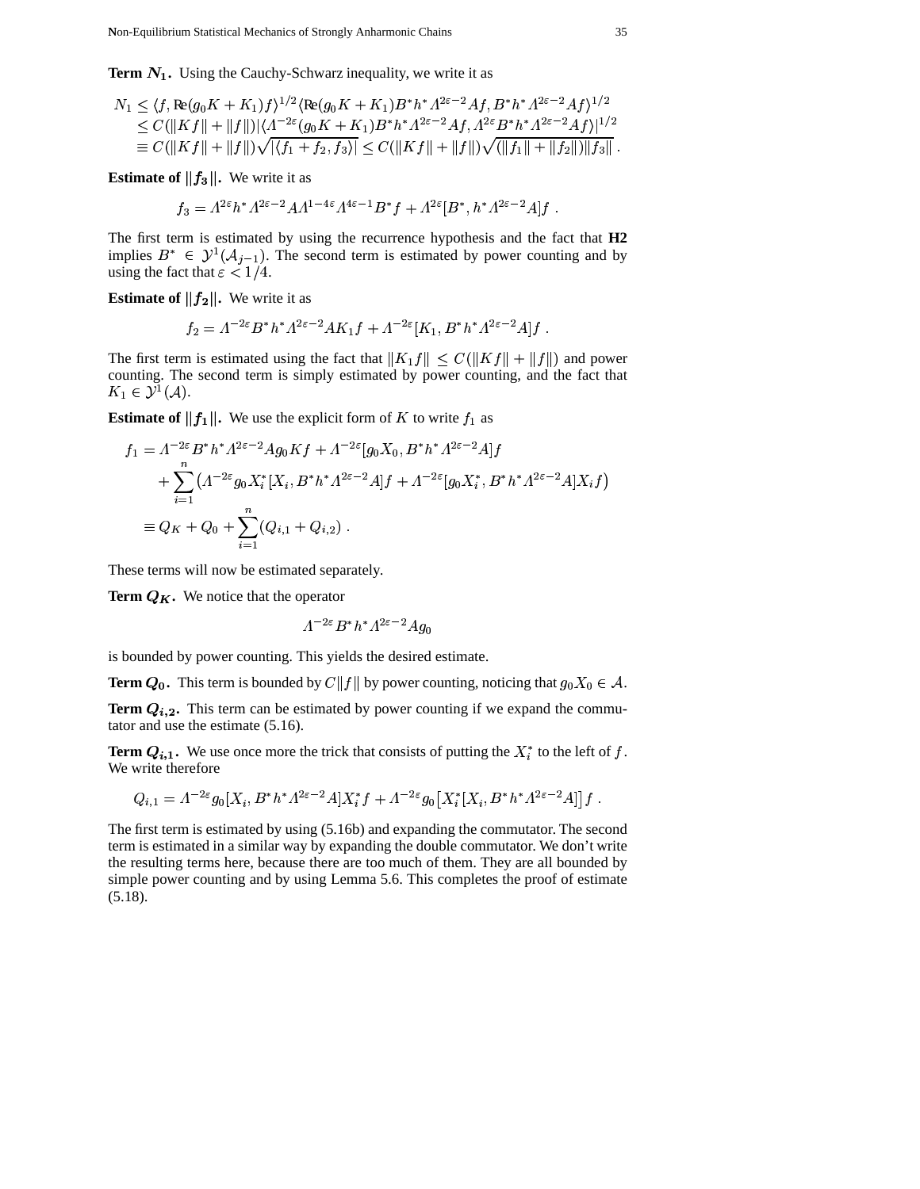**Term $N_1$.** Using the Cauchy-Schwarz inequality, we write it as

$$
\begin{aligned}
N_1 &\le \langle f, \mathrm{Re}(g_0 K + K_1) f\rangle^{1/2} \langle \mathrm{Re}(g_0 K + K_1) B^* h^* \Lambda^{2\varepsilon-2} A f, B^* h^* \Lambda^{2\varepsilon-2} A f\rangle^{1/2} \\
&\le C(\|Kf\| + \|f\|) |\langle \Lambda^{-2\varepsilon}(g_0 K + K_1) B^* h^* \Lambda^{2\varepsilon-2} A f, \Lambda^{2\varepsilon} B^* h^* \Lambda^{2\varepsilon-2} A f\rangle|^{1/2} \\
&\equiv C(\|Kf\| + \|f\|)\sqrt{|\langle f_1 + f_2, f_3\rangle|} \le C(\|Kf\| + \|f\|)\sqrt{(\|f_1\| + \|f_2\|)\|f_3\|}\,.
\end{aligned}
$$

**Estimate of $\|f_3\|$.** We write it as

$$
f_3 = \Lambda^{2\varepsilon} h^* \Lambda^{2\varepsilon-2} A \Lambda^{1-4\varepsilon} \Lambda^{4\varepsilon-1} B^* f + \Lambda^{2\varepsilon}[B^*, h^* \Lambda^{2\varepsilon-2} A] f\,.
$$

The first term is estimated by using the recurrence hypothesis and the fact that **H2** implies $B^* \in \mathcal{Y}^1(\mathcal{A}_{j-1})$. The second term is estimated by power counting and by using the fact that $\varepsilon < 1/4$.

**Estimate of $\|f_2\|$.** We write it as

$$
f_2 = \Lambda^{-2\varepsilon} B^* h^* \Lambda^{2\varepsilon-2} A K_1 f + \Lambda^{-2\varepsilon}[K_1, B^* h^* \Lambda^{2\varepsilon-2} A] f\,.
$$

The first term is estimated using the fact that $\|K_1 f\| \le C(\|Kf\| + \|f\|)$ and power counting. The second term is simply estimated by power counting, and the fact that $K_1 \in \mathcal{Y}^1(\mathcal{A})$.

**Estimate of $\|f_1\|$.** We use the explicit form of $K$ to write $f_1$ as

$$
\begin{aligned}
f_1 &= \Lambda^{-2\varepsilon} B^* h^* \Lambda^{2\varepsilon-2} A g_0 K f + \Lambda^{-2\varepsilon}[g_0 X_0, B^* h^* \Lambda^{2\varepsilon-2} A] f \\
&\quad + \sum_{i=1}^{n} \left(\Lambda^{-2\varepsilon} g_0 X_i^* [X_i, B^* h^* \Lambda^{2\varepsilon-2} A] f + \Lambda^{-2\varepsilon}[g_0 X_i^*, B^* h^* \Lambda^{2\varepsilon-2} A] X_i f\right) \\
&\equiv Q_K + Q_0 + \sum_{i=1}^{n} (Q_{i,1} + Q_{i,2})\,.
\end{aligned}
$$

These terms will now be estimated separately.

**Term $Q_K$.** We notice that the operator

$$
\Lambda^{-2\varepsilon} B^* h^* \Lambda^{2\varepsilon-2} A g_0
$$

is bounded by power counting. This yields the desired estimate.

**Term $Q_0$.** This term is bounded by $C\|f\|$ by power counting, noticing that $g_0 X_0 \in \mathcal{A}$.

**Term $Q_{i,2}$.** This term can be estimated by power counting if we expand the commutator and use the estimate (5.16).

**Term $Q_{i,1}$.** We use once more the trick that consists of putting the $X_i^*$ to the left of $f$. We write therefore

$$
Q_{i,1} = \Lambda^{-2\varepsilon} g_0 [X_i, B^* h^* \Lambda^{2\varepsilon-2} A] X_i^* f + \Lambda^{-2\varepsilon} g_0 \big[X_i^* [X_i, B^* h^* \Lambda^{2\varepsilon-2} A]\big] f\,.
$$

The first term is estimated by using (5.16b) and expanding the commutator. The second term is estimated in a similar way by expanding the double commutator. We don't write the resulting terms here, because there are too much of them. They are all bounded by simple power counting and by using Lemma 5.6. This completes the proof of estimate (5.18).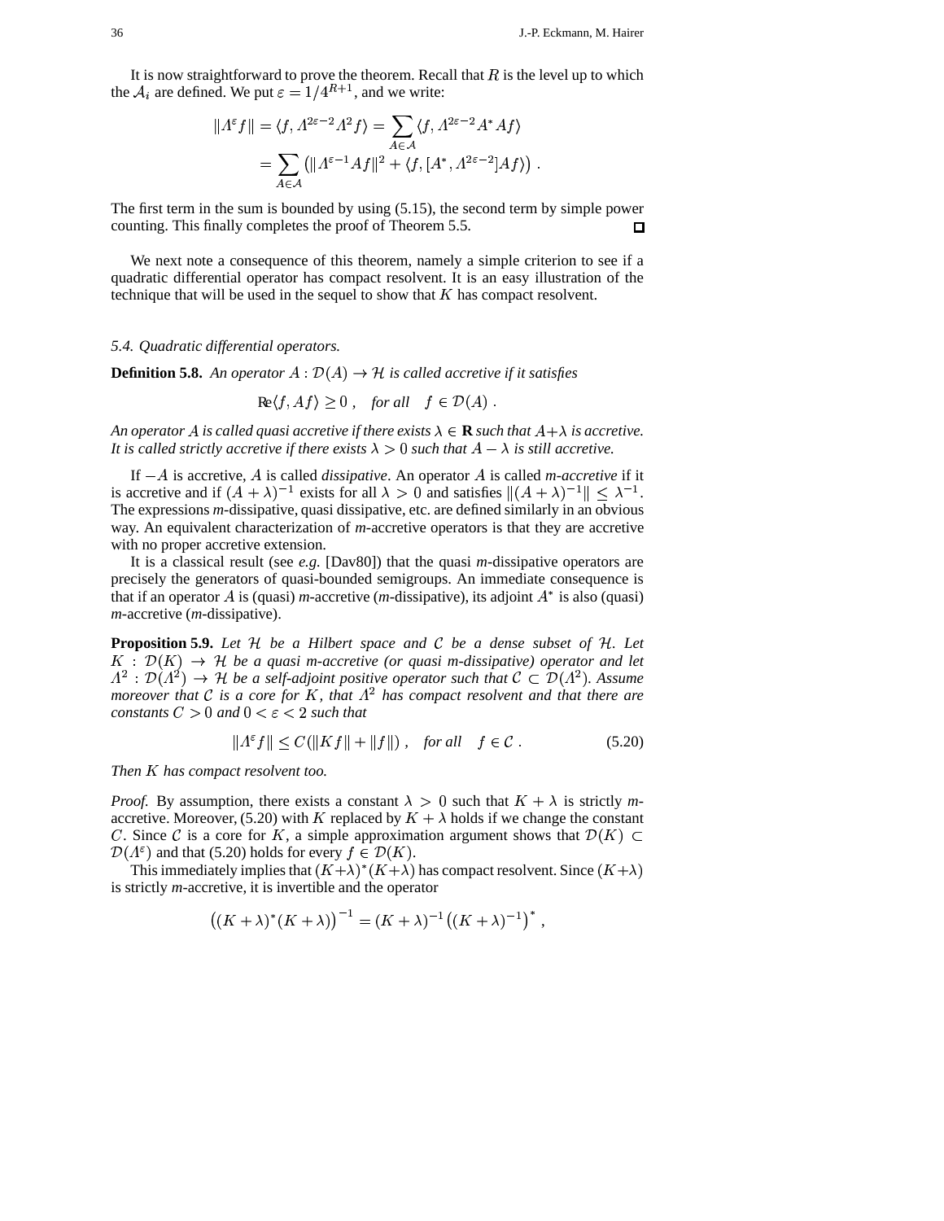It is now straightforward to prove the theorem. Recall that $R$ is the level up to which the $\mathcal{A}_i$ are defined. We put $\varepsilon = 1/4^{R+1}$, and we write:

$$
\begin{aligned}
\|\Lambda^\varepsilon f\| &= \langle f, \Lambda^{2\varepsilon-2}\Lambda^2 f\rangle = \sum_{A\in\mathcal{A}} \langle f, \Lambda^{2\varepsilon-2}A^*Af\rangle \\
&= \sum_{A\in\mathcal{A}} \bigl(\|\Lambda^{\varepsilon-1}Af\|^2 + \langle f, [A^*, \Lambda^{2\varepsilon-2}]Af\rangle\bigr)\;.
\end{aligned}
$$

The first term in the sum is bounded by using (5.15), the second term by simple power counting. This finally completes the proof of Theorem 5.5. $\square$

We next note a consequence of this theorem, namely a simple criterion to see if a quadratic differential operator has compact resolvent. It is an easy illustration of the technique that will be used in the sequel to show that $K$ has compact resolvent.

### 5.4. Quadratic differential operators.

**Definition 5.8.** *An operator $A : \mathcal{D}(A) \to \mathcal{H}$ is called accretive if it satisfies*

$$
\mathrm{Re}\langle f, Af\rangle \geq 0\;, \quad \textit{for all} \quad f \in \mathcal{D}(A)\;.
$$

*An operator $A$ is called quasi accretive if there exists $\lambda \in \mathbf{R}$ such that $A+\lambda$ is accretive. It is called strictly accretive if there exists $\lambda > 0$ such that $A - \lambda$ is still accretive.*

If $-A$ is accretive, $A$ is called *dissipative*. An operator $A$ is called *m-accretive* if it is accretive and if $(A+\lambda)^{-1}$ exists for all $\lambda > 0$ and satisfies $\|(A+\lambda)^{-1}\| \leq \lambda^{-1}$. The expressions *m*-dissipative, quasi dissipative, etc. are defined similarly in an obvious way. An equivalent characterization of *m*-accretive operators is that they are accretive with no proper accretive extension.

It is a classical result (see *e.g.* [Dav80]) that the quasi *m*-dissipative operators are precisely the generators of quasi-bounded semigroups. An immediate consequence is that if an operator $A$ is (quasi) *m*-accretive (*m*-dissipative), its adjoint $A^*$ is also (quasi) *m*-accretive (*m*-dissipative).

**Proposition 5.9.** *Let $\mathcal{H}$ be a Hilbert space and $\mathcal{C}$ be a dense subset of $\mathcal{H}$. Let $K : \mathcal{D}(K) \to \mathcal{H}$ be a quasi m-accretive (or quasi m-dissipative) operator and let $\Lambda^2 : \mathcal{D}(\Lambda^2) \to \mathcal{H}$ be a self-adjoint positive operator such that $\mathcal{C} \subset \mathcal{D}(\Lambda^2)$. Assume moreover that $\mathcal{C}$ is a core for $K$, that $\Lambda^2$ has compact resolvent and that there are constants $C > 0$ and $0 < \varepsilon < 2$ such that*

$$
\|\Lambda^\varepsilon f\| \leq C(\|Kf\| + \|f\|)\;, \quad \textit{for all} \quad f \in \mathcal{C}\;. \tag{5.20}
$$

*Then $K$ has compact resolvent too.*

*Proof.* By assumption, there exists a constant $\lambda > 0$ such that $K + \lambda$ is strictly *m*-accretive. Moreover, (5.20) with $K$ replaced by $K + \lambda$ holds if we change the constant $C$. Since $\mathcal{C}$ is a core for $K$, a simple approximation argument shows that $\mathcal{D}(K) \subset \mathcal{D}(\Lambda^\varepsilon)$ and that (5.20) holds for every $f \in \mathcal{D}(K)$.

This immediately implies that $(K+\lambda)^*(K+\lambda)$ has compact resolvent. Since $(K+\lambda)$ is strictly *m*-accretive, it is invertible and the operator

$$
\bigl((K+\lambda)^*(K+\lambda)\bigr)^{-1} = (K+\lambda)^{-1}\bigl((K+\lambda)^{-1}\bigr)^*\;,
$$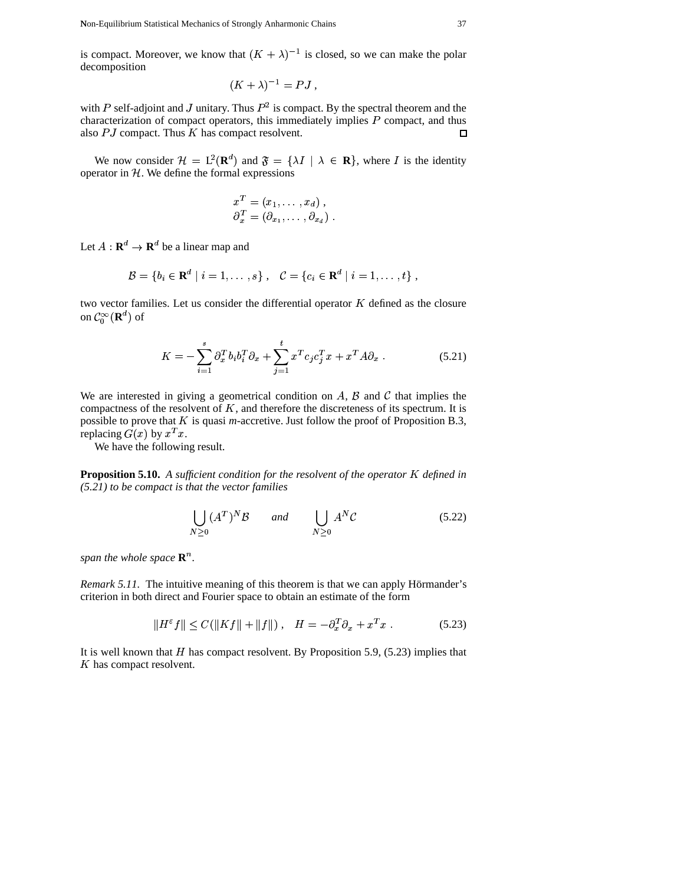is compact. Moreover, we know that $(K+\lambda)^{-1}$ is closed, so we can make the polar decomposition

$$(K+\lambda)^{-1} = PJ\ ,$$

with $P$ self-adjoint and $J$ unitary. Thus $P^2$ is compact. By the spectral theorem and the characterization of compact operators, this immediately implies $P$ compact, and thus also $PJ$ compact. Thus $K$ has compact resolvent. □

We now consider $\mathcal{H} = \mathrm{L}^2(\mathbf{R}^d)$ and $\mathfrak{F} = \{\lambda I \mid \lambda \in \mathbf{R}\}$, where $I$ is the identity operator in $\mathcal{H}$. We define the formal expressions

$$\begin{aligned} x^T &= (x_1, \dots, x_d)\ , \\ \partial_x^T &= (\partial_{x_1}, \dots, \partial_{x_d})\ . \end{aligned}$$

Let $A : \mathbf{R}^d \to \mathbf{R}^d$ be a linear map and

$$\mathcal{B} = \{b_i \in \mathbf{R}^d \mid i = 1, \dots, s\}\ , \quad \mathcal{C} = \{c_i \in \mathbf{R}^d \mid i = 1, \dots, t\}\ ,$$

two vector families. Let us consider the differential operator $K$ defined as the closure on $\mathcal{C}_0^\infty(\mathbf{R}^d)$ of

$$K = -\sum_{i=1}^{s} \partial_x^T b_i b_i^T \partial_x + \sum_{j=1}^{t} x^T c_j c_j^T x + x^T A \partial_x\ . \tag{5.21}$$

We are interested in giving a geometrical condition on $A$, $\mathcal{B}$ and $\mathcal{C}$ that implies the compactness of the resolvent of $K$, and therefore the discreteness of its spectrum. It is possible to prove that $K$ is quasi *m*-accretive. Just follow the proof of Proposition B.3, replacing $G(x)$ by $x^T x$.

We have the following result.

**Proposition 5.10.** *A sufficient condition for the resolvent of the operator $K$ defined in (5.21) to be compact is that the vector families*

$$\bigcup_{N \geq 0} (A^T)^N \mathcal{B} \qquad \textit{and} \qquad \bigcup_{N \geq 0} A^N \mathcal{C} \tag{5.22}$$

*span the whole space $\mathbf{R}^n$.*

*Remark 5.11.* The intuitive meaning of this theorem is that we can apply Hörmander's criterion in both direct and Fourier space to obtain an estimate of the form

$$\|H^\varepsilon f\| \leq C(\|Kf\| + \|f\|)\ , \quad H = -\partial_x^T \partial_x + x^T x\ . \tag{5.23}$$

It is well known that $H$ has compact resolvent. By Proposition 5.9, (5.23) implies that $K$ has compact resolvent.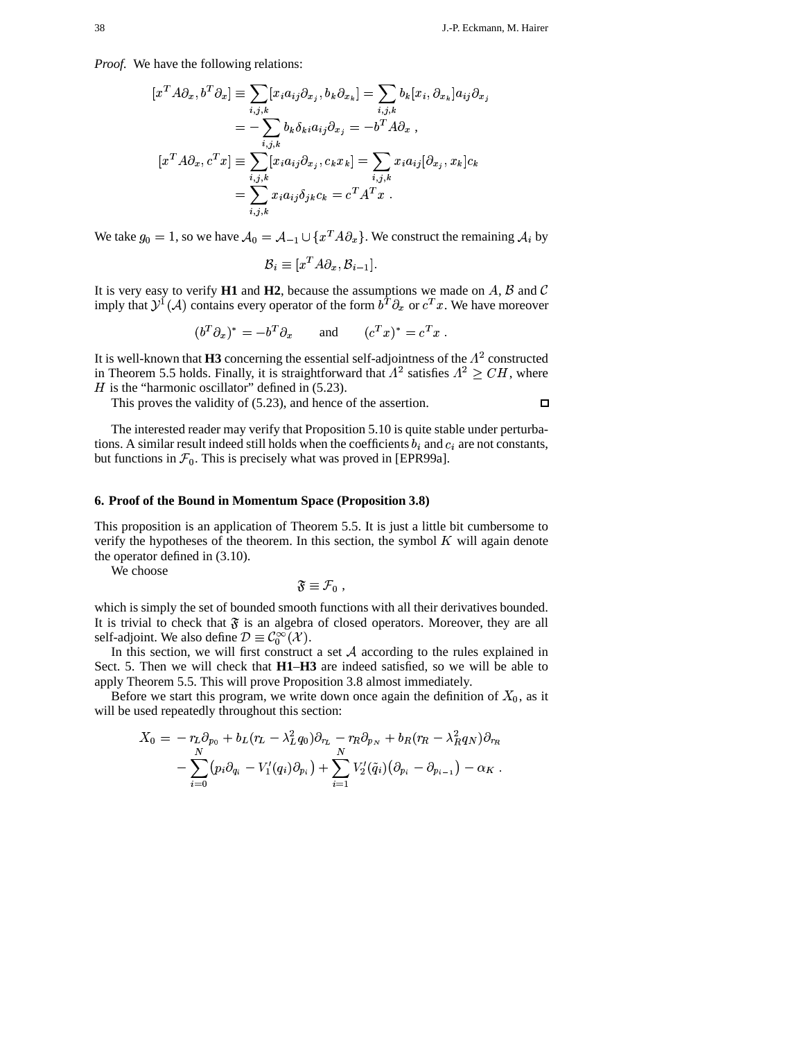*Proof.* We have the following relations:

$$
\begin{aligned}
[x^T A\partial_x, b^T\partial_x] &\equiv \sum_{i,j,k}[x_i a_{ij}\partial_{x_j}, b_k\partial_{x_k}] = \sum_{i,j,k} b_k[x_i, \partial_{x_k}]a_{ij}\partial_{x_j} \\
&= -\sum_{i,j,k} b_k\delta_{ki}a_{ij}\partial_{x_j} = -b^T A\partial_x \;, \\
[x^T A\partial_x, c^T x] &\equiv \sum_{i,j,k}[x_i a_{ij}\partial_{x_j}, c_k x_k] = \sum_{i,j,k} x_i a_{ij}[\partial_{x_j}, x_k]c_k \\
&= \sum_{i,j,k} x_i a_{ij}\delta_{jk}c_k = c^T A^T x \;.
\end{aligned}
$$

We take $g_0 = 1$, so we have $\mathcal{A}_0 = \mathcal{A}_{-1} \cup \{x^T A\partial_x\}$. We construct the remaining $\mathcal{A}_i$ by

$$
\mathcal{B}_i \equiv [x^T A\partial_x, \mathcal{B}_{i-1}].
$$

It is very easy to verify **H1** and **H2**, because the assumptions we made on $A$, $\mathcal{B}$ and $\mathcal{C}$ imply that $\mathcal{Y}^1(\mathcal{A})$ contains every operator of the form $b^T\partial_x$ or $c^T x$. We have moreover

$$
(b^T\partial_x)^* = -b^T\partial_x \qquad \text{and} \qquad (c^T x)^* = c^T x \;.
$$

It is well-known that **H3** concerning the essential self-adjointness of the $\Lambda^2$ constructed in Theorem 5.5 holds. Finally, it is straightforward that $\Lambda^2$ satisfies $\Lambda^2 \geq CH$, where $H$ is the "harmonic oscillator" defined in (5.23).

This proves the validity of (5.23), and hence of the assertion. ◻

The interested reader may verify that Proposition 5.10 is quite stable under perturbations. A similar result indeed still holds when the coefficients $b_i$ and $c_i$ are not constants, but functions in $\mathcal{F}_0$. This is precisely what was proved in [EPR99a].

## 6. Proof of the Bound in Momentum Space (Proposition 3.8)

This proposition is an application of Theorem 5.5. It is just a little bit cumbersome to verify the hypotheses of the theorem. In this section, the symbol $K$ will again denote the operator defined in (3.10).

We choose

$$
\mathfrak{F} \equiv \mathcal{F}_0 \;,
$$

which is simply the set of bounded smooth functions with all their derivatives bounded. It is trivial to check that $\mathfrak{F}$ is an algebra of closed operators. Moreover, they are all self-adjoint. We also define $\mathcal{D} \equiv \mathcal{C}_0^\infty(\mathcal{X})$.

In this section, we will first construct a set $\mathcal{A}$ according to the rules explained in Sect. 5. Then we will check that **H1**–**H3** are indeed satisfied, so we will be able to apply Theorem 5.5. This will prove Proposition 3.8 almost immediately.

Before we start this program, we write down once again the definition of $X_0$, as it will be used repeatedly throughout this section:

$$
\begin{aligned}
X_0 = &-r_L\partial_{p_0} + b_L(r_L - \lambda_L^2 q_0)\partial_{r_L} - r_R\partial_{p_N} + b_R(r_R - \lambda_R^2 q_N)\partial_{r_R} \\
&- \sum_{i=0}^{N}\bigl(p_i\partial_{q_i} - V_1'(q_i)\partial_{p_i}\bigr) + \sum_{i=1}^{N} V_2'(\tilde{q}_i)\bigl(\partial_{p_i} - \partial_{p_{i-1}}\bigr) - \alpha_K \;.
\end{aligned}
$$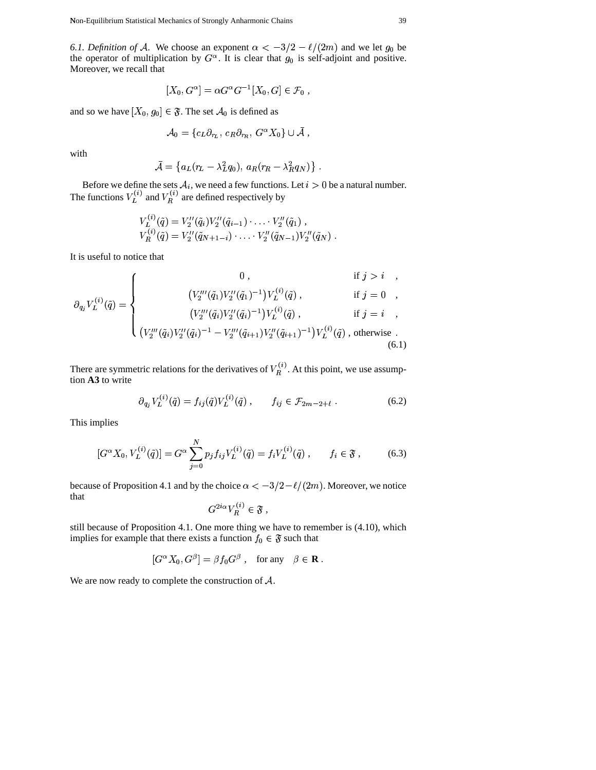*6.1. Definition of $\mathcal{A}$.* We choose an exponent $\alpha < -3/2 - \ell/(2m)$ and we let $g_0$ be the operator of multiplication by $G^\alpha$. It is clear that $g_0$ is self-adjoint and positive. Moreover, we recall that

$$[X_0, G^\alpha] = \alpha G^\alpha G^{-1}[X_0, G] \in \mathcal{F}_0 \ ,$$

and so we have $[X_0, g_0] \in \mathfrak{F}$. The set $\mathcal{A}_0$ is defined as

$$\mathcal{A}_0 = \{c_L \partial_{r_L},\, c_R \partial_{r_R},\, G^\alpha X_0\} \cup \bar{\mathcal{A}} \ ,$$

with

$$\bar{\mathcal{A}} = \left\{a_L(r_L - \lambda_L^2 q_0),\; a_R(r_R - \lambda_R^2 q_N)\right\} \ .$$

Before we define the sets $\mathcal{A}_i$, we need a few functions. Let $i > 0$ be a natural number. The functions $V_L^{(i)}$ and $V_R^{(i)}$ are defined respectively by

$$\begin{aligned}
V_L^{(i)}(\tilde{q}) &= V_2''(\tilde{q}_i)V_2''(\tilde{q}_{i-1}) \cdot \ldots \cdot V_2''(\tilde{q}_1) \ ,\\
V_R^{(i)}(\tilde{q}) &= V_2''(\tilde{q}_{N+1-i}) \cdot \ldots \cdot V_2''(\tilde{q}_{N-1})V_2''(\tilde{q}_N) \ .
\end{aligned}$$

It is useful to notice that

$$\partial_{q_j} V_L^{(i)}(\tilde{q}) = \begin{cases} 0 \ , & \text{if } j > i \quad , \\ \left(V_2'''(\tilde{q}_1)V_2''(\tilde{q}_1)^{-1}\right)V_L^{(i)}(\tilde{q}) \ , & \text{if } j = 0 \quad , \\ \left(V_2'''(\tilde{q}_i)V_2''(\tilde{q}_i)^{-1}\right)V_L^{(i)}(\tilde{q}) \ , & \text{if } j = i \quad , \\ \left(V_2'''(\tilde{q}_i)V_2''(\tilde{q}_i)^{-1} - V_2'''(\tilde{q}_{i+1})V_2''(\tilde{q}_{i+1})^{-1}\right)V_L^{(i)}(\tilde{q}) \ , & \text{otherwise} \ . \end{cases} \tag{6.1}$$

There are symmetric relations for the derivatives of $V_R^{(i)}$. At this point, we use assumption **A3** to write

$$\partial_{q_j} V_L^{(i)}(\tilde{q}) = f_{ij}(\tilde{q})V_L^{(i)}(\tilde{q}) \ , \qquad f_{ij} \in \mathcal{F}_{2m-2+\ell} \ . \tag{6.2}$$

This implies

$$[G^\alpha X_0, V_L^{(i)}(\tilde{q})] = G^\alpha \sum_{j=0}^{N} p_j f_{ij} V_L^{(i)}(\tilde{q}) = f_i V_L^{(i)}(\tilde{q}) \ , \qquad f_i \in \mathfrak{F} \ , \tag{6.3}$$

because of Proposition 4.1 and by the choice $\alpha < -3/2 - \ell/(2m)$. Moreover, we notice that

$$G^{2i\alpha} V_R^{(i)} \in \mathfrak{F} \ ,$$

still because of Proposition 4.1. One more thing we have to remember is (4.10), which implies for example that there exists a function $f_0 \in \mathfrak{F}$ such that

$$[G^\alpha X_0, G^\beta] = \beta f_0 G^\beta \ , \quad \text{for any} \quad \beta \in \mathbf{R} \ .$$

We are now ready to complete the construction of $\mathcal{A}$.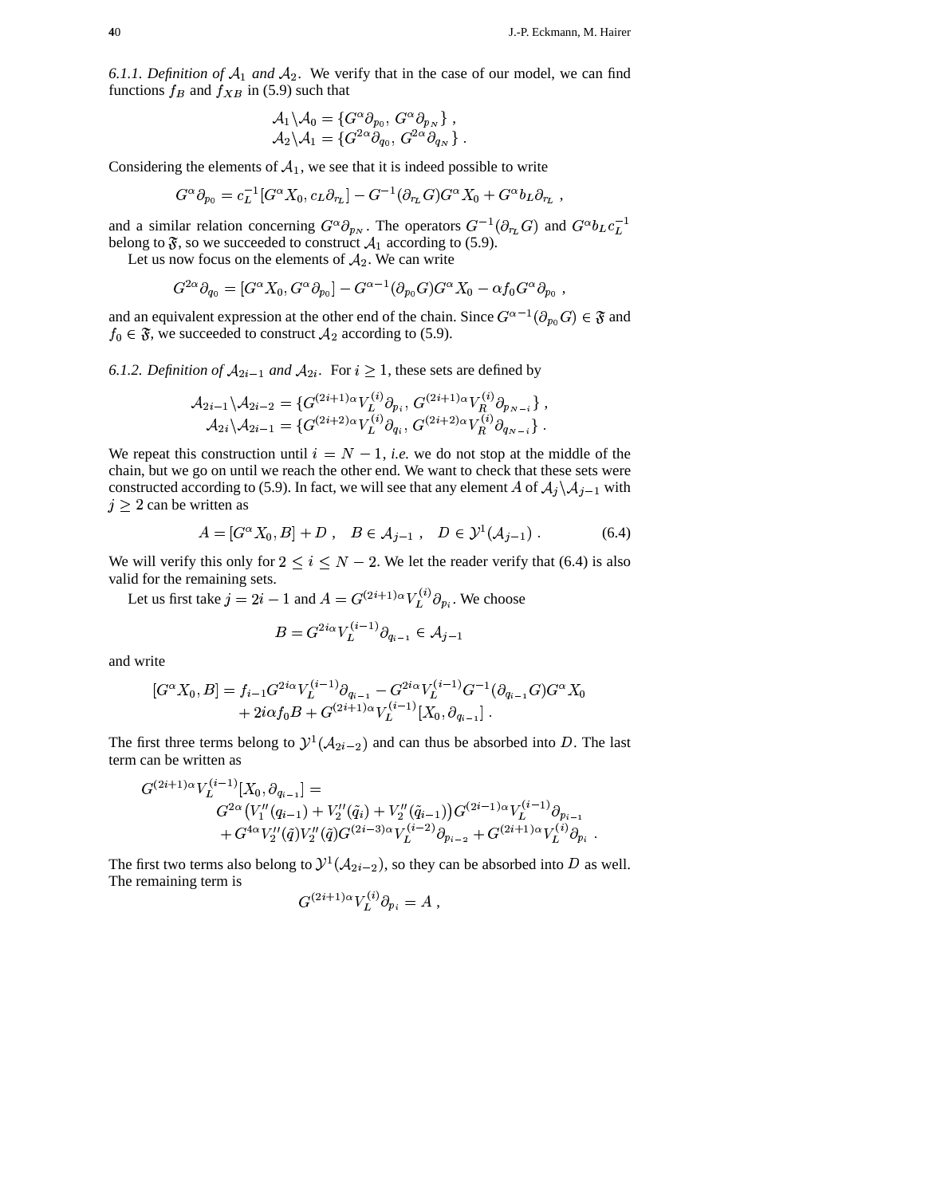*6.1.1. Definition of $\mathcal{A}_1$ and $\mathcal{A}_2$.* We verify that in the case of our model, we can find functions $f_B$ and $f_{XB}$ in (5.9) such that

$$
\begin{aligned}
\mathcal{A}_1 \backslash \mathcal{A}_0 &= \{G^\alpha \partial_{p_0},\, G^\alpha \partial_{p_N}\}\;, \\
\mathcal{A}_2 \backslash \mathcal{A}_1 &= \{G^{2\alpha} \partial_{q_0},\, G^{2\alpha} \partial_{q_N}\}\;.
\end{aligned}
$$

Considering the elements of $\mathcal{A}_1$, we see that it is indeed possible to write

$$
G^\alpha \partial_{p_0} = c_L^{-1}[G^\alpha X_0, c_L \partial_{r_L}] - G^{-1}(\partial_{r_L} G) G^\alpha X_0 + G^\alpha b_L \partial_{r_L}\;,
$$

and a similar relation concerning $G^\alpha \partial_{p_N}$. The operators $G^{-1}(\partial_{r_L} G)$ and $G^\alpha b_L c_L^{-1}$ belong to $\mathfrak{F}$, so we succeeded to construct $\mathcal{A}_1$ according to (5.9).

Let us now focus on the elements of $\mathcal{A}_2$. We can write

$$
G^{2\alpha} \partial_{q_0} = [G^\alpha X_0, G^\alpha \partial_{p_0}] - G^{\alpha-1}(\partial_{p_0} G) G^\alpha X_0 - \alpha f_0 G^\alpha \partial_{p_0}\;,
$$

and an equivalent expression at the other end of the chain. Since $G^{\alpha-1}(\partial_{p_0} G) \in \mathfrak{F}$ and $f_0 \in \mathfrak{F}$, we succeeded to construct $\mathcal{A}_2$ according to (5.9).

*6.1.2. Definition of $\mathcal{A}_{2i-1}$ and $\mathcal{A}_{2i}$.* For $i \geq 1$, these sets are defined by

$$
\begin{aligned}
\mathcal{A}_{2i-1} \backslash \mathcal{A}_{2i-2} &= \{G^{(2i+1)\alpha} V_L^{(i)} \partial_{p_i},\, G^{(2i+1)\alpha} V_R^{(i)} \partial_{p_{N-i}}\}\;, \\
\mathcal{A}_{2i} \backslash \mathcal{A}_{2i-1} &= \{G^{(2i+2)\alpha} V_L^{(i)} \partial_{q_i},\, G^{(2i+2)\alpha} V_R^{(i)} \partial_{q_{N-i}}\}\;.
\end{aligned}
$$

We repeat this construction until $i = N-1$, *i.e.* we do not stop at the middle of the chain, but we go on until we reach the other end. We want to check that these sets were constructed according to (5.9). In fact, we will see that any element $A$ of $\mathcal{A}_j \backslash \mathcal{A}_{j-1}$ with $j \geq 2$ can be written as

$$
A = [G^\alpha X_0, B] + D\;, \quad B \in \mathcal{A}_{j-1}\;, \quad D \in \mathcal{Y}^1(\mathcal{A}_{j-1})\;. \tag{6.4}
$$

We will verify this only for $2 \leq i \leq N-2$. We let the reader verify that (6.4) is also valid for the remaining sets.

Let us first take $j = 2i-1$ and $A = G^{(2i+1)\alpha} V_L^{(i)} \partial_{p_i}$. We choose

$$
B = G^{2i\alpha} V_L^{(i-1)} \partial_{q_{i-1}} \in \mathcal{A}_{j-1}
$$

and write

$$
\begin{aligned}
[G^\alpha X_0, B] = f_{i-1} G^{2i\alpha} V_L^{(i-1)} \partial_{q_{i-1}} - G^{2i\alpha} V_L^{(i-1)} G^{-1}(\partial_{q_{i-1}} G) G^\alpha X_0 \\
+ 2i\alpha f_0 B + G^{(2i+1)\alpha} V_L^{(i-1)} [X_0, \partial_{q_{i-1}}]\;.
\end{aligned}
$$

The first three terms belong to $\mathcal{Y}^1(\mathcal{A}_{2i-2})$ and can thus be absorbed into $D$. The last term can be written as

$$
\begin{aligned}
G^{(2i+1)\alpha} V_L^{(i-1)} [X_0, \partial_{q_{i-1}}] = \\
G^{2\alpha}\big(V_1''(q_{i-1}) + V_2''(\tilde q_i) + V_2''(\tilde q_{i-1})\big) G^{(2i-1)\alpha} V_L^{(i-1)} \partial_{p_{i-1}} \\
+ G^{4\alpha} V_2''(\tilde q) V_2''(\tilde q) G^{(2i-3)\alpha} V_L^{(i-2)} \partial_{p_{i-2}} + G^{(2i+1)\alpha} V_L^{(i)} \partial_{p_i}\;.
\end{aligned}
$$

The first two terms also belong to $\mathcal{Y}^1(\mathcal{A}_{2i-2})$, so they can be absorbed into $D$ as well. The remaining term is

$$
G^{(2i+1)\alpha} V_L^{(i)} \partial_{p_i} = A\;,
$$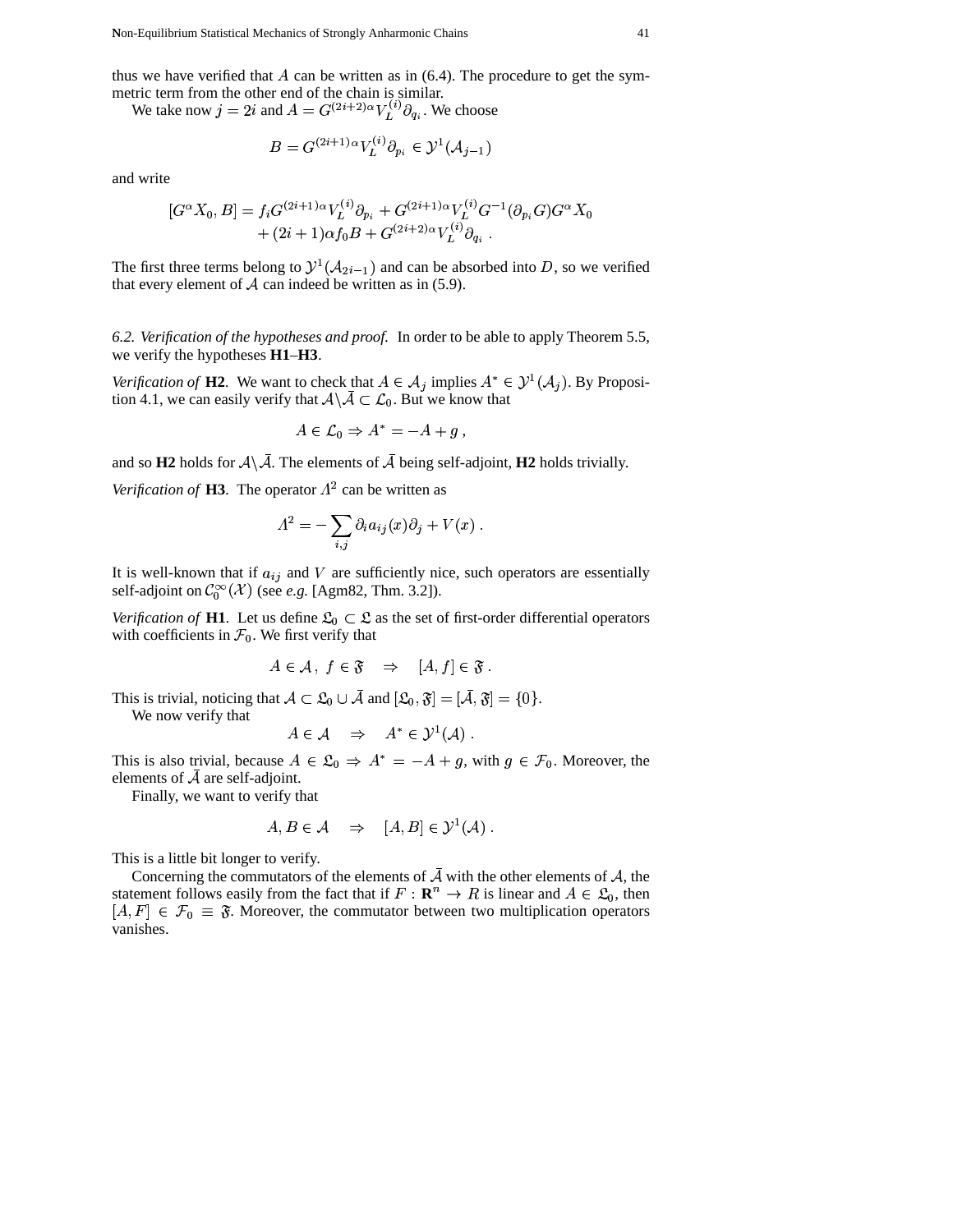thus we have verified that $A$ can be written as in (6.4). The procedure to get the symmetric term from the other end of the chain is similar.

We take now $j = 2i$ and $A = G^{(2i+2)\alpha} V_L^{(i)} \partial_{q_i}$. We choose

$$B = G^{(2i+1)\alpha} V_L^{(i)} \partial_{p_i} \in \mathcal{Y}^1(\mathcal{A}_{j-1})$$

and write

$$\begin{aligned}[G^\alpha X_0, B] = & f_i G^{(2i+1)\alpha} V_L^{(i)} \partial_{p_i} + G^{(2i+1)\alpha} V_L^{(i)} G^{-1} (\partial_{p_i} G) G^\alpha X_0 \\ & + (2i+1)\alpha f_0 B + G^{(2i+2)\alpha} V_L^{(i)} \partial_{q_i} \; .\end{aligned}$$

The first three terms belong to $\mathcal{Y}^1(\mathcal{A}_{2i-1})$ and can be absorbed into $D$, so we verified that every element of $\mathcal{A}$ can indeed be written as in (5.9).

*6.2. Verification of the hypotheses and proof.* In order to be able to apply Theorem 5.5, we verify the hypotheses **H1**–**H3**.

*Verification of* **H2**. We want to check that $A \in \mathcal{A}_j$ implies $A^* \in \mathcal{Y}^1(\mathcal{A}_j)$. By Proposition 4.1, we can easily verify that $\mathcal{A} \backslash \bar{\mathcal{A}} \subset \mathcal{L}_0$. But we know that

$$A \in \mathcal{L}_0 \Rightarrow A^* = -A + g \; ,$$

and so **H2** holds for $\mathcal{A} \backslash \bar{\mathcal{A}}$. The elements of $\bar{\mathcal{A}}$ being self-adjoint, **H2** holds trivially.

*Verification of* **H3**. The operator $\Lambda^2$ can be written as

$$\Lambda^2 = -\sum_{i,j} \partial_i a_{ij}(x) \partial_j + V(x) \; .$$

It is well-known that if $a_{ij}$ and $V$ are sufficiently nice, such operators are essentially self-adjoint on $\mathcal{C}_0^\infty(\mathcal{X})$ (see *e.g.* [Agm82, Thm. 3.2]).

*Verification of* **H1**. Let us define $\mathfrak{L}_0 \subset \mathfrak{L}$ as the set of first-order differential operators with coefficients in $\mathcal{F}_0$. We first verify that

$$A \in \mathcal{A} \, , \; f \in \mathfrak{F} \quad \Rightarrow \quad [A, f] \in \mathfrak{F} \; .$$

This is trivial, noticing that $\mathcal{A} \subset \mathfrak{L}_0 \cup \bar{\mathcal{A}}$ and $[\mathfrak{L}_0, \mathfrak{F}] = [\bar{\mathcal{A}}, \mathfrak{F}] = \{0\}$.

We now verify that

$$A \in \mathcal{A} \quad \Rightarrow \quad A^* \in \mathcal{Y}^1(\mathcal{A}) \; .$$

This is also trivial, because $A \in \mathfrak{L}_0 \Rightarrow A^* = -A + g$, with $g \in \mathcal{F}_0$. Moreover, the elements of $\bar{\mathcal{A}}$ are self-adjoint.

Finally, we want to verify that

$$A, B \in \mathcal{A} \quad \Rightarrow \quad [A, B] \in \mathcal{Y}^1(\mathcal{A}) \; .$$

This is a little bit longer to verify.

Concerning the commutators of the elements of $\bar{\mathcal{A}}$ with the other elements of $\mathcal{A}$, the statement follows easily from the fact that if $F : \mathbf{R}^n \to R$ is linear and $A \in \mathfrak{L}_0$, then $[A, F] \in \mathcal{F}_0 \equiv \mathfrak{F}$. Moreover, the commutator between two multiplication operators vanishes.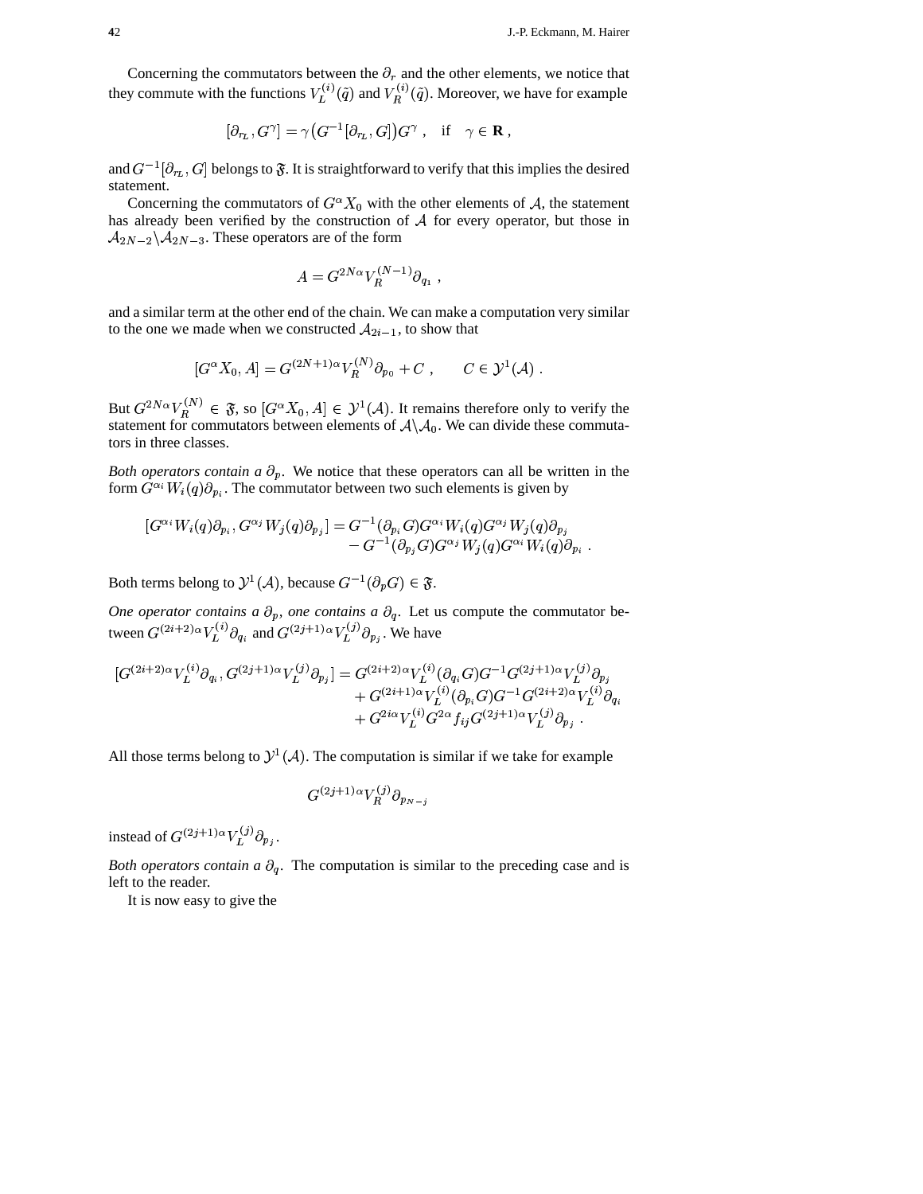Concerning the commutators between the $\partial_r$ and the other elements, we notice that they commute with the functions $V_L^{(i)}(\tilde{q})$ and $V_R^{(i)}(\tilde{q})$. Moreover, we have for example

$$[\partial_{r_L}, G^\gamma] = \gamma\big(G^{-1}[\partial_{r_L}, G]\big)G^\gamma \;, \quad \text{if} \quad \gamma \in \mathbf{R}\;,$$

and $G^{-1}[\partial_{r_L}, G]$ belongs to $\mathfrak{F}$. It is straightforward to verify that this implies the desired statement.

Concerning the commutators of $G^\alpha X_0$ with the other elements of $\mathcal{A}$, the statement has already been verified by the construction of $\mathcal{A}$ for every operator, but those in $\mathcal{A}_{2N-2}\backslash\mathcal{A}_{2N-3}$. These operators are of the form

$$A = G^{2N\alpha} V_R^{(N-1)} \partial_{q_1} \;,$$

and a similar term at the other end of the chain. We can make a computation very similar to the one we made when we constructed $\mathcal{A}_{2i-1}$, to show that

$$[G^\alpha X_0, A] = G^{(2N+1)\alpha} V_R^{(N)} \partial_{p_0} + C \;, \qquad C \in \mathcal{Y}^1(\mathcal{A}) \;.$$

But $G^{2N\alpha} V_R^{(N)} \in \mathfrak{F}$, so $[G^\alpha X_0, A] \in \mathcal{Y}^1(\mathcal{A})$. It remains therefore only to verify the statement for commutators between elements of $\mathcal{A}\backslash\mathcal{A}_0$. We can divide these commutators in three classes.

*Both operators contain a* $\partial_p$. We notice that these operators can all be written in the form $G^{\alpha_i} W_i(q)\partial_{p_i}$. The commutator between two such elements is given by

$$\begin{aligned}[G^{\alpha_i} W_i(q)\partial_{p_i}, G^{\alpha_j} W_j(q)\partial_{p_j}] = {}& G^{-1}(\partial_{p_i} G) G^{\alpha_i} W_i(q) G^{\alpha_j} W_j(q) \partial_{p_j} \\ &- G^{-1}(\partial_{p_j} G) G^{\alpha_j} W_j(q) G^{\alpha_i} W_i(q) \partial_{p_i} \;.\end{aligned}$$

Both terms belong to $\mathcal{Y}^1(\mathcal{A})$, because $G^{-1}(\partial_p G) \in \mathfrak{F}$.

*One operator contains a* $\partial_p$*, one contains a* $\partial_q$. Let us compute the commutator between $G^{(2i+2)\alpha} V_L^{(i)} \partial_{q_i}$ and $G^{(2j+1)\alpha} V_L^{(j)} \partial_{p_j}$. We have

$$\begin{aligned}[G^{(2i+2)\alpha} V_L^{(i)} \partial_{q_i}, G^{(2j+1)\alpha} V_L^{(j)} \partial_{p_j}] = {}& G^{(2i+2)\alpha} V_L^{(i)} (\partial_{q_i} G) G^{-1} G^{(2j+1)\alpha} V_L^{(j)} \partial_{p_j} \\ &+ G^{(2i+1)\alpha} V_L^{(i)} (\partial_{p_i} G) G^{-1} G^{(2i+2)\alpha} V_L^{(i)} \partial_{q_i} \\ &+ G^{2i\alpha} V_L^{(i)} G^{2\alpha} f_{ij} G^{(2j+1)\alpha} V_L^{(j)} \partial_{p_j} \;.\end{aligned}$$

All those terms belong to $\mathcal{Y}^1(\mathcal{A})$. The computation is similar if we take for example

$$G^{(2j+1)\alpha} V_R^{(j)} \partial_{p_{N-j}}$$

instead of $G^{(2j+1)\alpha} V_L^{(j)} \partial_{p_j}$.

*Both operators contain a* $\partial_q$. The computation is similar to the preceding case and is left to the reader.

It is now easy to give the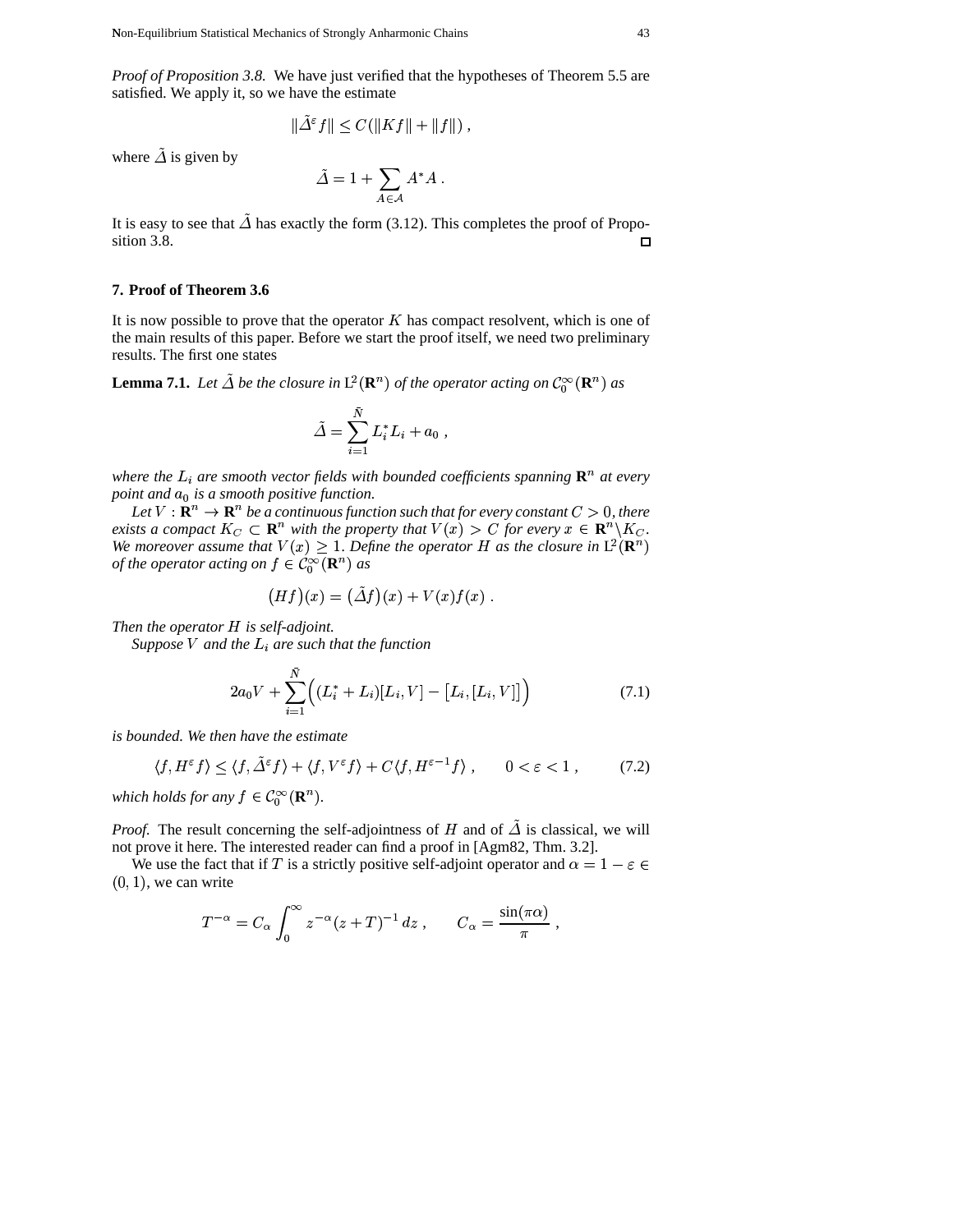*Proof of Proposition 3.8.* We have just verified that the hypotheses of Theorem 5.5 are satisfied. We apply it, so we have the estimate

$$\|\tilde{\Delta}^\varepsilon f\| \le C(\|Kf\| + \|f\|) ,$$

where $\tilde{\Delta}$ is given by

$$\tilde{\Delta} = 1 + \sum_{A \in \mathcal{A}} A^* A .$$

It is easy to see that $\tilde{\Delta}$ has exactly the form (3.12). This completes the proof of Proposition 3.8. □

## 7. Proof of Theorem 3.6

It is now possible to prove that the operator $K$ has compact resolvent, which is one of the main results of this paper. Before we start the proof itself, we need two preliminary results. The first one states

**Lemma 7.1.** *Let $\tilde{\Delta}$ be the closure in $\mathrm{L}^2(\mathbf{R}^n)$ of the operator acting on $\mathcal{C}_0^\infty(\mathbf{R}^n)$ as*

$$\tilde{\Delta} = \sum_{i=1}^{\tilde{N}} L_i^* L_i + a_0 ,$$

*where the $L_i$ are smooth vector fields with bounded coefficients spanning $\mathbf{R}^n$ at every point and $a_0$ is a smooth positive function.*

*Let $V : \mathbf{R}^n \to \mathbf{R}^n$ be a continuous function such that for every constant $C > 0$, there exists a compact $K_C \subset \mathbf{R}^n$ with the property that $V(x) > C$ for every $x \in \mathbf{R}^n \backslash K_C$. We moreover assume that $V(x) \ge 1$. Define the operator $H$ as the closure in $\mathrm{L}^2(\mathbf{R}^n)$ of the operator acting on $f \in \mathcal{C}_0^\infty(\mathbf{R}^n)$ as*

$$\big(Hf\big)(x) = \big(\tilde{\Delta} f\big)(x) + V(x) f(x) .$$

*Then the operator $H$ is self-adjoint.*

*Suppose $V$ and the $L_i$ are such that the function*

$$2a_0 V + \sum_{i=1}^{\tilde{N}} \Big( (L_i^* + L_i)[L_i, V] - \big[L_i, [L_i, V]\big] \Big) \tag{7.1}$$

*is bounded. We then have the estimate*

$$\langle f, H^\varepsilon f \rangle \le \langle f, \tilde{\Delta}^\varepsilon f \rangle + \langle f, V^\varepsilon f \rangle + C \langle f, H^{\varepsilon - 1} f \rangle , \qquad 0 < \varepsilon < 1 , \tag{7.2}$$

*which holds for any $f \in \mathcal{C}_0^\infty(\mathbf{R}^n)$.*

*Proof.* The result concerning the self-adjointness of $H$ and of $\tilde{\Delta}$ is classical, we will not prove it here. The interested reader can find a proof in [Agm82, Thm. 3.2].

We use the fact that if $T$ is a strictly positive self-adjoint operator and $\alpha = 1 - \varepsilon \in (0, 1)$, we can write

$$T^{-\alpha} = C_\alpha \int_0^\infty z^{-\alpha} (z + T)^{-1} \, dz , \qquad C_\alpha = \frac{\sin(\pi\alpha)}{\pi} ,$$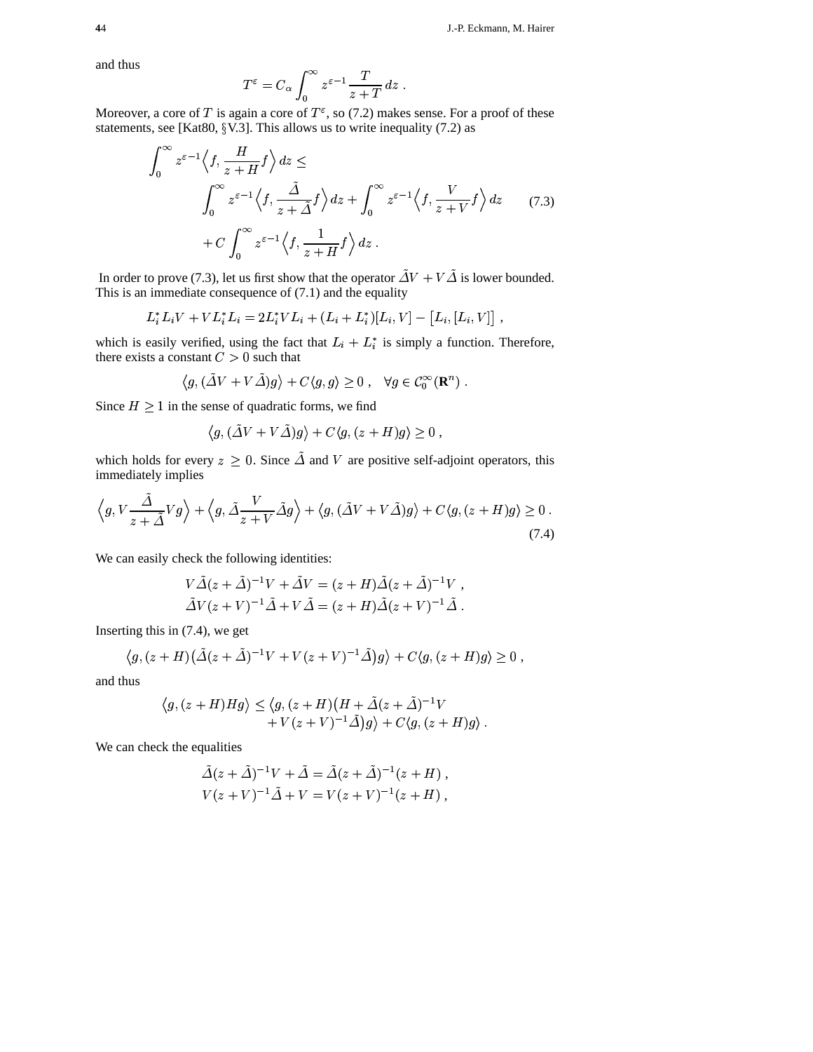and thus

$$T^\varepsilon = C_\alpha \int_0^\infty z^{\varepsilon-1} \frac{T}{z+T}\, dz \;.$$

Moreover, a core of $T$ is again a core of $T^\varepsilon$, so (7.2) makes sense. For a proof of these statements, see [Kat80, §V.3]. This allows us to write inequality (7.2) as

$$\begin{aligned}
\int_0^\infty z^{\varepsilon-1} \Big\langle f, \frac{H}{z+H} f\Big\rangle \, dz \le \\
\int_0^\infty z^{\varepsilon-1} \Big\langle f, \frac{\tilde\Delta}{z+\tilde\Delta} f\Big\rangle \, dz + \int_0^\infty z^{\varepsilon-1} \Big\langle f, \frac{V}{z+V} f\Big\rangle \, dz \\
+ C \int_0^\infty z^{\varepsilon-1} \Big\langle f, \frac{1}{z+H} f\Big\rangle \, dz \;.
\end{aligned} \tag{7.3}$$

In order to prove (7.3), let us first show that the operator $\tilde\Delta V + V\tilde\Delta$ is lower bounded. This is an immediate consequence of (7.1) and the equality

$$L_i^* L_i V + V L_i^* L_i = 2 L_i^* V L_i + (L_i + L_i^*)[L_i, V] - \big[L_i, [L_i, V]\big] \;,$$

which is easily verified, using the fact that $L_i + L_i^*$ is simply a function. Therefore, there exists a constant $C > 0$ such that

$$\big\langle g, (\tilde\Delta V + V\tilde\Delta) g\big\rangle + C\langle g, g\rangle \ge 0 \;, \quad \forall g \in \mathcal{C}_0^\infty(\mathbf{R}^n) \;.$$

Since $H \ge 1$ in the sense of quadratic forms, we find

$$\big\langle g, (\tilde\Delta V + V\tilde\Delta) g\big\rangle + C\langle g, (z+H) g\rangle \ge 0 \;,$$

which holds for every $z \ge 0$. Since $\tilde\Delta$ and $V$ are positive self-adjoint operators, this immediately implies

$$\Big\langle g, V\frac{\tilde\Delta}{z+\tilde\Delta} V g\Big\rangle + \Big\langle g, \tilde\Delta \frac{V}{z+V} \tilde\Delta g\Big\rangle + \big\langle g, (\tilde\Delta V + V\tilde\Delta) g\big\rangle + C\langle g, (z+H) g\rangle \ge 0 \;. \tag{7.4}$$

We can easily check the following identities:

$$\begin{aligned}
V\tilde\Delta(z+\tilde\Delta)^{-1} V + \tilde\Delta V &= (z+H)\tilde\Delta(z+\tilde\Delta)^{-1} V \;, \\
\tilde\Delta V (z+V)^{-1}\tilde\Delta + V\tilde\Delta &= (z+H)\tilde\Delta(z+V)^{-1}\tilde\Delta \;.
\end{aligned}$$

Inserting this in (7.4), we get

$$\big\langle g, (z+H)\big(\tilde\Delta(z+\tilde\Delta)^{-1} V + V(z+V)^{-1}\tilde\Delta\big) g\big\rangle + C\langle g, (z+H) g\rangle \ge 0 \;,$$

and thus

$$\begin{aligned}
\big\langle g, (z+H) H g\big\rangle \le \big\langle g, (z+H)\big(H + \tilde\Delta(z+\tilde\Delta)^{-1} V \\
+ V(z+V)^{-1}\tilde\Delta\big) g\big\rangle + C\langle g, (z+H) g\rangle \;.
\end{aligned}$$

We can check the equalities

$$\begin{aligned}
\tilde\Delta(z+\tilde\Delta)^{-1} V + \tilde\Delta &= \tilde\Delta(z+\tilde\Delta)^{-1}(z+H) \;, \\
V(z+V)^{-1}\tilde\Delta + V &= V(z+V)^{-1}(z+H) \;,
\end{aligned}$$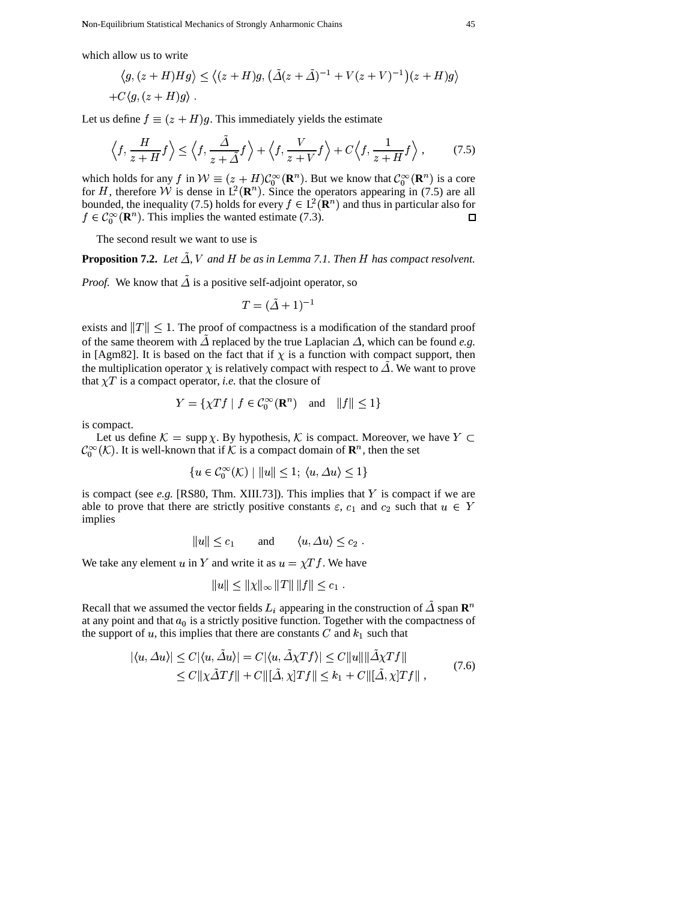which allow us to write

$$\big\langle g,(z+H)Hg\big\rangle \le \big\langle (z+H)g,\big(\tilde{\Delta}(z+\tilde{\Delta})^{-1}+V(z+V)^{-1}\big)(z+H)g\big\rangle$$
$$+C\langle g,(z+H)g\rangle\ .$$

Let us define $f \equiv (z+H)g$. This immediately yields the estimate

$$\Big\langle f,\frac{H}{z+H}f\Big\rangle \le \Big\langle f,\frac{\tilde{\Delta}}{z+\tilde{\Delta}}f\Big\rangle + \Big\langle f,\frac{V}{z+V}f\Big\rangle + C\Big\langle f,\frac{1}{z+H}f\Big\rangle\ , \tag{7.5}$$

which holds for any $f$ in $\mathcal{W} \equiv (z+H)\mathcal{C}_0^\infty(\mathbf{R}^n)$. But we know that $\mathcal{C}_0^\infty(\mathbf{R}^n)$ is a core for $H$, therefore $\mathcal{W}$ is dense in $\mathrm{L}^2(\mathbf{R}^n)$. Since the operators appearing in (7.5) are all bounded, the inequality (7.5) holds for every $f \in \mathrm{L}^2(\mathbf{R}^n)$ and thus in particular also for $f \in \mathcal{C}_0^\infty(\mathbf{R}^n)$. This implies the wanted estimate (7.3). □

The second result we want to use is

**Proposition 7.2.** *Let $\tilde{\Delta}, V$ and $H$ be as in Lemma 7.1. Then $H$ has compact resolvent.*

*Proof.* We know that $\tilde{\Delta}$ is a positive self-adjoint operator, so

$$T = (\tilde{\Delta}+1)^{-1}$$

exists and $\|T\| \le 1$. The proof of compactness is a modification of the standard proof of the same theorem with $\tilde{\Delta}$ replaced by the true Laplacian $\Delta$, which can be found *e.g.* in [Agm82]. It is based on the fact that if $\chi$ is a function with compact support, then the multiplication operator $\chi$ is relatively compact with respect to $\tilde{\Delta}$. We want to prove that $\chi T$ is a compact operator, *i.e.* that the closure of

$$Y = \{\chi T f \mid f \in \mathcal{C}_0^\infty(\mathbf{R}^n) \quad \text{and} \quad \|f\| \le 1\}$$

is compact.

Let us define $\mathcal{K} = \operatorname{supp}\chi$. By hypothesis, $\mathcal{K}$ is compact. Moreover, we have $Y \subset \mathcal{C}_0^\infty(\mathcal{K})$. It is well-known that if $\mathcal{K}$ is a compact domain of $\mathbf{R}^n$, then the set

$$\{u \in \mathcal{C}_0^\infty(\mathcal{K}) \mid \|u\| \le 1;\ \langle u, \Delta u\rangle \le 1\}$$

is compact (see *e.g.* [RS80, Thm. XIII.73]). This implies that $Y$ is compact if we are able to prove that there are strictly positive constants $\varepsilon$, $c_1$ and $c_2$ such that $u \in Y$ implies

$$\|u\| \le c_1 \qquad \text{and} \qquad \langle u, \Delta u\rangle \le c_2\ .$$

We take any element $u$ in $Y$ and write it as $u = \chi T f$. We have

$$\|u\| \le \|\chi\|_\infty \|T\|\,\|f\| \le c_1\ .$$

Recall that we assumed the vector fields $L_i$ appearing in the construction of $\tilde{\Delta}$ span $\mathbf{R}^n$ at any point and that $a_0$ is a strictly positive function. Together with the compactness of the support of $u$, this implies that there are constants $C$ and $k_1$ such that

$$\begin{aligned}
|\langle u,\Delta u\rangle| &\le C|\langle u,\tilde{\Delta}u\rangle| = C|\langle u,\tilde{\Delta}\chi T f\rangle| \le C\|u\|\|\tilde{\Delta}\chi T f\| \\
&\le C\|\chi\tilde{\Delta}Tf\| + C\|[\tilde{\Delta},\chi]Tf\| \le k_1 + C\|[\tilde{\Delta},\chi]Tf\|\ ,
\end{aligned} \tag{7.6}$$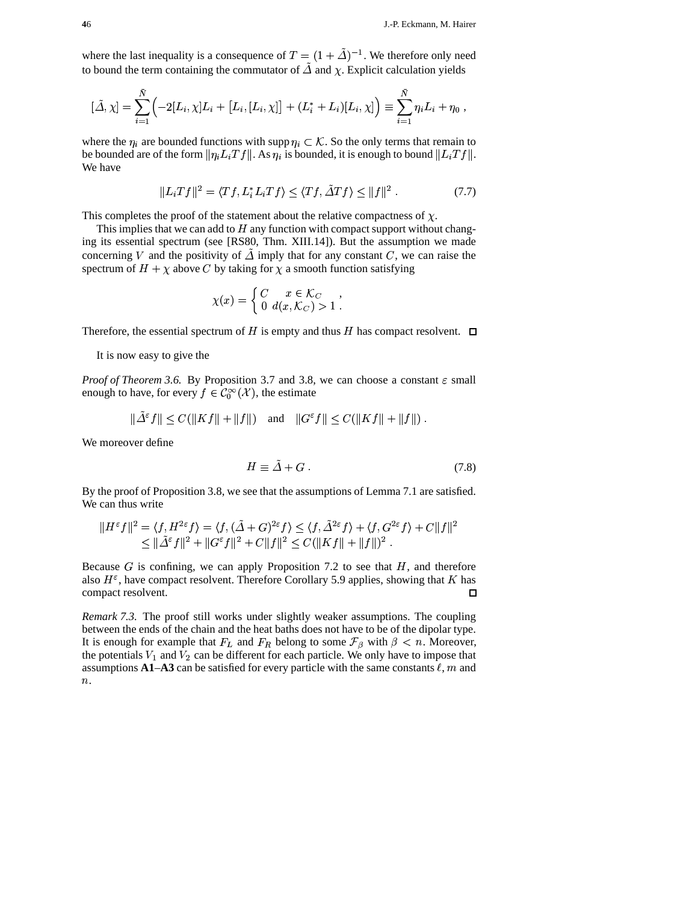where the last inequality is a consequence of $T = (1 + \tilde{\Delta})^{-1}$. We therefore only need to bound the term containing the commutator of $\tilde{\Delta}$ and $\chi$. Explicit calculation yields

$$[\tilde{\Delta}, \chi] = \sum_{i=1}^{\bar{N}} \Bigl( -2[L_i, \chi] L_i + \bigl[L_i, [L_i, \chi]\bigr] + (L_i^* + L_i)[L_i, \chi] \Bigr) \equiv \sum_{i=1}^{\bar{N}} \eta_i L_i + \eta_0 \;,$$

where the $\eta_i$ are bounded functions with $\operatorname{supp} \eta_i \subset \mathcal{K}$. So the only terms that remain to be bounded are of the form $\|\eta_i L_i T f\|$. As $\eta_i$ is bounded, it is enough to bound $\|L_i T f\|$. We have

$$\|L_i T f\|^2 = \langle T f, L_i^* L_i T f \rangle \le \langle T f, \tilde{\Delta} T f \rangle \le \|f\|^2 \;. \tag{7.7}$$

This completes the proof of the statement about the relative compactness of $\chi$.

This implies that we can add to $H$ any function with compact support without changing its essential spectrum (see [RS80, Thm. XIII.14]). But the assumption we made concerning $V$ and the positivity of $\tilde{\Delta}$ imply that for any constant $C$, we can raise the spectrum of $H + \chi$ above $C$ by taking for $\chi$ a smooth function satisfying

$$\chi(x) = \begin{cases} C & x \in \mathcal{K}_C \\ 0 & d(x, \mathcal{K}_C) > 1 \end{cases} \;, \;.$$

Therefore, the essential spectrum of $H$ is empty and thus $H$ has compact resolvent. □

It is now easy to give the

*Proof of Theorem 3.6.* By Proposition 3.7 and 3.8, we can choose a constant $\varepsilon$ small enough to have, for every $f \in \mathcal{C}_0^\infty(\mathcal{X})$, the estimate

$$\|\tilde{\Delta}^\varepsilon f\| \le C(\|Kf\| + \|f\|) \quad \text{and} \quad \|G^\varepsilon f\| \le C(\|Kf\| + \|f\|) \;.$$

We moreover define

$$H \equiv \tilde{\Delta} + G \;. \tag{7.8}$$

By the proof of Proposition 3.8, we see that the assumptions of Lemma 7.1 are satisfied. We can thus write

$$\begin{aligned} \|H^\varepsilon f\|^2 = \langle f, H^{2\varepsilon} f \rangle = \langle f, (\tilde{\Delta} + G)^{2\varepsilon} f \rangle &\le \langle f, \tilde{\Delta}^{2\varepsilon} f \rangle + \langle f, G^{2\varepsilon} f \rangle + C\|f\|^2 \\ &\le \|\tilde{\Delta}^\varepsilon f\|^2 + \|G^\varepsilon f\|^2 + C\|f\|^2 \le C(\|Kf\| + \|f\|)^2 \;. \end{aligned}$$

Because $G$ is confining, we can apply Proposition 7.2 to see that $H$, and therefore also $H^\varepsilon$, have compact resolvent. Therefore Corollary 5.9 applies, showing that $K$ has compact resolvent. □

*Remark 7.3.* The proof still works under slightly weaker assumptions. The coupling between the ends of the chain and the heat baths does not have to be of the dipolar type. It is enough for example that $F_L$ and $F_R$ belong to some $\mathcal{F}_\beta$ with $\beta < n$. Moreover, the potentials $V_1$ and $V_2$ can be different for each particle. We only have to impose that assumptions **A1**–**A3** can be satisfied for every particle with the same constants $\ell, m$ and $n$.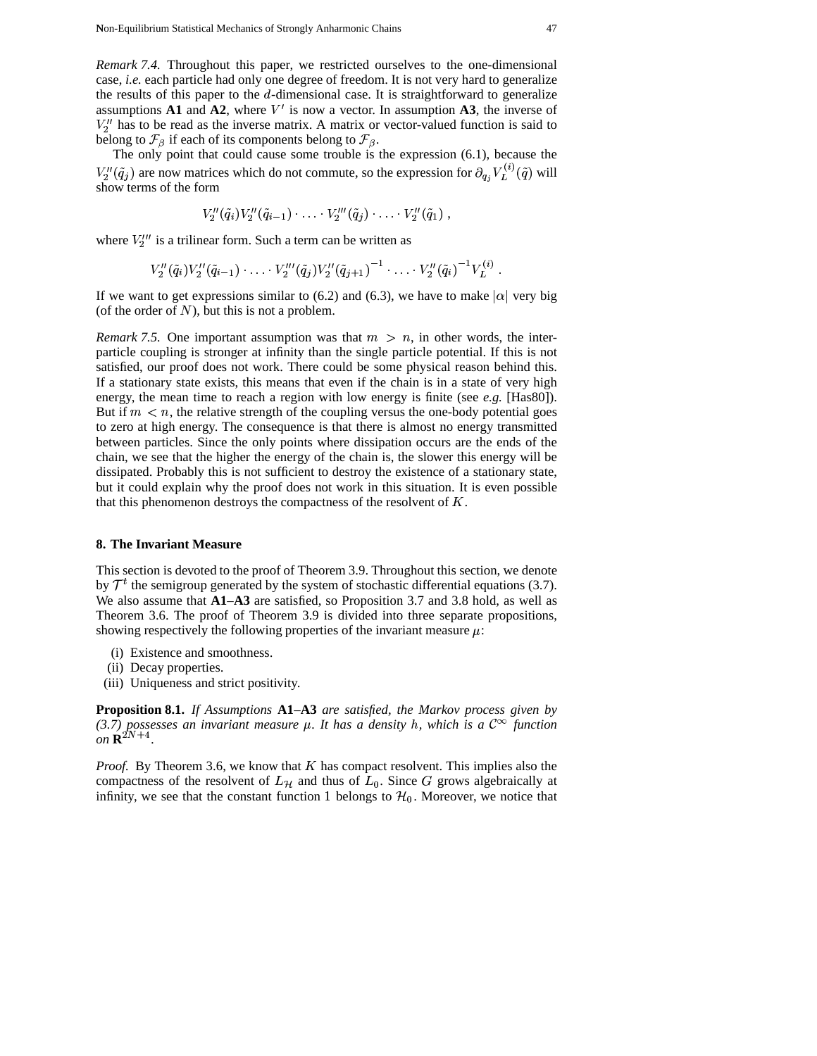*Remark 7.4.* Throughout this paper, we restricted ourselves to the one-dimensional case, *i.e.* each particle had only one degree of freedom. It is not very hard to generalize the results of this paper to the $d$-dimensional case. It is straightforward to generalize assumptions **A1** and **A2**, where $V'$ is now a vector. In assumption **A3**, the inverse of $V_2''$ has to be read as the inverse matrix. A matrix or vector-valued function is said to belong to $\mathcal{F}_\beta$ if each of its components belong to $\mathcal{F}_\beta$.

The only point that could cause some trouble is the expression (6.1), because the $V_2''(\tilde{q}_j)$ are now matrices which do not commute, so the expression for $\partial_{q_j} V_L^{(i)}(\tilde{q})$ will show terms of the form

$$V_2''(\tilde{q}_i)V_2''(\tilde{q}_{i-1}) \cdot \ldots \cdot V_2'''(\tilde{q}_j) \cdot \ldots \cdot V_2''(\tilde{q}_1) \ ,$$

where $V_2'''$ is a trilinear form. Such a term can be written as

$$V_2''(\tilde{q}_i)V_2''(\tilde{q}_{i-1}) \cdot \ldots \cdot V_2'''(\tilde{q}_j)V_2''(\tilde{q}_{j+1})^{-1} \cdot \ldots \cdot V_2''(\tilde{q}_i)^{-1}V_L^{(i)} \ .$$

If we want to get expressions similar to (6.2) and (6.3), we have to make $|\alpha|$ very big (of the order of $N$), but this is not a problem.

*Remark 7.5.* One important assumption was that $m > n$, in other words, the inter-particle coupling is stronger at infinity than the single particle potential. If this is not satisfied, our proof does not work. There could be some physical reason behind this. If a stationary state exists, this means that even if the chain is in a state of very high energy, the mean time to reach a region with low energy is finite (see *e.g.* [Has80]). But if $m < n$, the relative strength of the coupling versus the one-body potential goes to zero at high energy. The consequence is that there is almost no energy transmitted between particles. Since the only points where dissipation occurs are the ends of the chain, we see that the higher the energy of the chain is, the slower this energy will be dissipated. Probably this is not sufficient to destroy the existence of a stationary state, but it could explain why the proof does not work in this situation. It is even possible that this phenomenon destroys the compactness of the resolvent of $K$.

## 8. The Invariant Measure

This section is devoted to the proof of Theorem 3.9. Throughout this section, we denote by $\mathcal{T}^t$ the semigroup generated by the system of stochastic differential equations (3.7). We also assume that **A1**–**A3** are satisfied, so Proposition 3.7 and 3.8 hold, as well as Theorem 3.6. The proof of Theorem 3.9 is divided into three separate propositions, showing respectively the following properties of the invariant measure $\mu$:

(i) Existence and smoothness.
(ii) Decay properties.
(iii) Uniqueness and strict positivity.

**Proposition 8.1.** *If Assumptions* **A1**–**A3** *are satisfied, the Markov process given by (3.7) possesses an invariant measure $\mu$. It has a density $h$, which is a $\mathcal{C}^\infty$ function on $\mathbf{R}^{2N+4}$.*

*Proof.* By Theorem 3.6, we know that $K$ has compact resolvent. This implies also the compactness of the resolvent of $L_\mathcal{H}$ and thus of $L_0$. Since $G$ grows algebraically at infinity, we see that the constant function 1 belongs to $\mathcal{H}_0$. Moreover, we notice that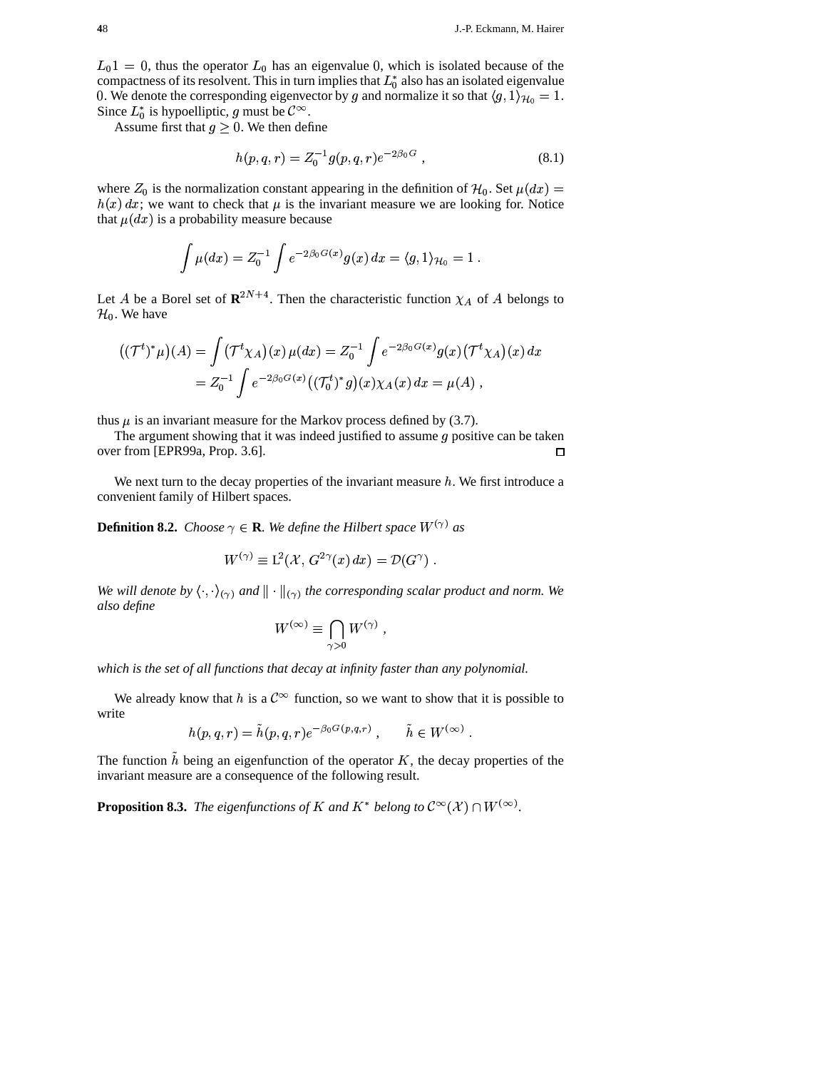$L_0 1 = 0$, thus the operator $L_0$ has an eigenvalue 0, which is isolated because of the compactness of its resolvent. This in turn implies that $L_0^*$ also has an isolated eigenvalue 0. We denote the corresponding eigenvector by $g$ and normalize it so that $\langle g, 1\rangle_{\mathcal{H}_0} = 1$. Since $L_0^*$ is hypoelliptic, $g$ must be $\mathcal{C}^\infty$.

Assume first that $g \geq 0$. We then define

$$h(p,q,r) = Z_0^{-1} g(p,q,r) e^{-2\beta_0 G} \;, \tag{8.1}$$

where $Z_0$ is the normalization constant appearing in the definition of $\mathcal{H}_0$. Set $\mu(dx) = h(x)\,dx$; we want to check that $\mu$ is the invariant measure we are looking for. Notice that $\mu(dx)$ is a probability measure because

$$\int \mu(dx) = Z_0^{-1} \int e^{-2\beta_0 G(x)} g(x)\,dx = \langle g, 1\rangle_{\mathcal{H}_0} = 1 \;.$$

Let $A$ be a Borel set of $\mathbf{R}^{2N+4}$. Then the characteristic function $\chi_A$ of $A$ belongs to $\mathcal{H}_0$. We have

$$\begin{aligned}
\big((\mathcal{T}^t)^*\mu\big)(A) &= \int \big(\mathcal{T}^t \chi_A\big)(x)\,\mu(dx) = Z_0^{-1} \int e^{-2\beta_0 G(x)} g(x) \big(\mathcal{T}^t \chi_A\big)(x)\,dx \\
&= Z_0^{-1} \int e^{-2\beta_0 G(x)} \big((\mathcal{T}_0^t)^* g\big)(x) \chi_A(x)\,dx = \mu(A) \;,
\end{aligned}$$

thus $\mu$ is an invariant measure for the Markov process defined by (3.7).

The argument showing that it was indeed justified to assume $g$ positive can be taken over from [EPR99a, Prop. 3.6]. □

We next turn to the decay properties of the invariant measure $h$. We first introduce a convenient family of Hilbert spaces.

**Definition 8.2.** *Choose $\gamma \in \mathbf{R}$. We define the Hilbert space $W^{(\gamma)}$ as*

$$W^{(\gamma)} \equiv \mathrm{L}^2(\mathcal{X}, G^{2\gamma}(x)\,dx) = \mathcal{D}(G^\gamma) \;.$$

*We will denote by $\langle\cdot,\cdot\rangle_{(\gamma)}$ and $\|\cdot\|_{(\gamma)}$ the corresponding scalar product and norm. We also define*

$$W^{(\infty)} \equiv \bigcap_{\gamma>0} W^{(\gamma)} \;,$$

*which is the set of all functions that decay at infinity faster than any polynomial.*

We already know that $h$ is a $\mathcal{C}^\infty$ function, so we want to show that it is possible to write

$$h(p,q,r) = \tilde h(p,q,r) e^{-\beta_0 G(p,q,r)} \;, \qquad \tilde h \in W^{(\infty)} \;.$$

The function $\tilde h$ being an eigenfunction of the operator $K$, the decay properties of the invariant measure are a consequence of the following result.

**Proposition 8.3.** *The eigenfunctions of $K$ and $K^*$ belong to $\mathcal{C}^\infty(\mathcal{X}) \cap W^{(\infty)}$.*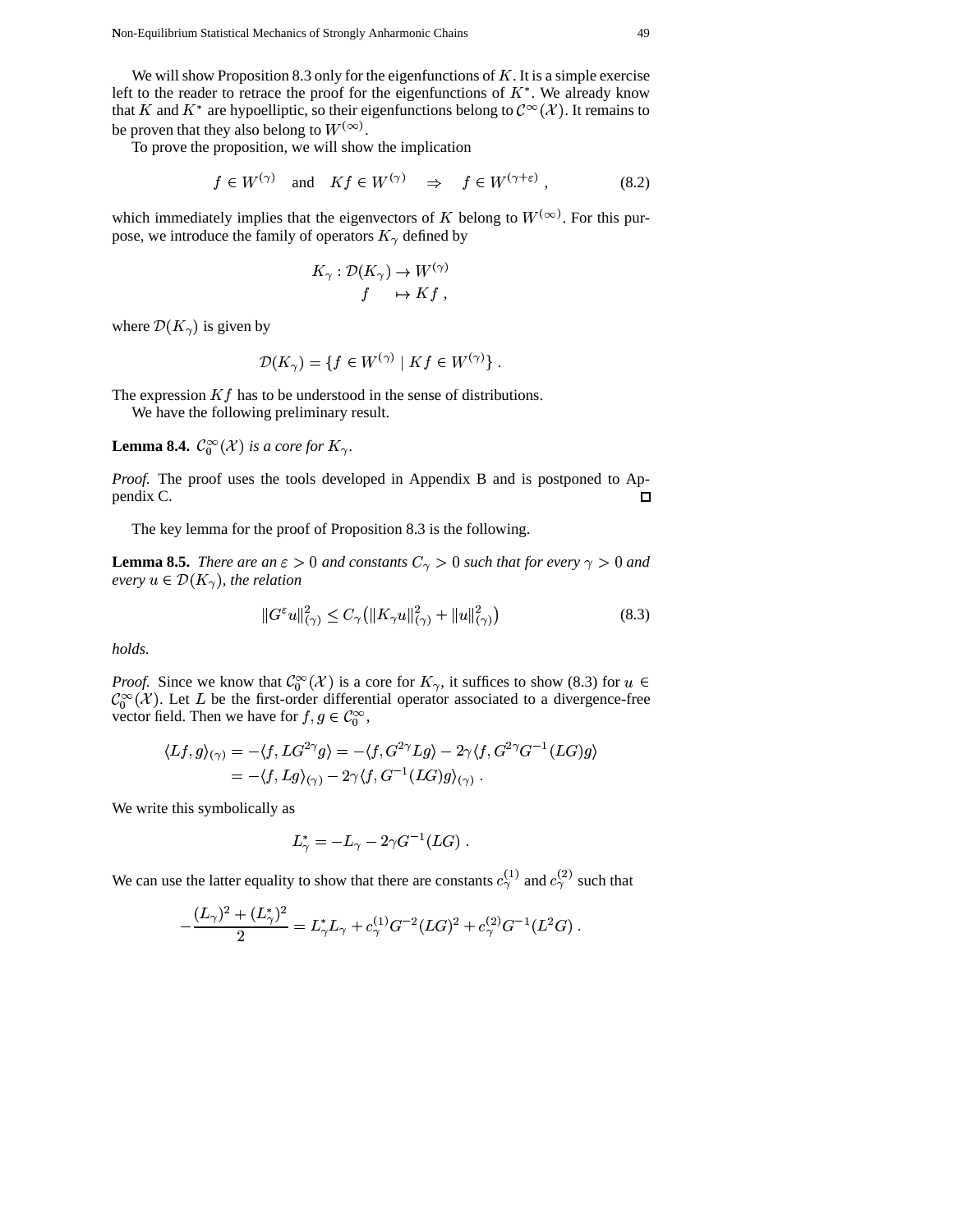We will show Proposition 8.3 only for the eigenfunctions of $K$. It is a simple exercise left to the reader to retrace the proof for the eigenfunctions of $K^*$. We already know that $K$ and $K^*$ are hypoelliptic, so their eigenfunctions belong to $\mathcal{C}^\infty(\mathcal{X})$. It remains to be proven that they also belong to $W^{(\infty)}$.

To prove the proposition, we will show the implication

$$f \in W^{(\gamma)} \quad \text{and} \quad Kf \in W^{(\gamma)} \quad \Rightarrow \quad f \in W^{(\gamma+\varepsilon)} \,, \tag{8.2}$$

which immediately implies that the eigenvectors of $K$ belong to $W^{(\infty)}$. For this purpose, we introduce the family of operators $K_\gamma$ defined by

$$\begin{aligned} K_\gamma : \mathcal{D}(K_\gamma) &\to W^{(\gamma)} \\ f \quad &\mapsto Kf \,, \end{aligned}$$

where $\mathcal{D}(K_\gamma)$ is given by

$$\mathcal{D}(K_\gamma) = \{f \in W^{(\gamma)} \mid Kf \in W^{(\gamma)}\} \,.$$

The expression $Kf$ has to be understood in the sense of distributions.

We have the following preliminary result.

**Lemma 8.4.** *$\mathcal{C}_0^\infty(\mathcal{X})$ is a core for $K_\gamma$.*

*Proof.* The proof uses the tools developed in Appendix B and is postponed to Appendix C. □

The key lemma for the proof of Proposition 8.3 is the following.

**Lemma 8.5.** *There are an $\varepsilon > 0$ and constants $C_\gamma > 0$ such that for every $\gamma > 0$ and every $u \in \mathcal{D}(K_\gamma)$, the relation*

$$\|G^\varepsilon u\|_{(\gamma)}^2 \le C_\gamma \big( \|K_\gamma u\|_{(\gamma)}^2 + \|u\|_{(\gamma)}^2 \big) \tag{8.3}$$

*holds.*

*Proof.* Since we know that $\mathcal{C}_0^\infty(\mathcal{X})$ is a core for $K_\gamma$, it suffices to show (8.3) for $u \in \mathcal{C}_0^\infty(\mathcal{X})$. Let $L$ be the first-order differential operator associated to a divergence-free vector field. Then we have for $f, g \in \mathcal{C}_0^\infty$,

$$\begin{aligned} \langle Lf, g\rangle_{(\gamma)} &= -\langle f, LG^{2\gamma} g\rangle = -\langle f, G^{2\gamma} Lg\rangle - 2\gamma \langle f, G^{2\gamma} G^{-1}(LG) g\rangle \\ &= -\langle f, Lg\rangle_{(\gamma)} - 2\gamma \langle f, G^{-1}(LG) g\rangle_{(\gamma)} \,. \end{aligned}$$

We write this symbolically as

$$L_\gamma^* = -L_\gamma - 2\gamma G^{-1}(LG) \,.$$

We can use the latter equality to show that there are constants $c_\gamma^{(1)}$ and $c_\gamma^{(2)}$ such that

$$-\frac{(L_\gamma)^2 + (L_\gamma^*)^2}{2} = L_\gamma^* L_\gamma + c_\gamma^{(1)} G^{-2}(LG)^2 + c_\gamma^{(2)} G^{-1}(L^2 G) \,.$$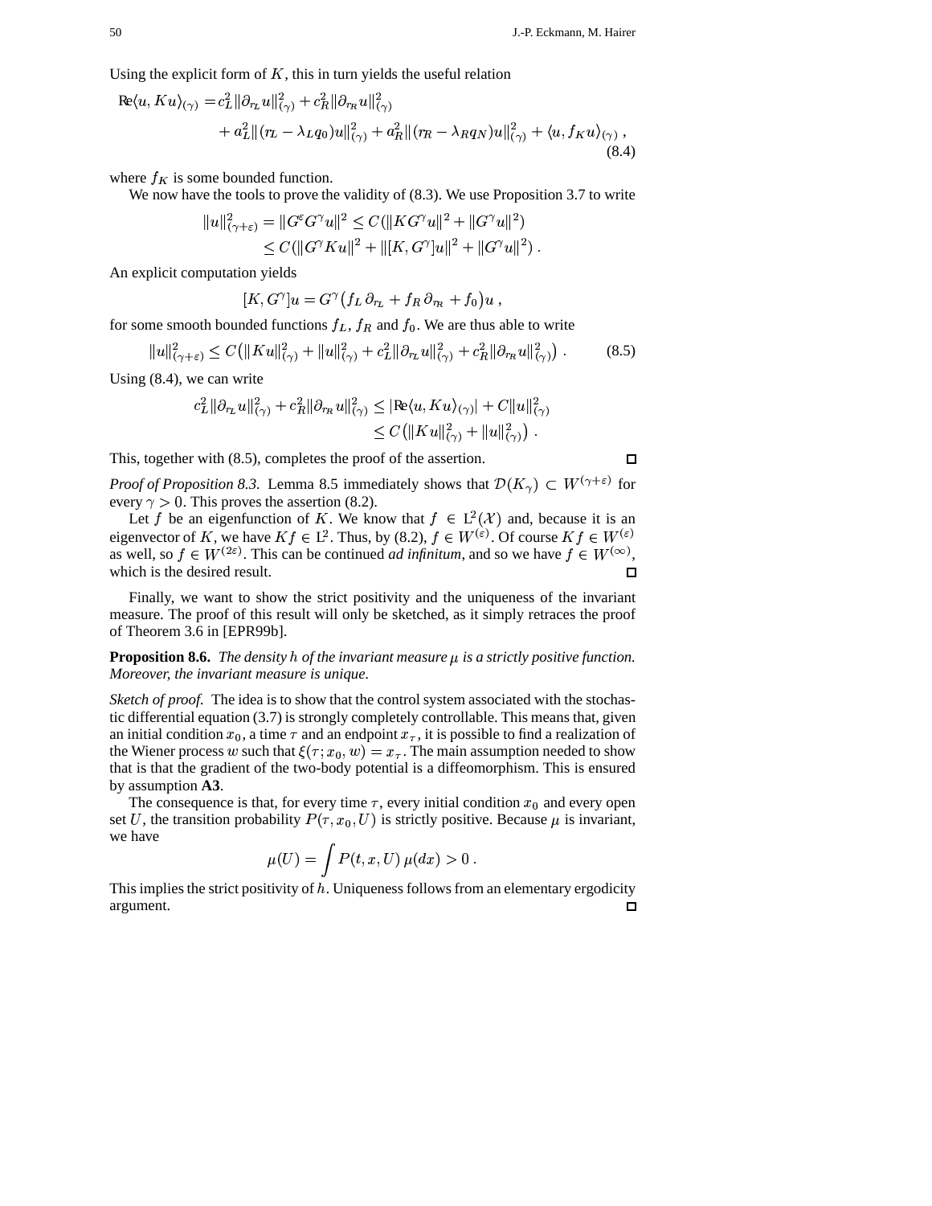Using the explicit form of $K$, this in turn yields the useful relation

$$
\begin{aligned}
\operatorname{Re}\langle u, Ku\rangle_{(\gamma)} = {} & c_L^2 \|\partial_{r_L} u\|_{(\gamma)}^2 + c_R^2 \|\partial_{r_R} u\|_{(\gamma)}^2 \\
& + a_L^2 \|(r_L - \lambda_L q_0) u\|_{(\gamma)}^2 + a_R^2 \|(r_R - \lambda_R q_N) u\|_{(\gamma)}^2 + \langle u, f_K u\rangle_{(\gamma)} ,
\end{aligned} \tag{8.4}
$$

where $f_K$ is some bounded function.

We now have the tools to prove the validity of (8.3). We use Proposition 3.7 to write

$$
\begin{aligned}
\|u\|_{(\gamma+\varepsilon)}^2 = \|G^\varepsilon G^\gamma u\|^2 &\le C(\|K G^\gamma u\|^2 + \|G^\gamma u\|^2) \\
&\le C(\|G^\gamma K u\|^2 + \|[K, G^\gamma] u\|^2 + \|G^\gamma u\|^2) .
\end{aligned}
$$

An explicit computation yields

$$
[K, G^\gamma] u = G^\gamma \bigl(f_L \,\partial_{r_L} + f_R \,\partial_{r_R} + f_0\bigr) u ,
$$

for some smooth bounded functions $f_L$, $f_R$ and $f_0$. We are thus able to write

$$
\|u\|_{(\gamma+\varepsilon)}^2 \le C\bigl(\|Ku\|_{(\gamma)}^2 + \|u\|_{(\gamma)}^2 + c_L^2 \|\partial_{r_L} u\|_{(\gamma)}^2 + c_R^2 \|\partial_{r_R} u\|_{(\gamma)}^2\bigr) . \tag{8.5}
$$

Using (8.4), we can write

$$
\begin{aligned}
c_L^2 \|\partial_{r_L} u\|_{(\gamma)}^2 + c_R^2 \|\partial_{r_R} u\|_{(\gamma)}^2 &\le |\operatorname{Re}\langle u, Ku\rangle_{(\gamma)}| + C\|u\|_{(\gamma)}^2 \\
&\le C\bigl(\|Ku\|_{(\gamma)}^2 + \|u\|_{(\gamma)}^2\bigr) .
\end{aligned}
$$

This, together with (8.5), completes the proof of the assertion. □

*Proof of Proposition 8.3.* Lemma 8.5 immediately shows that $\mathcal{D}(K_\gamma) \subset W^{(\gamma+\varepsilon)}$ for every $\gamma > 0$. This proves the assertion (8.2).

Let $f$ be an eigenfunction of $K$. We know that $f \in L^2(\mathcal{X})$ and, because it is an eigenvector of $K$, we have $Kf \in L^2$. Thus, by (8.2), $f \in W^{(\varepsilon)}$. Of course $Kf \in W^{(\varepsilon)}$ as well, so $f \in W^{(2\varepsilon)}$. This can be continued *ad infinitum*, and so we have $f \in W^{(\infty)}$, which is the desired result. □

Finally, we want to show the strict positivity and the uniqueness of the invariant measure. The proof of this result will only be sketched, as it simply retraces the proof of Theorem 3.6 in [EPR99b].

**Proposition 8.6.** *The density $h$ of the invariant measure $\mu$ is a strictly positive function. Moreover, the invariant measure is unique.*

*Sketch of proof.* The idea is to show that the control system associated with the stochastic differential equation (3.7) is strongly completely controllable. This means that, given an initial condition $x_0$, a time $\tau$ and an endpoint $x_\tau$, it is possible to find a realization of the Wiener process $w$ such that $\xi(\tau; x_0, w) = x_\tau$. The main assumption needed to show that is that the gradient of the two-body potential is a diffeomorphism. This is ensured by assumption **A3**.

The consequence is that, for every time $\tau$, every initial condition $x_0$ and every open set $U$, the transition probability $P(\tau, x_0, U)$ is strictly positive. Because $\mu$ is invariant, we have

$$
\mu(U) = \int P(t, x, U)\, \mu(dx) > 0 .
$$

This implies the strict positivity of $h$. Uniqueness follows from an elementary ergodicity argument. □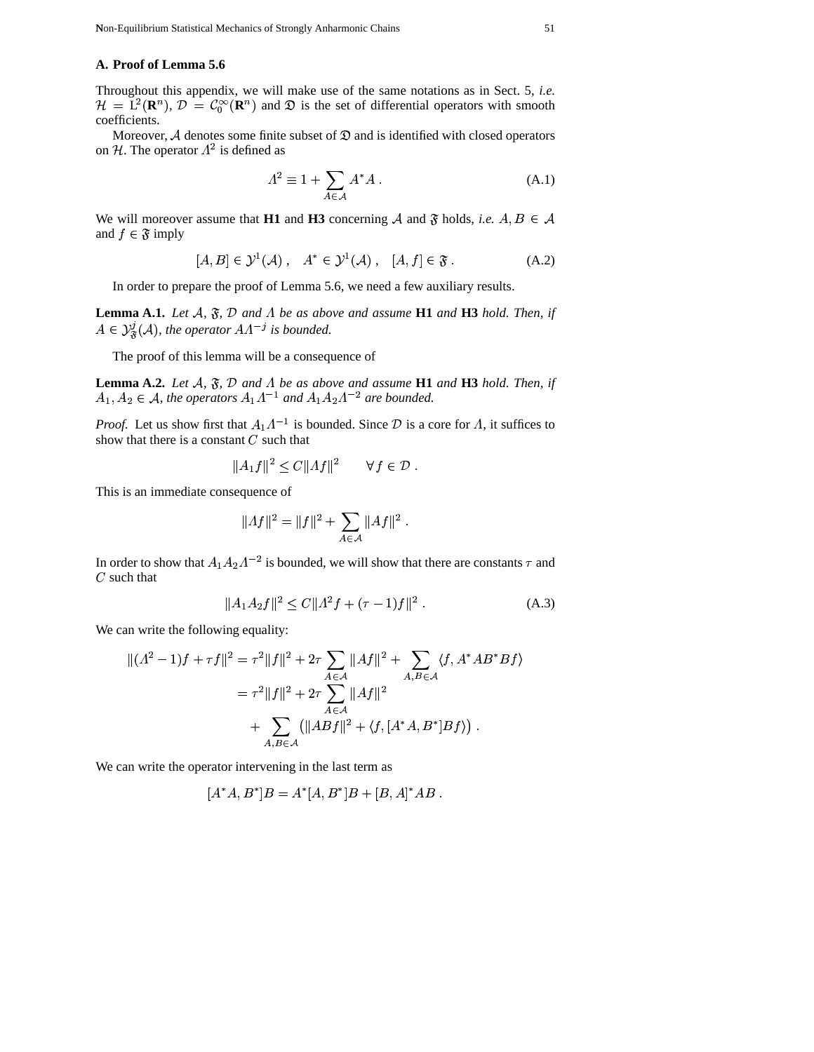## A. Proof of Lemma 5.6

Throughout this appendix, we will make use of the same notations as in Sect. 5, *i.e.* $\mathcal{H} = \mathrm{L}^2(\mathbf{R}^n)$, $\mathcal{D} = \mathcal{C}_0^\infty(\mathbf{R}^n)$ and $\mathfrak{D}$ is the set of differential operators with smooth coefficients.

Moreover, $\mathcal{A}$ denotes some finite subset of $\mathfrak{D}$ and is identified with closed operators on $\mathcal{H}$. The operator $\Lambda^2$ is defined as

$$\Lambda^2 \equiv 1 + \sum_{A\in\mathcal{A}} A^* A \;. \tag{A.1}$$

We will moreover assume that **H1** and **H3** concerning $\mathcal{A}$ and $\mathfrak{F}$ holds, *i.e.* $A, B \in \mathcal{A}$ and $f \in \mathfrak{F}$ imply

$$[A, B] \in \mathcal{Y}^1(\mathcal{A})\;, \quad A^* \in \mathcal{Y}^1(\mathcal{A})\;, \quad [A, f] \in \mathfrak{F}\;. \tag{A.2}$$

In order to prepare the proof of Lemma 5.6, we need a few auxiliary results.

**Lemma A.1.** *Let $\mathcal{A}$, $\mathfrak{F}$, $\mathcal{D}$ and $\Lambda$ be as above and assume* **H1** *and* **H3** *hold. Then, if $A \in \mathcal{Y}^j_{\mathfrak{F}}(\mathcal{A})$, the operator $A\Lambda^{-j}$ is bounded.*

The proof of this lemma will be a consequence of

**Lemma A.2.** *Let $\mathcal{A}$, $\mathfrak{F}$, $\mathcal{D}$ and $\Lambda$ be as above and assume* **H1** *and* **H3** *hold. Then, if $A_1, A_2 \in \mathcal{A}$, the operators $A_1\Lambda^{-1}$ and $A_1A_2\Lambda^{-2}$ are bounded.*

*Proof.* Let us show first that $A_1\Lambda^{-1}$ is bounded. Since $\mathcal{D}$ is a core for $\Lambda$, it suffices to show that there is a constant $C$ such that

$$\|A_1 f\|^2 \le C\|\Lambda f\|^2 \qquad \forall f \in \mathcal{D}\;.$$

This is an immediate consequence of

$$\|\Lambda f\|^2 = \|f\|^2 + \sum_{A\in\mathcal{A}} \|Af\|^2\;.$$

In order to show that $A_1A_2\Lambda^{-2}$ is bounded, we will show that there are constants $\tau$ and $C$ such that

$$\|A_1A_2 f\|^2 \le C\|\Lambda^2 f + (\tau - 1)f\|^2\;. \tag{A.3}$$

We can write the following equality:

$$\begin{aligned}
\|(\Lambda^2 - 1)f + \tau f\|^2 &= \tau^2\|f\|^2 + 2\tau\sum_{A\in\mathcal{A}}\|Af\|^2 + \sum_{A,B\in\mathcal{A}}\langle f, A^*AB^*Bf\rangle \\
&= \tau^2\|f\|^2 + 2\tau\sum_{A\in\mathcal{A}}\|Af\|^2 \\
&\quad + \sum_{A,B\in\mathcal{A}}\bigl(\|ABf\|^2 + \langle f, [A^*A, B^*]Bf\rangle\bigr)\;.
\end{aligned}$$

We can write the operator intervening in the last term as

$$[A^*A, B^*]B = A^*[A, B^*]B + [B, A]^*AB\;.$$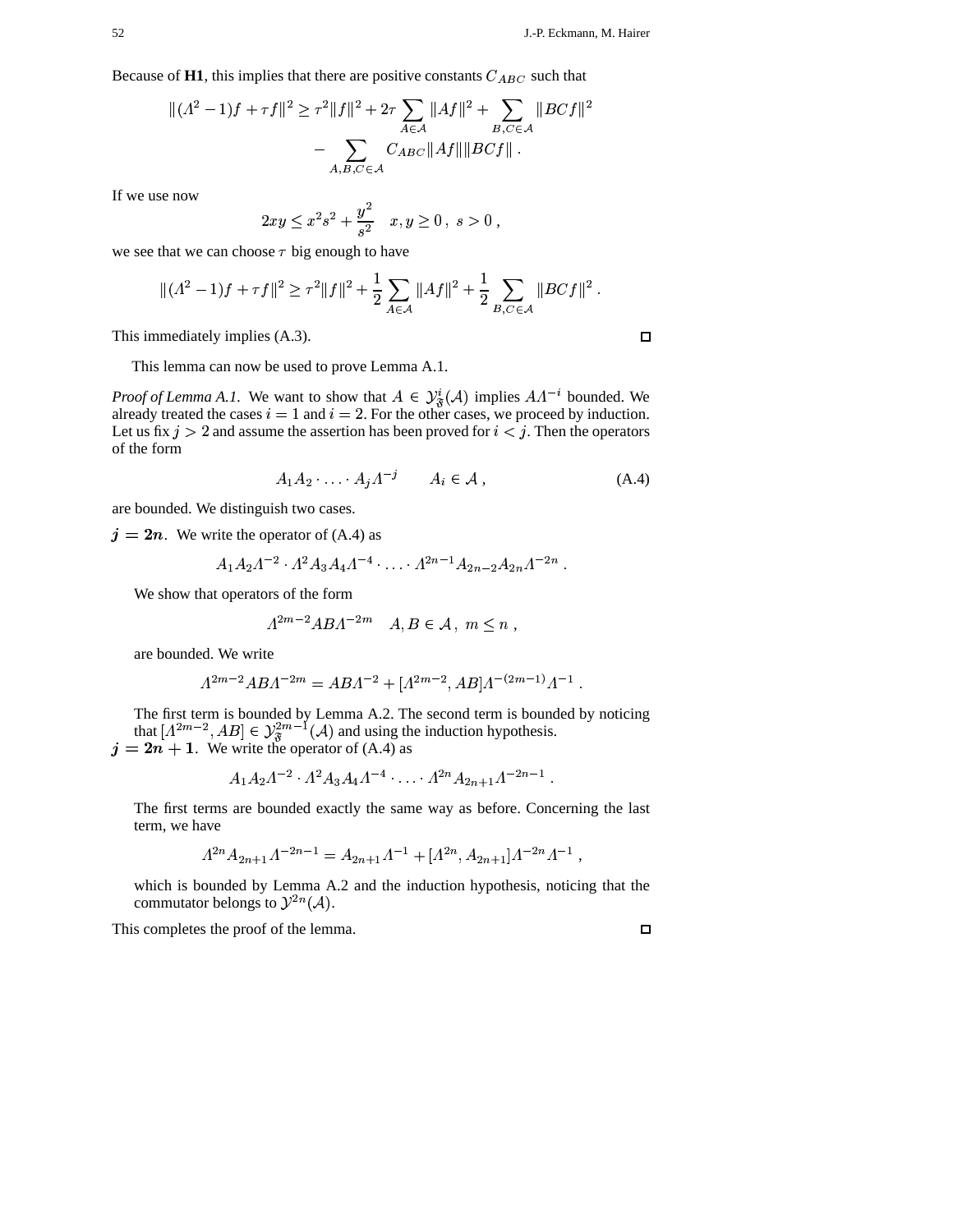Because of **H1**, this implies that there are positive constants $C_{ABC}$ such that

$$\|(\Lambda^2 - 1)f + \tau f\|^2 \geq \tau^2 \|f\|^2 + 2\tau \sum_{A \in \mathcal{A}} \|Af\|^2 + \sum_{B,C \in \mathcal{A}} \|BCf\|^2 - \sum_{A,B,C \in \mathcal{A}} C_{ABC} \|Af\| \|BCf\| .$$

If we use now

$$2xy \leq x^2 s^2 + \frac{y^2}{s^2} \quad x, y \geq 0\,,\ s > 0\,,$$

we see that we can choose $\tau$ big enough to have

$$\|(\Lambda^2 - 1)f + \tau f\|^2 \geq \tau^2 \|f\|^2 + \frac{1}{2} \sum_{A \in \mathcal{A}} \|Af\|^2 + \frac{1}{2} \sum_{B,C \in \mathcal{A}} \|BCf\|^2 .$$

This immediately implies (A.3). □

This lemma can now be used to prove Lemma A.1.

*Proof of Lemma A.1.* We want to show that $A \in \mathcal{Y}^i_{\mathfrak{F}}(\mathcal{A})$ implies $A\Lambda^{-i}$ bounded. We already treated the cases $i = 1$ and $i = 2$. For the other cases, we proceed by induction. Let us fix $j > 2$ and assume the assertion has been proved for $i < j$. Then the operators of the form

$$A_1 A_2 \cdot \ldots \cdot A_j \Lambda^{-j} \qquad A_i \in \mathcal{A}\,, \tag{A.4}$$

are bounded. We distinguish two cases.

$\boldsymbol{j = 2n}$. We write the operator of (A.4) as

$$A_1 A_2 \Lambda^{-2} \cdot \Lambda^2 A_3 A_4 \Lambda^{-4} \cdot \ldots \cdot \Lambda^{2n-1} A_{2n-2} A_{2n} \Lambda^{-2n} .$$

We show that operators of the form

$$\Lambda^{2m-2} AB \Lambda^{-2m} \quad A, B \in \mathcal{A}\,,\ m \leq n\,,$$

are bounded. We write

$$\Lambda^{2m-2} AB \Lambda^{-2m} = AB\Lambda^{-2} + [\Lambda^{2m-2}, AB]\Lambda^{-(2m-1)}\Lambda^{-1} .$$

The first term is bounded by Lemma A.2. The second term is bounded by noticing that $[\Lambda^{2m-2}, AB] \in \mathcal{Y}^{2m-1}_{\mathfrak{F}}(\mathcal{A})$ and using the induction hypothesis.

$\boldsymbol{j = 2n+1}$. We write the operator of (A.4) as

$$A_1 A_2 \Lambda^{-2} \cdot \Lambda^2 A_3 A_4 \Lambda^{-4} \cdot \ldots \cdot \Lambda^{2n} A_{2n+1} \Lambda^{-2n-1} .$$

The first terms are bounded exactly the same way as before. Concerning the last term, we have

$$\Lambda^{2n} A_{2n+1} \Lambda^{-2n-1} = A_{2n+1}\Lambda^{-1} + [\Lambda^{2n}, A_{2n+1}]\Lambda^{-2n}\Lambda^{-1} ,$$

which is bounded by Lemma A.2 and the induction hypothesis, noticing that the commutator belongs to $\mathcal{Y}^{2n}(\mathcal{A})$.

This completes the proof of the lemma. □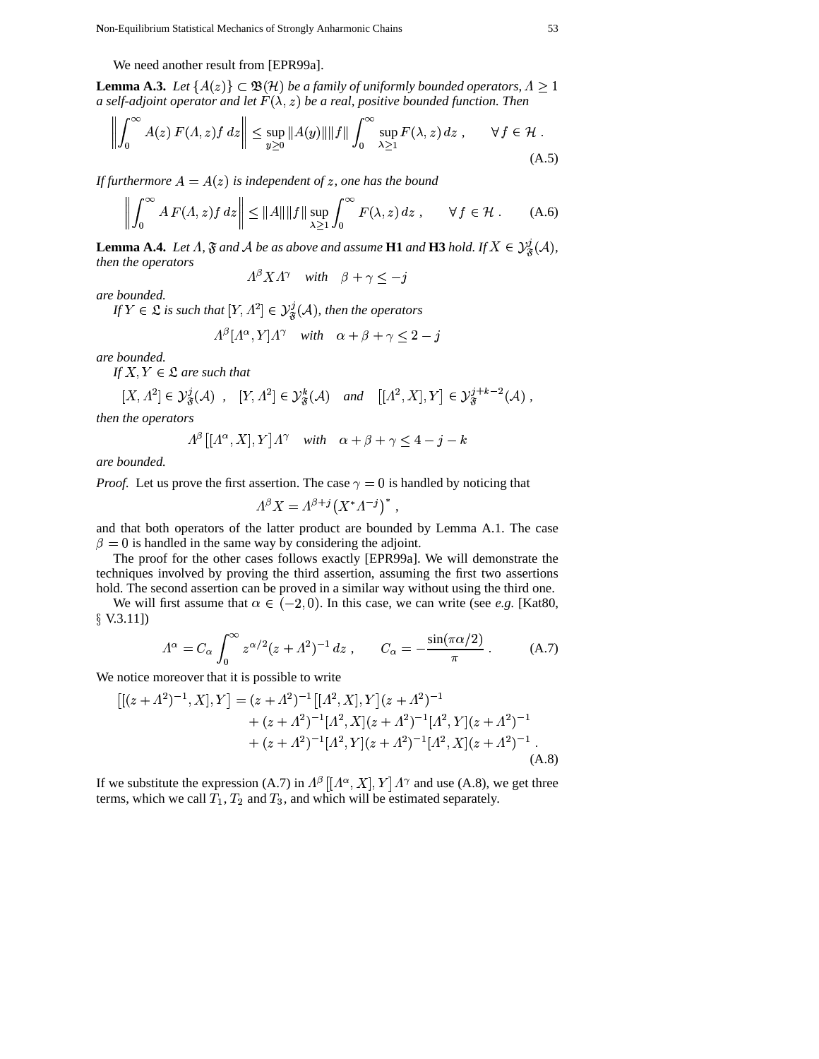We need another result from [EPR99a].

**Lemma A.3.** *Let $\{A(z)\} \subset \mathfrak{B}(\mathcal{H})$ be a family of uniformly bounded operators, $\Lambda \geq 1$ a self-adjoint operator and let $F(\lambda, z)$ be a real, positive bounded function. Then*

$$\left\| \int_0^\infty A(z)\, F(\Lambda, z) f \, dz \right\| \leq \sup_{y \geq 0} \|A(y)\| \|f\| \int_0^\infty \sup_{\lambda \geq 1} F(\lambda, z)\, dz \;, \qquad \forall f \in \mathcal{H} \;. \tag{A.5}$$

*If furthermore $A = A(z)$ is independent of $z$, one has the bound*

$$\left\| \int_0^\infty A\, F(\Lambda, z) f \, dz \right\| \leq \|A\| \|f\| \sup_{\lambda \geq 1} \int_0^\infty F(\lambda, z)\, dz \;, \qquad \forall f \in \mathcal{H} \;. \tag{A.6}$$

**Lemma A.4.** *Let $\Lambda$, $\mathfrak{F}$ and $\mathcal{A}$ be as above and assume* **H1** *and* **H3** *hold. If $X \in \mathcal{Y}^j_{\mathfrak{F}}(\mathcal{A})$, then the operators*

$$\Lambda^\beta X \Lambda^\gamma \quad \text{with} \quad \beta + \gamma \leq -j$$

*are bounded.*

*If $Y \in \mathfrak{L}$ is such that $[Y, \Lambda^2] \in \mathcal{Y}^j_{\mathfrak{F}}(\mathcal{A})$, then the operators*

$$\Lambda^\beta [\Lambda^\alpha, Y] \Lambda^\gamma \quad \text{with} \quad \alpha + \beta + \gamma \leq 2 - j$$

*are bounded.*

*If $X, Y \in \mathfrak{L}$ are such that*

$$[X, \Lambda^2] \in \mathcal{Y}^j_{\mathfrak{F}}(\mathcal{A}) \;\;,\quad [Y, \Lambda^2] \in \mathcal{Y}^k_{\mathfrak{F}}(\mathcal{A}) \quad \text{and} \quad \big[[\Lambda^2, X], Y\big] \in \mathcal{Y}^{j+k-2}_{\mathfrak{F}}(\mathcal{A}) \;,$$

*then the operators*

$$\Lambda^\beta \big[[\Lambda^\alpha, X], Y\big] \Lambda^\gamma \quad \text{with} \quad \alpha + \beta + \gamma \leq 4 - j - k$$

*are bounded.*

*Proof.* Let us prove the first assertion. The case $\gamma = 0$ is handled by noticing that

$$\Lambda^\beta X = \Lambda^{\beta + j} \big( X^* \Lambda^{-j} \big)^* \;,$$

and that both operators of the latter product are bounded by Lemma A.1. The case $\beta = 0$ is handled in the same way by considering the adjoint.

The proof for the other cases follows exactly [EPR99a]. We will demonstrate the techniques involved by proving the third assertion, assuming the first two assertions hold. The second assertion can be proved in a similar way without using the third one.

We will first assume that $\alpha \in (-2, 0)$. In this case, we can write (see *e.g.* [Kat80, § V.3.11])

$$\Lambda^\alpha = C_\alpha \int_0^\infty z^{\alpha/2} (z + \Lambda^2)^{-1}\, dz \;, \qquad C_\alpha = -\frac{\sin(\pi\alpha/2)}{\pi} \;. \tag{A.7}$$

We notice moreover that it is possible to write

$$\begin{aligned}
\big[[(z + \Lambda^2)^{-1}, X], Y\big] &= (z + \Lambda^2)^{-1} \big[[\Lambda^2, X], Y\big] (z + \Lambda^2)^{-1} \\
&\quad + (z + \Lambda^2)^{-1} [\Lambda^2, X] (z + \Lambda^2)^{-1} [\Lambda^2, Y] (z + \Lambda^2)^{-1} \\
&\quad + (z + \Lambda^2)^{-1} [\Lambda^2, Y] (z + \Lambda^2)^{-1} [\Lambda^2, X] (z + \Lambda^2)^{-1} \;.
\end{aligned} \tag{A.8}$$

If we substitute the expression (A.7) in $\Lambda^\beta \big[[\Lambda^\alpha, X], Y\big] \Lambda^\gamma$ and use (A.8), we get three terms, which we call $T_1$, $T_2$ and $T_3$, and which will be estimated separately.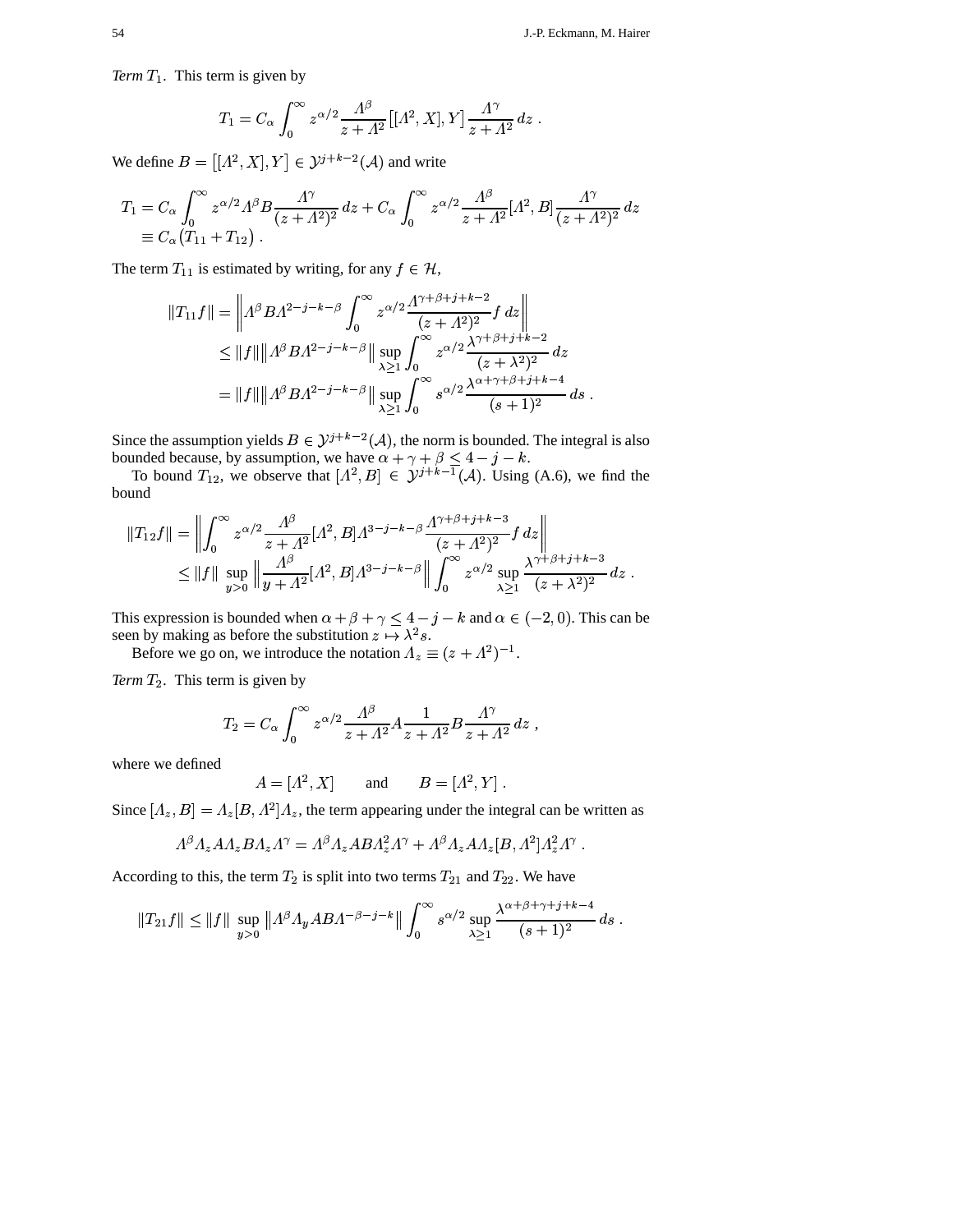*Term* $T_1$. This term is given by

$$T_1 = C_\alpha \int_0^\infty z^{\alpha/2} \frac{\Lambda^\beta}{z+\Lambda^2} \big[[\Lambda^2, X], Y\big] \frac{\Lambda^\gamma}{z+\Lambda^2}\, dz \;.$$

We define $B = \big[[\Lambda^2, X], Y\big] \in \mathcal{Y}^{j+k-2}(\mathcal{A})$ and write

$$\begin{aligned}
T_1 &= C_\alpha \int_0^\infty z^{\alpha/2} \Lambda^\beta B \frac{\Lambda^\gamma}{(z+\Lambda^2)^2}\, dz + C_\alpha \int_0^\infty z^{\alpha/2} \frac{\Lambda^\beta}{z+\Lambda^2} [\Lambda^2, B] \frac{\Lambda^\gamma}{(z+\Lambda^2)^2}\, dz \\
&\equiv C_\alpha \big(T_{11} + T_{12}\big) \;.
\end{aligned}$$

The term $T_{11}$ is estimated by writing, for any $f \in \mathcal{H}$,

$$\begin{aligned}
\|T_{11} f\| &= \left\| \Lambda^\beta B \Lambda^{2-j-k-\beta} \int_0^\infty z^{\alpha/2} \frac{\Lambda^{\gamma+\beta+j+k-2}}{(z+\Lambda^2)^2} f\, dz \right\| \\
&\le \|f\| \big\|\Lambda^\beta B \Lambda^{2-j-k-\beta}\big\| \sup_{\lambda \ge 1} \int_0^\infty z^{\alpha/2} \frac{\lambda^{\gamma+\beta+j+k-2}}{(z+\lambda^2)^2}\, dz \\
&= \|f\| \big\|\Lambda^\beta B \Lambda^{2-j-k-\beta}\big\| \sup_{\lambda \ge 1} \int_0^\infty s^{\alpha/2} \frac{\lambda^{\alpha+\gamma+\beta+j+k-4}}{(s+1)^2}\, ds \;.
\end{aligned}$$

Since the assumption yields $B \in \mathcal{Y}^{j+k-2}(\mathcal{A})$, the norm is bounded. The integral is also bounded because, by assumption, we have $\alpha + \gamma + \beta \le 4 - j - k$.

To bound $T_{12}$, we observe that $[\Lambda^2, B] \in \mathcal{Y}^{j+k-1}(\mathcal{A})$. Using (A.6), we find the bound

$$\begin{aligned}
\|T_{12} f\| &= \left\| \int_0^\infty z^{\alpha/2} \frac{\Lambda^\beta}{z+\Lambda^2} [\Lambda^2, B] \Lambda^{3-j-k-\beta} \frac{\Lambda^{\gamma+\beta+j+k-3}}{(z+\Lambda^2)^2} f\, dz \right\| \\
&\le \|f\| \sup_{y>0} \left\| \frac{\Lambda^\beta}{y+\Lambda^2} [\Lambda^2, B] \Lambda^{3-j-k-\beta} \right\| \int_0^\infty z^{\alpha/2} \sup_{\lambda \ge 1} \frac{\lambda^{\gamma+\beta+j+k-3}}{(z+\lambda^2)^2}\, dz \;.
\end{aligned}$$

This expression is bounded when $\alpha + \beta + \gamma \le 4 - j - k$ and $\alpha \in (-2, 0)$. This can be seen by making as before the substitution $z \mapsto \lambda^2 s$.

Before we go on, we introduce the notation $\Lambda_z \equiv (z + \Lambda^2)^{-1}$.

*Term* $T_2$. This term is given by

$$T_2 = C_\alpha \int_0^\infty z^{\alpha/2} \frac{\Lambda^\beta}{z+\Lambda^2} A \frac{1}{z+\Lambda^2} B \frac{\Lambda^\gamma}{z+\Lambda^2}\, dz \;,$$

where we defined

$$A = [\Lambda^2, X] \qquad \text{and} \qquad B = [\Lambda^2, Y] \;.$$

Since $[\Lambda_z, B] = \Lambda_z [B, \Lambda^2] \Lambda_z$, the term appearing under the integral can be written as

$$\Lambda^\beta \Lambda_z A \Lambda_z B \Lambda_z \Lambda^\gamma = \Lambda^\beta \Lambda_z A B \Lambda_z^2 \Lambda^\gamma + \Lambda^\beta \Lambda_z A \Lambda_z [B, \Lambda^2] \Lambda_z^2 \Lambda^\gamma \;.$$

According to this, the term $T_2$ is split into two terms $T_{21}$ and $T_{22}$. We have

$$\|T_{21} f\| \le \|f\| \sup_{y>0} \big\|\Lambda^\beta \Lambda_y A B \Lambda^{-\beta-j-k}\big\| \int_0^\infty s^{\alpha/2} \sup_{\lambda \ge 1} \frac{\lambda^{\alpha+\beta+\gamma+j+k-4}}{(s+1)^2}\, ds \;.$$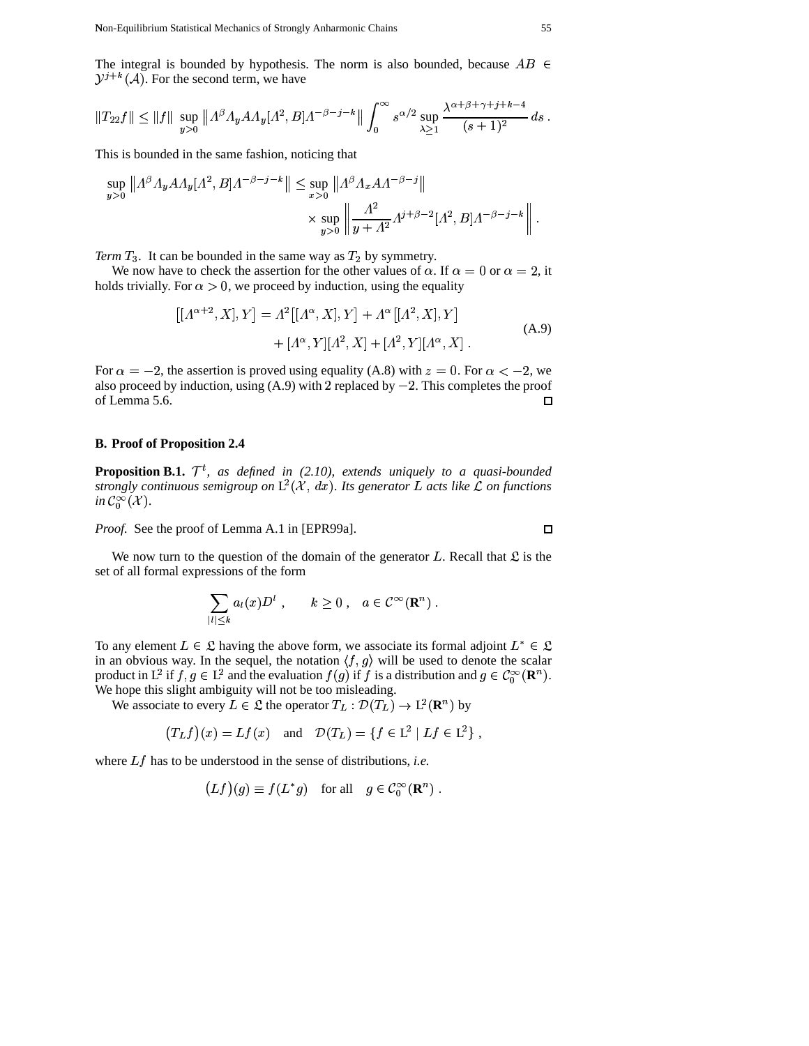The integral is bounded by hypothesis. The norm is also bounded, because $AB \in \mathcal{Y}^{j+k}(\mathcal{A})$. For the second term, we have

$$\|T_{22}f\| \leq \|f\| \sup_{y>0} \left\|\Lambda^\beta \Lambda_y A \Lambda_y [\Lambda^2, B]\Lambda^{-\beta-j-k}\right\| \int_0^\infty s^{\alpha/2} \sup_{\lambda \geq 1} \frac{\lambda^{\alpha+\beta+\gamma+j+k-4}}{(s+1)^2}\, ds\ .$$

This is bounded in the same fashion, noticing that

$$\sup_{y>0} \left\|\Lambda^\beta \Lambda_y A \Lambda_y [\Lambda^2, B]\Lambda^{-\beta-j-k}\right\| \leq \sup_{x>0} \left\|\Lambda^\beta \Lambda_x A \Lambda^{-\beta-j}\right\| \times \sup_{y>0} \left\| \frac{\Lambda^2}{y+\Lambda^2} \Lambda^{j+\beta-2}[\Lambda^2, B]\Lambda^{-\beta-j-k}\right\|\ .$$

*Term $T_3$.* It can be bounded in the same way as $T_2$ by symmetry.

We now have to check the assertion for the other values of $\alpha$. If $\alpha = 0$ or $\alpha = 2$, it holds trivially. For $\alpha > 0$, we proceed by induction, using the equality

$$\begin{aligned}\big[[\Lambda^{\alpha+2}, X], Y\big] &= \Lambda^2 \big[[\Lambda^\alpha, X], Y\big] + \Lambda^\alpha \big[[\Lambda^2, X], Y\big] \\ &\quad + [\Lambda^\alpha, Y][\Lambda^2, X] + [\Lambda^2, Y][\Lambda^\alpha, X]\ .\end{aligned} \tag{A.9}$$

For $\alpha = -2$, the assertion is proved using equality (A.8) with $z = 0$. For $\alpha < -2$, we also proceed by induction, using (A.9) with $2$ replaced by $-2$. This completes the proof of Lemma 5.6. □

## B. Proof of Proposition 2.4

**Proposition B.1.** *$\mathcal{T}^t$, as defined in (2.10), extends uniquely to a quasi-bounded strongly continuous semigroup on $\mathrm{L}^2(\mathcal{X},\, dx)$. Its generator $L$ acts like $\mathcal{L}$ on functions in $\mathcal{C}_0^\infty(\mathcal{X})$.*

*Proof.* See the proof of Lemma A.1 in [EPR99a]. □

We now turn to the question of the domain of the generator $L$. Recall that $\mathfrak{L}$ is the set of all formal expressions of the form

$$\sum_{|l|\leq k} a_l(x) D^l\ , \qquad k \geq 0\ , \quad a \in \mathcal{C}^\infty(\mathbf{R}^n)\ .$$

To any element $L \in \mathfrak{L}$ having the above form, we associate its formal adjoint $L^* \in \mathfrak{L}$ in an obvious way. In the sequel, the notation $\langle f, g\rangle$ will be used to denote the scalar product in $\mathrm{L}^2$ if $f, g \in \mathrm{L}^2$ and the evaluation $f(g)$ if $f$ is a distribution and $g \in \mathcal{C}_0^\infty(\mathbf{R}^n)$. We hope this slight ambiguity will not be too misleading.

We associate to every $L \in \mathfrak{L}$ the operator $T_L : \mathcal{D}(T_L) \to \mathrm{L}^2(\mathbf{R}^n)$ by

$$\big(T_L f\big)(x) = Lf(x) \quad \text{and} \quad \mathcal{D}(T_L) = \{f \in \mathrm{L}^2 \mid Lf \in \mathrm{L}^2\}\ ,$$

where $Lf$ has to be understood in the sense of distributions, *i.e.*

$$\big(Lf\big)(g) \equiv f(L^* g) \quad \text{for all} \quad g \in \mathcal{C}_0^\infty(\mathbf{R}^n)\ .$$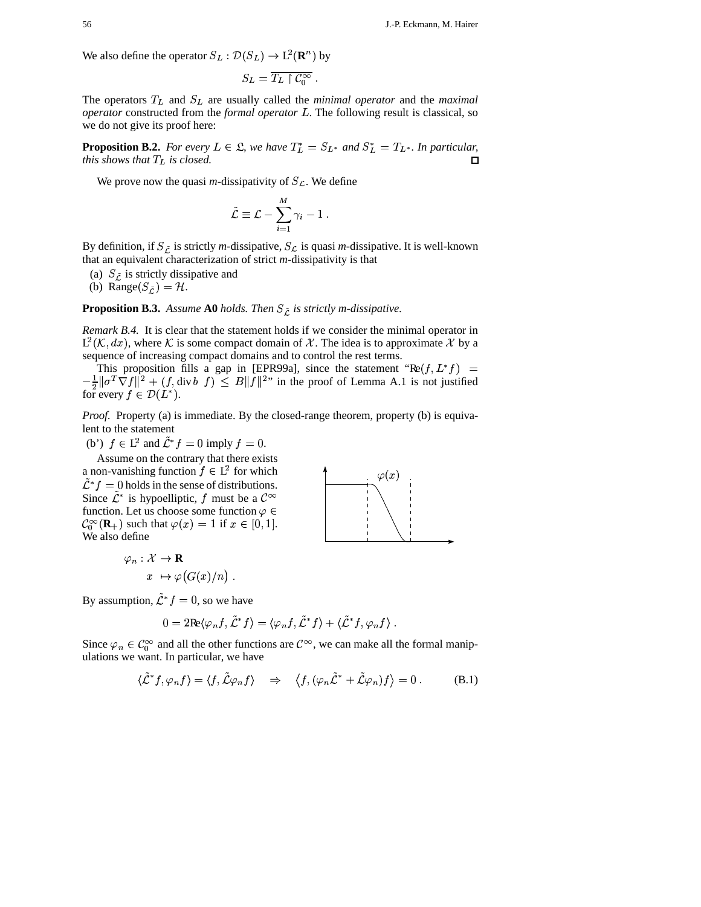We also define the operator $S_L : \mathcal{D}(S_L) \to \mathrm{L}^2(\mathbf{R}^n)$ by

$$S_L = \overline{T_L \restriction \mathcal{C}_0^\infty} .$$

The operators $T_L$ and $S_L$ are usually called the *minimal operator* and the *maximal operator* constructed from the *formal operator* $L$. The following result is classical, so we do not give its proof here:

**Proposition B.2.** *For every $L \in \mathfrak{L}$, we have $T_L^* = S_{L^*}$ and $S_L^* = T_{L^*}$. In particular, this shows that $T_L$ is closed.* □

We prove now the quasi *m*-dissipativity of $S_{\mathcal{L}}$. We define

$$\tilde{\mathcal{L}} \equiv \mathcal{L} - \sum_{i=1}^{M} \gamma_i - 1 .$$

By definition, if $S_{\tilde{\mathcal{L}}}$ is strictly *m*-dissipative, $S_{\mathcal{L}}$ is quasi *m*-dissipative. It is well-known that an equivalent characterization of strict *m*-dissipativity is that

(a) $S_{\tilde{\mathcal{L}}}$ is strictly dissipative and
(b) $\mathrm{Range}(S_{\tilde{\mathcal{L}}}) = \mathcal{H}$.

**Proposition B.3.** *Assume* **A0** *holds. Then $S_{\tilde{\mathcal{L}}}$ is strictly m-dissipative.*

*Remark B.4.* It is clear that the statement holds if we consider the minimal operator in $\mathrm{L}^2(\mathcal{K}, dx)$, where $\mathcal{K}$ is some compact domain of $\mathcal{X}$. The idea is to approximate $\mathcal{X}$ by a sequence of increasing compact domains and to control the rest terms.

This proposition fills a gap in [EPR99a], since the statement "$\mathrm{Re}(f, L^* f) = -\frac{1}{2}\|\sigma^T \nabla f\|^2 + (f, \operatorname{div} b\; f) \le B\|f\|^2$" in the proof of Lemma A.1 is not justified for every $f \in \mathcal{D}(L^*)$.

*Proof.* Property (a) is immediate. By the closed-range theorem, property (b) is equivalent to the statement

(b') $f \in \mathrm{L}^2$ and $\tilde{\mathcal{L}}^* f = 0$ imply $f = 0$.

Assume on the contrary that there exists a non-vanishing function $f \in \mathrm{L}^2$ for which $\tilde{\mathcal{L}}^* f = 0$ holds in the sense of distributions. Since $\tilde{\mathcal{L}}^*$ is hypoelliptic, $f$ must be a $\mathcal{C}^\infty$ function. Let us choose some function $\varphi \in \mathcal{C}_0^\infty(\mathbf{R}_+)$ such that $\varphi(x) = 1$ if $x \in [0, 1]$. We also define

$$\begin{aligned} \varphi_n : \mathcal{X} &\to \mathbf{R} \\ x &\mapsto \varphi\bigl(G(x)/n\bigr) . \end{aligned}$$

By assumption, $\tilde{\mathcal{L}}^* f = 0$, so we have

$$0 = 2\mathrm{Re}\langle \varphi_n f, \tilde{\mathcal{L}}^* f\rangle = \langle \varphi_n f, \tilde{\mathcal{L}}^* f\rangle + \langle \tilde{\mathcal{L}}^* f, \varphi_n f\rangle .$$

Since $\varphi_n \in \mathcal{C}_0^\infty$ and all the other functions are $\mathcal{C}^\infty$, we can make all the formal manipulations we want. In particular, we have

$$\langle \tilde{\mathcal{L}}^* f, \varphi_n f\rangle = \langle f, \tilde{\mathcal{L}} \varphi_n f\rangle \quad \Rightarrow \quad \bigl\langle f, (\varphi_n \tilde{\mathcal{L}}^* + \tilde{\mathcal{L}} \varphi_n) f\bigr\rangle = 0 . \tag{B.1}$$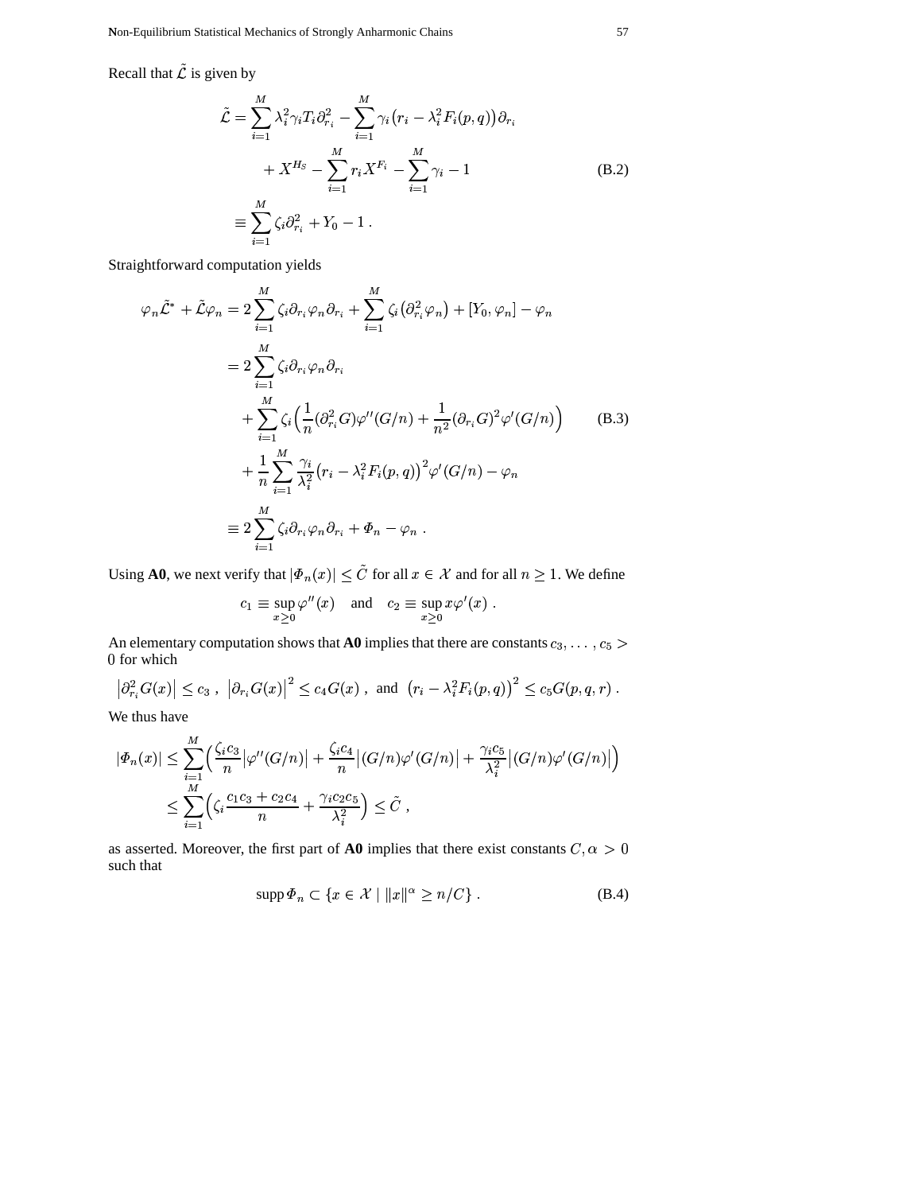Recall that $\tilde{\mathcal{L}}$ is given by

$$
\begin{aligned}
\tilde{\mathcal{L}} &= \sum_{i=1}^{M} \lambda_i^2 \gamma_i T_i \partial_{r_i}^2 - \sum_{i=1}^{M} \gamma_i \big(r_i - \lambda_i^2 F_i(p,q)\big)\partial_{r_i} \\
&\qquad + X^{H_S} - \sum_{i=1}^{M} r_i X^{F_i} - \sum_{i=1}^{M} \gamma_i - 1 \\
&\equiv \sum_{i=1}^{M} \zeta_i \partial_{r_i}^2 + Y_0 - 1 \; .
\end{aligned}
\tag{B.2}
$$

Straightforward computation yields

$$
\begin{aligned}
\varphi_n \tilde{\mathcal{L}}^* + \tilde{\mathcal{L}} \varphi_n &= 2\sum_{i=1}^{M} \zeta_i \partial_{r_i} \varphi_n \partial_{r_i} + \sum_{i=1}^{M} \zeta_i \big(\partial_{r_i}^2 \varphi_n\big) + [Y_0, \varphi_n] - \varphi_n \\
&= 2\sum_{i=1}^{M} \zeta_i \partial_{r_i} \varphi_n \partial_{r_i} \\
&\quad + \sum_{i=1}^{M} \zeta_i \Big( \frac{1}{n} (\partial_{r_i}^2 G) \varphi''(G/n) + \frac{1}{n^2} (\partial_{r_i} G)^2 \varphi'(G/n) \Big) \\
&\quad + \frac{1}{n} \sum_{i=1}^{M} \frac{\gamma_i}{\lambda_i^2} \big(r_i - \lambda_i^2 F_i(p,q)\big)^2 \varphi'(G/n) - \varphi_n \\
&\equiv 2\sum_{i=1}^{M} \zeta_i \partial_{r_i} \varphi_n \partial_{r_i} + \Phi_n - \varphi_n \; .
\end{aligned}
\tag{B.3}
$$

Using **A0**, we next verify that $|\Phi_n(x)| \le \tilde{C}$ for all $x \in \mathcal{X}$ and for all $n \ge 1$. We define

$$
c_1 \equiv \sup_{x \ge 0} \varphi''(x) \quad \text{and} \quad c_2 \equiv \sup_{x \ge 0} x \varphi'(x) \; .
$$

An elementary computation shows that **A0** implies that there are constants $c_3, \ldots, c_5 > 0$ for which

$$
\big|\partial_{r_i}^2 G(x)\big| \le c_3 \; , \; \big|\partial_{r_i} G(x)\big|^2 \le c_4 G(x) \; , \; \text{and} \; \big(r_i - \lambda_i^2 F_i(p,q)\big)^2 \le c_5 G(p,q,r) \; .
$$

We thus have

$$
\begin{aligned}
|\Phi_n(x)| &\le \sum_{i=1}^{M} \Big( \frac{\zeta_i c_3}{n} \big|\varphi''(G/n)\big| + \frac{\zeta_i c_4}{n} \big|(G/n)\varphi'(G/n)\big| + \frac{\gamma_i c_5}{\lambda_i^2} \big|(G/n)\varphi'(G/n)\big| \Big) \\
&\le \sum_{i=1}^{M} \Big( \zeta_i \frac{c_1 c_3 + c_2 c_4}{n} + \frac{\gamma_i c_2 c_5}{\lambda_i^2} \Big) \le \tilde{C} \; ,
\end{aligned}
$$

as asserted. Moreover, the first part of **A0** implies that there exist constants $C, \alpha > 0$ such that

$$
\operatorname{supp} \Phi_n \subset \{x \in \mathcal{X} \mid \|x\|^\alpha \ge n/C\} \; .
\tag{B.4}
$$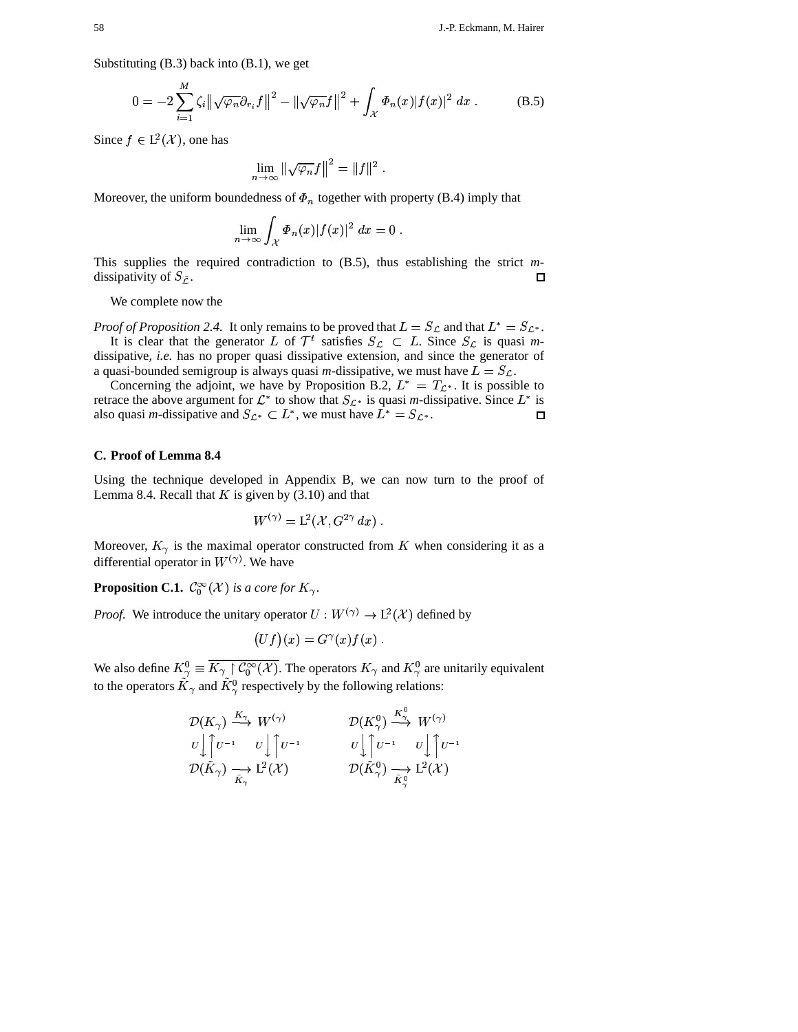Substituting (B.3) back into (B.1), we get

$$0 = -2\sum_{i=1}^{M} \zeta_i \left\| \sqrt{\varphi_n}\partial_{r_i} f \right\|^2 - \left\| \sqrt{\varphi_n} f \right\|^2 + \int_{\mathcal{X}} \Phi_n(x)|f(x)|^2 \, dx \; . \tag{B.5}$$

Since $f \in \mathrm{L}^2(\mathcal{X})$, one has

$$\lim_{n\to\infty} \left\| \sqrt{\varphi_n} f \right\|^2 = \|f\|^2 \; .$$

Moreover, the uniform boundedness of $\Phi_n$ together with property (B.4) imply that

$$\lim_{n\to\infty} \int_{\mathcal{X}} \Phi_n(x)|f(x)|^2 \, dx = 0 \; .$$

This supplies the required contradiction to (B.5), thus establishing the strict *m*-dissipativity of $S_{\tilde{\mathcal{L}}}$. □

We complete now the

*Proof of Proposition 2.4.* It only remains to be proved that $L = S_{\mathcal{L}}$ and that $L^* = S_{\mathcal{L}^*}$.

It is clear that the generator $L$ of $\mathcal{T}^t$ satisfies $S_{\mathcal{L}} \subset L$. Since $S_{\mathcal{L}}$ is quasi *m*-dissipative, *i.e.* has no proper quasi dissipative extension, and since the generator of a quasi-bounded semigroup is always quasi *m*-dissipative, we must have $L = S_{\mathcal{L}}$.

Concerning the adjoint, we have by Proposition B.2, $L^* = T_{\mathcal{L}^*}$. It is possible to retrace the above argument for $\mathcal{L}^*$ to show that $S_{\mathcal{L}^*}$ is quasi *m*-dissipative. Since $L^*$ is also quasi *m*-dissipative and $S_{\mathcal{L}^*} \subset L^*$, we must have $L^* = S_{\mathcal{L}^*}$. □

## C. Proof of Lemma 8.4

Using the technique developed in Appendix B, we can now turn to the proof of Lemma 8.4. Recall that $K$ is given by (3.10) and that

$$W^{(\gamma)} = \mathrm{L}^2(\mathcal{X}, G^{2\gamma}\, dx) \; .$$

Moreover, $K_\gamma$ is the maximal operator constructed from $K$ when considering it as a differential operator in $W^{(\gamma)}$. We have

**Proposition C.1.** *$\mathcal{C}_0^\infty(\mathcal{X})$ is a core for $K_\gamma$.*

*Proof.* We introduce the unitary operator $U : W^{(\gamma)} \to \mathrm{L}^2(\mathcal{X})$ defined by

$$\big(Uf\big)(x) = G^\gamma(x) f(x) \; .$$

We also define $K_\gamma^0 \equiv \overline{K_\gamma \restriction \mathcal{C}_0^\infty(\mathcal{X})}$. The operators $K_\gamma$ and $K_\gamma^0$ are unitarily equivalent to the operators $\tilde{K}_\gamma$ and $\tilde{K}_\gamma^0$ respectively by the following relations:

$$\begin{array}{ccc} \mathcal{D}(K_\gamma) & \xrightarrow{K_\gamma} & W^{(\gamma)} \\ U\big\downarrow\big\uparrow U^{-1} & & U\big\downarrow\big\uparrow U^{-1} \\ \mathcal{D}(\tilde{K}_\gamma) & \xrightarrow[\tilde{K}_\gamma]{} & \mathrm{L}^2(\mathcal{X}) \end{array} \qquad \begin{array}{ccc} \mathcal{D}(K_\gamma^0) & \xrightarrow{K_\gamma^0} & W^{(\gamma)} \\ U\big\downarrow\big\uparrow U^{-1} & & U\big\downarrow\big\uparrow U^{-1} \\ \mathcal{D}(\tilde{K}_\gamma^0) & \xrightarrow[\tilde{K}_\gamma^0]{} & \mathrm{L}^2(\mathcal{X}) \end{array}$$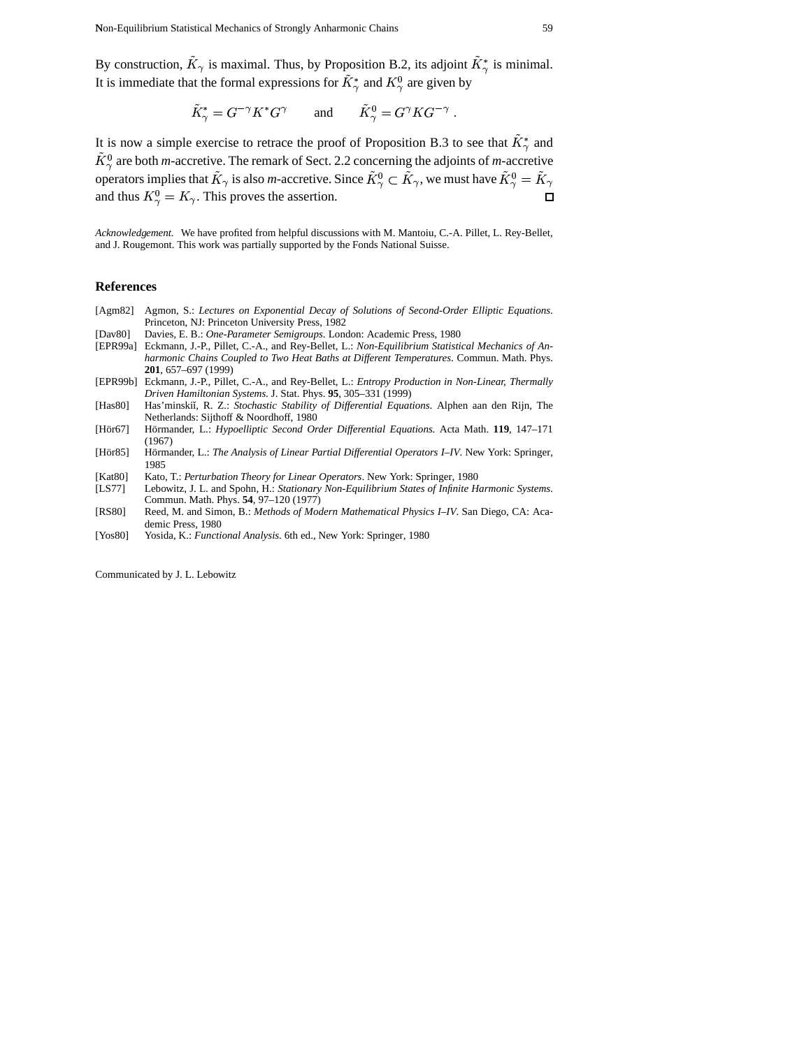By construction, $\tilde{K}_\gamma$ is maximal. Thus, by Proposition B.2, its adjoint $\tilde{K}_\gamma^*$ is minimal. It is immediate that the formal expressions for $\tilde{K}_\gamma^*$ and $K_\gamma^0$ are given by

$$\tilde{K}_\gamma^* = G^{-\gamma} K^* G^\gamma \qquad \text{and} \qquad \tilde{K}_\gamma^0 = G^\gamma K G^{-\gamma} \ .$$

It is now a simple exercise to retrace the proof of Proposition B.3 to see that $\tilde{K}_\gamma^*$ and $\tilde{K}_\gamma^0$ are both *m*-accretive. The remark of Sect. 2.2 concerning the adjoints of *m*-accretive operators implies that $\tilde{K}_\gamma$ is also *m*-accretive. Since $\tilde{K}_\gamma^0 \subset \tilde{K}_\gamma$, we must have $\tilde{K}_\gamma^0 = \tilde{K}_\gamma$ and thus $K_\gamma^0 = K_\gamma$. This proves the assertion. □

*Acknowledgement.* We have profited from helpful discussions with M. Mantoiu, C.-A. Pillet, L. Rey-Bellet, and J. Rougemont. This work was partially supported by the Fonds National Suisse.

## References

[Agm82] Agmon, S.: *Lectures on Exponential Decay of Solutions of Second-Order Elliptic Equations*. Princeton, NJ: Princeton University Press, 1982

[Dav80] Davies, E. B.: *One-Parameter Semigroups*. London: Academic Press, 1980

[EPR99a] Eckmann, J.-P., Pillet, C.-A., and Rey-Bellet, L.: *Non-Equilibrium Statistical Mechanics of Anharmonic Chains Coupled to Two Heat Baths at Different Temperatures*. Commun. Math. Phys. **201**, 657–697 (1999)

[EPR99b] Eckmann, J.-P., Pillet, C.-A., and Rey-Bellet, L.: *Entropy Production in Non-Linear, Thermally Driven Hamiltonian Systems*. J. Stat. Phys. **95**, 305–331 (1999)

[Has80] Has'minskiĭ, R. Z.: *Stochastic Stability of Differential Equations*. Alphen aan den Rijn, The Netherlands: Sijthoff & Noordhoff, 1980

[Hör67] Hörmander, L.: *Hypoelliptic Second Order Differential Equations*. Acta Math. **119**, 147–171 (1967)

[Hör85] Hörmander, L.: *The Analysis of Linear Partial Differential Operators I–IV*. New York: Springer, 1985

[Kat80] Kato, T.: *Perturbation Theory for Linear Operators*. New York: Springer, 1980

[LS77] Lebowitz, J. L. and Spohn, H.: *Stationary Non-Equilibrium States of Infinite Harmonic Systems*. Commun. Math. Phys. **54**, 97–120 (1977)

[RS80] Reed, M. and Simon, B.: *Methods of Modern Mathematical Physics I–IV*. San Diego, CA: Academic Press, 1980

[Yos80] Yosida, K.: *Functional Analysis*. 6th ed., New York: Springer, 1980

Communicated by J. L. Lebowitz